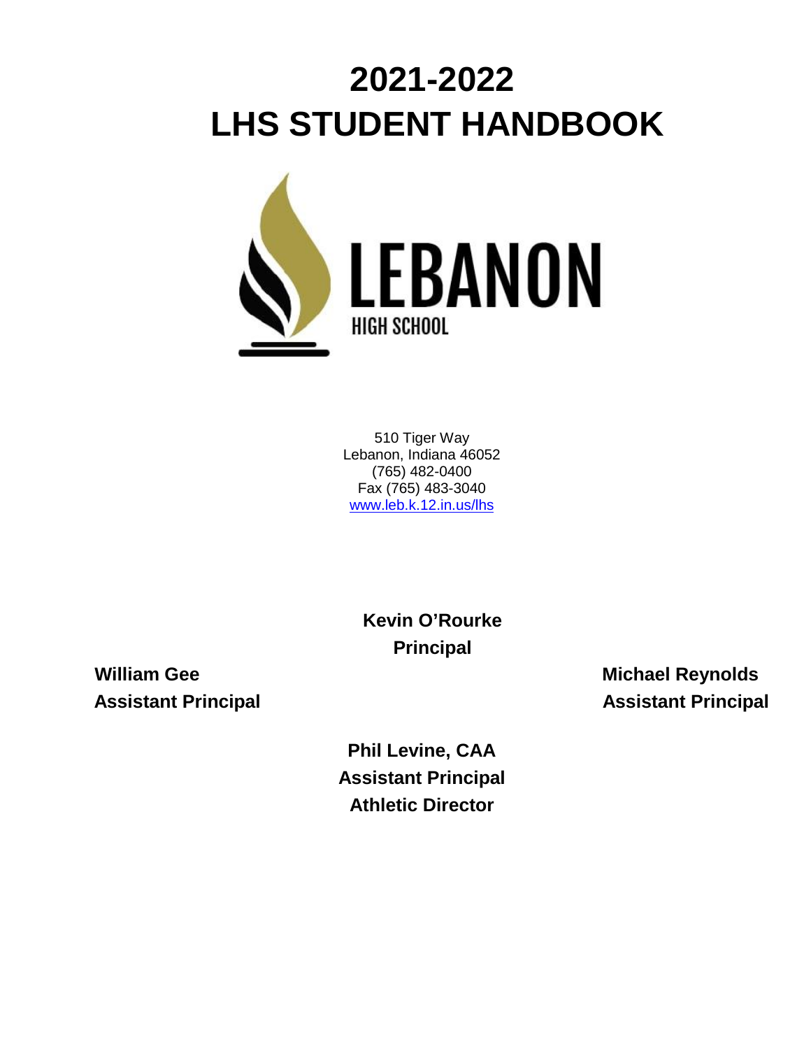# 2021-2022
# LHS STUDENT HANDBOOK

LEBANON
HIGH SCHOOL

510 Tiger Way
Lebanon, Indiana 46052
(765) 482-0400
Fax (765) 483-3040
www.leb.k.12.in.us/lhs

**Kevin O'Rourke**
**Principal**

**William Gee**
**Assistant Principal**

**Michael Reynolds**
**Assistant Principal**

**Phil Levine, CAA**
**Assistant Principal**
**Athletic Director**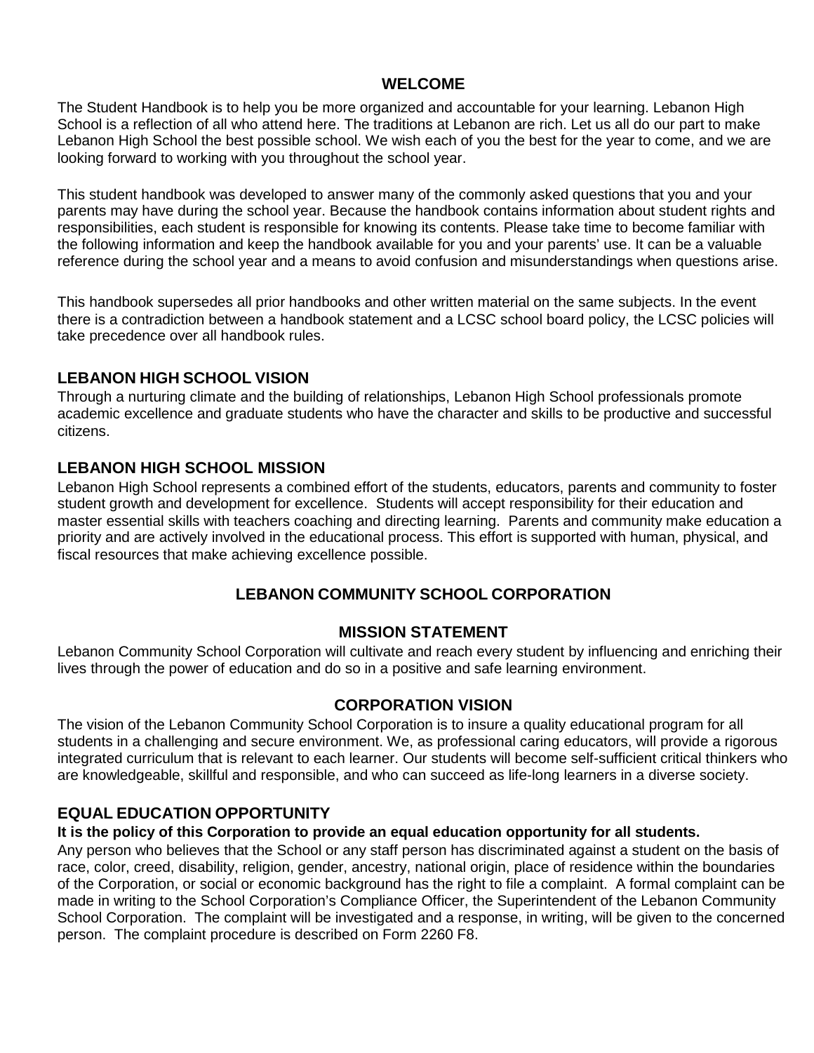## WELCOME

The Student Handbook is to help you be more organized and accountable for your learning. Lebanon High School is a reflection of all who attend here. The traditions at Lebanon are rich. Let us all do our part to make Lebanon High School the best possible school. We wish each of you the best for the year to come, and we are looking forward to working with you throughout the school year.

This student handbook was developed to answer many of the commonly asked questions that you and your parents may have during the school year. Because the handbook contains information about student rights and responsibilities, each student is responsible for knowing its contents. Please take time to become familiar with the following information and keep the handbook available for you and your parents' use. It can be a valuable reference during the school year and a means to avoid confusion and misunderstandings when questions arise.

This handbook supersedes all prior handbooks and other written material on the same subjects. In the event there is a contradiction between a handbook statement and a LCSC school board policy, the LCSC policies will take precedence over all handbook rules.

## LEBANON HIGH SCHOOL VISION

Through a nurturing climate and the building of relationships, Lebanon High School professionals promote academic excellence and graduate students who have the character and skills to be productive and successful citizens.

## LEBANON HIGH SCHOOL MISSION

Lebanon High School represents a combined effort of the students, educators, parents and community to foster student growth and development for excellence. Students will accept responsibility for their education and master essential skills with teachers coaching and directing learning. Parents and community make education a priority and are actively involved in the educational process. This effort is supported with human, physical, and fiscal resources that make achieving excellence possible.

## LEBANON COMMUNITY SCHOOL CORPORATION

### MISSION STATEMENT

Lebanon Community School Corporation will cultivate and reach every student by influencing and enriching their lives through the power of education and do so in a positive and safe learning environment.

### CORPORATION VISION

The vision of the Lebanon Community School Corporation is to insure a quality educational program for all students in a challenging and secure environment. We, as professional caring educators, will provide a rigorous integrated curriculum that is relevant to each learner. Our students will become self-sufficient critical thinkers who are knowledgeable, skillful and responsible, and who can succeed as life-long learners in a diverse society.

## EQUAL EDUCATION OPPORTUNITY

**It is the policy of this Corporation to provide an equal education opportunity for all students.**

Any person who believes that the School or any staff person has discriminated against a student on the basis of race, color, creed, disability, religion, gender, ancestry, national origin, place of residence within the boundaries of the Corporation, or social or economic background has the right to file a complaint. A formal complaint can be made in writing to the School Corporation's Compliance Officer, the Superintendent of the Lebanon Community School Corporation. The complaint will be investigated and a response, in writing, will be given to the concerned person. The complaint procedure is described on Form 2260 F8.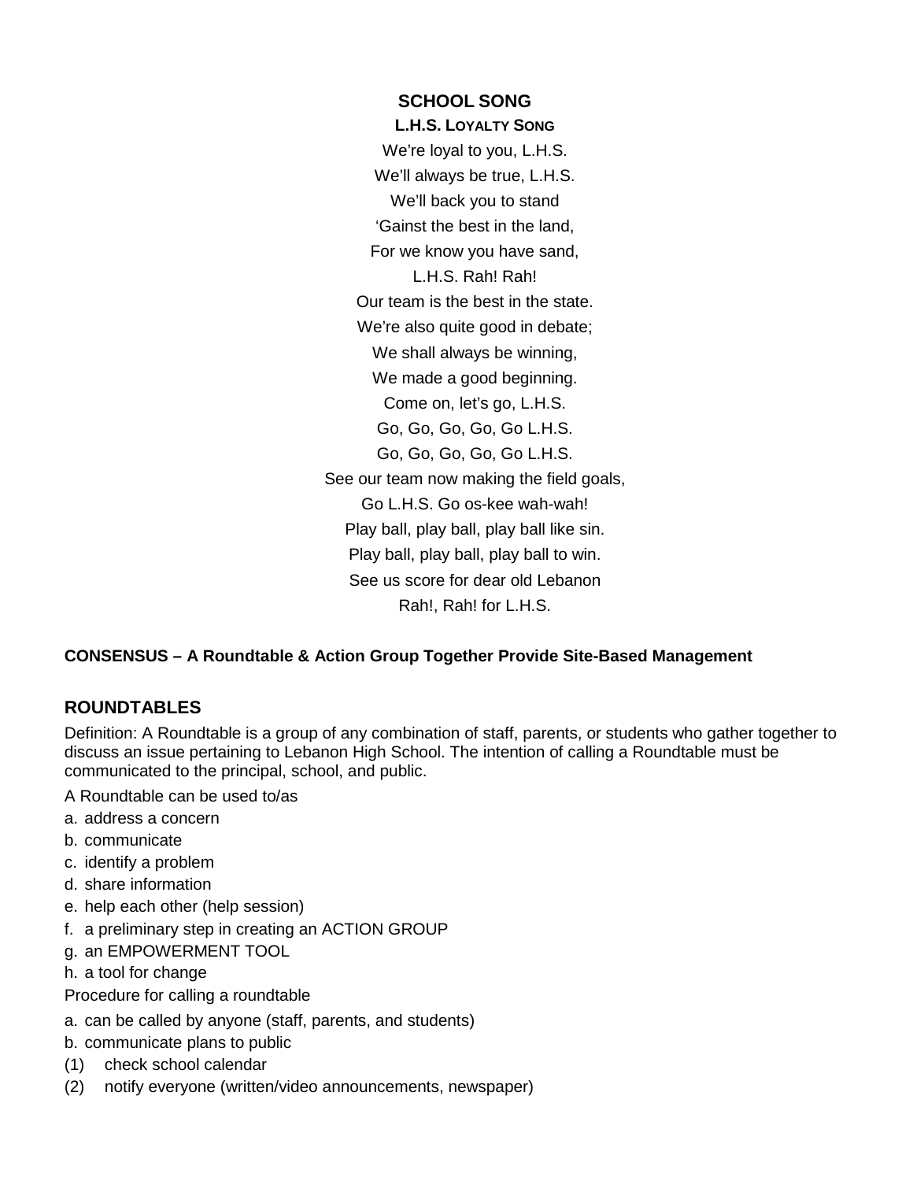## SCHOOL SONG

### L.H.S. Loyalty Song

We're loyal to you, L.H.S.  
We'll always be true, L.H.S.  
We'll back you to stand  
'Gainst the best in the land,  
For we know you have sand,  
L.H.S. Rah! Rah!  
Our team is the best in the state.  
We're also quite good in debate;  
We shall always be winning,  
We made a good beginning.  
Come on, let's go, L.H.S.  
Go, Go, Go, Go, Go L.H.S.  
Go, Go, Go, Go, Go L.H.S.  
See our team now making the field goals,  
Go L.H.S. Go os-kee wah-wah!  
Play ball, play ball, play ball like sin.  
Play ball, play ball, play ball to win.  
See us score for dear old Lebanon  
Rah!, Rah! for L.H.S.

**CONSENSUS – A Roundtable & Action Group Together Provide Site-Based Management**

## ROUNDTABLES

Definition: A Roundtable is a group of any combination of staff, parents, or students who gather together to discuss an issue pertaining to Lebanon High School. The intention of calling a Roundtable must be communicated to the principal, school, and public.

A Roundtable can be used to/as

a. address a concern  
b. communicate  
c. identify a problem  
d. share information  
e. help each other (help session)  
f. a preliminary step in creating an ACTION GROUP  
g. an EMPOWERMENT TOOL  
h. a tool for change

Procedure for calling a roundtable

a. can be called by anyone (staff, parents, and students)  
b. communicate plans to public  
(1) check school calendar  
(2) notify everyone (written/video announcements, newspaper)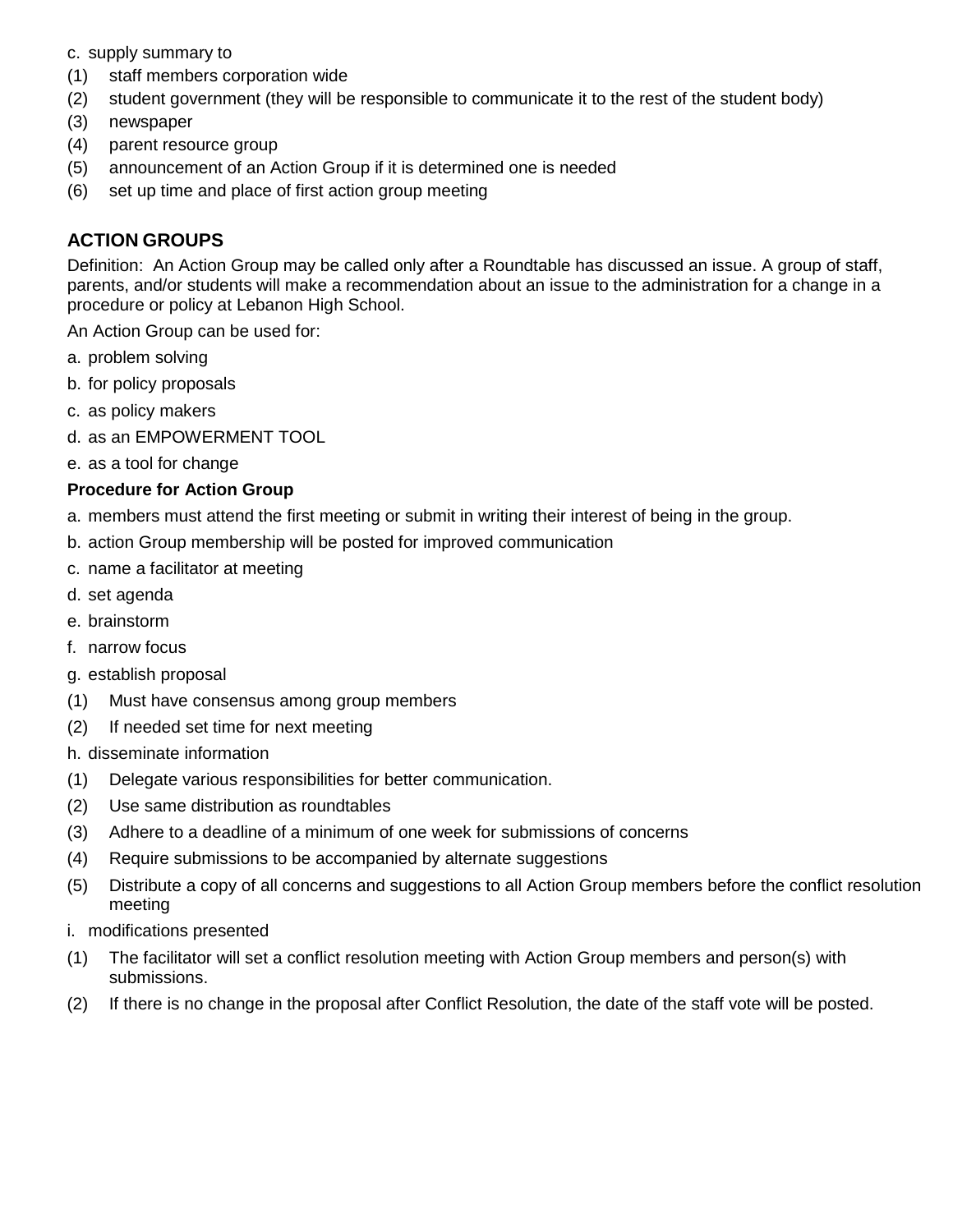c. supply summary to

(1) staff members corporation wide
(2) student government (they will be responsible to communicate it to the rest of the student body)
(3) newspaper
(4) parent resource group
(5) announcement of an Action Group if it is determined one is needed
(6) set up time and place of first action group meeting

## ACTION GROUPS

Definition: An Action Group may be called only after a Roundtable has discussed an issue. A group of staff, parents, and/or students will make a recommendation about an issue to the administration for a change in a procedure or policy at Lebanon High School.

An Action Group can be used for:

a. problem solving
b. for policy proposals
c. as policy makers
d. as an EMPOWERMENT TOOL
e. as a tool for change

**Procedure for Action Group**

a. members must attend the first meeting or submit in writing their interest of being in the group.
b. action Group membership will be posted for improved communication
c. name a facilitator at meeting
d. set agenda
e. brainstorm
f. narrow focus
g. establish proposal
   (1) Must have consensus among group members
   (2) If needed set time for next meeting
h. disseminate information
   (1) Delegate various responsibilities for better communication.
   (2) Use same distribution as roundtables
   (3) Adhere to a deadline of a minimum of one week for submissions of concerns
   (4) Require submissions to be accompanied by alternate suggestions
   (5) Distribute a copy of all concerns and suggestions to all Action Group members before the conflict resolution meeting
i. modifications presented
   (1) The facilitator will set a conflict resolution meeting with Action Group members and person(s) with submissions.
   (2) If there is no change in the proposal after Conflict Resolution, the date of the staff vote will be posted.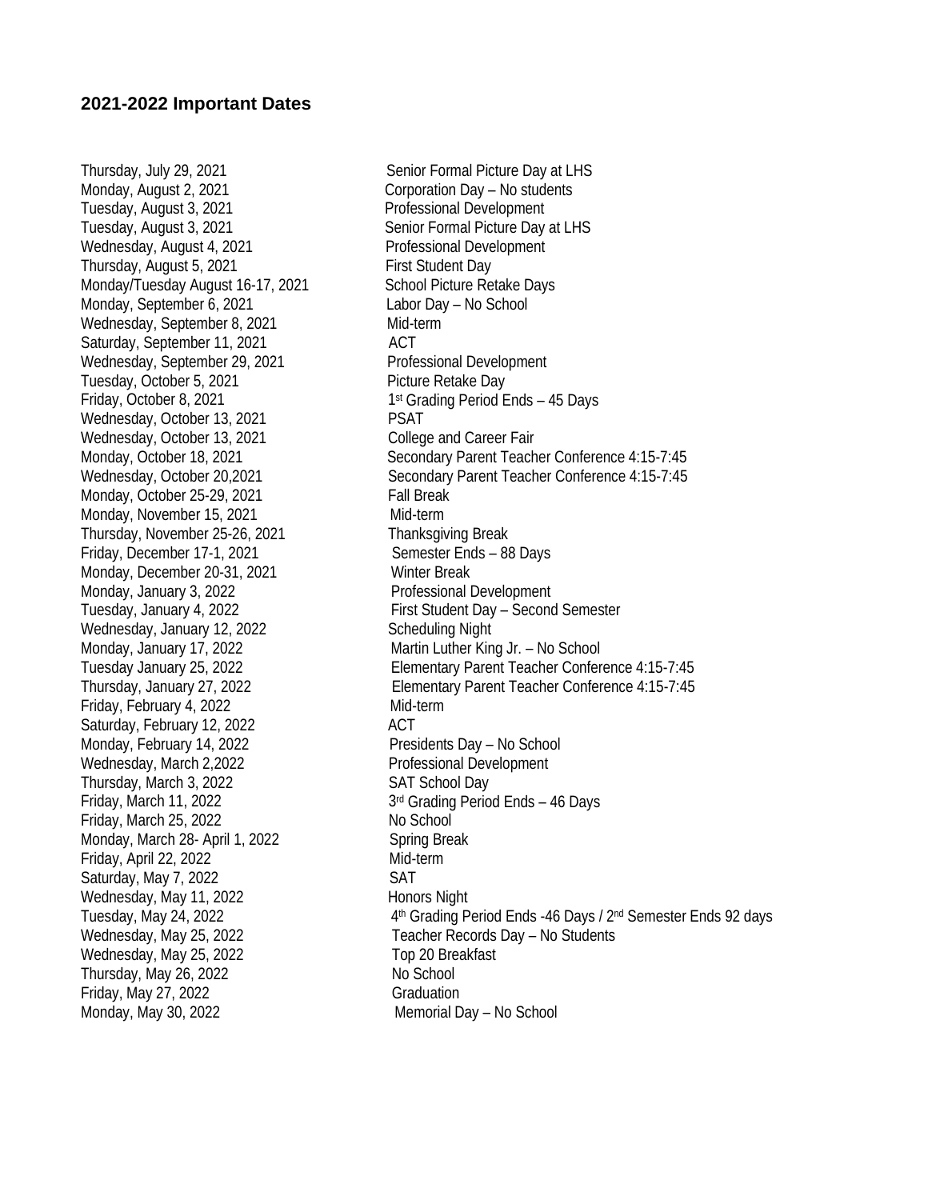### 2021-2022 Important Dates

| | |
|---|---|
| Thursday, July 29, 2021 | Senior Formal Picture Day at LHS |
| Monday, August 2, 2021 | Corporation Day – No students |
| Tuesday, August 3, 2021 | Professional Development |
| Tuesday, August 3, 2021 | Senior Formal Picture Day at LHS |
| Wednesday, August 4, 2021 | Professional Development |
| Thursday, August 5, 2021 | First Student Day |
| Monday/Tuesday August 16-17, 2021 | School Picture Retake Days |
| Monday, September 6, 2021 | Labor Day – No School |
| Wednesday, September 8, 2021 | Mid-term |
| Saturday, September 11, 2021 | ACT |
| Wednesday, September 29, 2021 | Professional Development |
| Tuesday, October 5, 2021 | Picture Retake Day |
| Friday, October 8, 2021 | 1st Grading Period Ends – 45 Days |
| Wednesday, October 13, 2021 | PSAT |
| Wednesday, October 13, 2021 | College and Career Fair |
| Monday, October 18, 2021 | Secondary Parent Teacher Conference 4:15-7:45 |
| Wednesday, October 20,2021 | Secondary Parent Teacher Conference 4:15-7:45 |
| Monday, October 25-29, 2021 | Fall Break |
| Monday, November 15, 2021 | Mid-term |
| Thursday, November 25-26, 2021 | Thanksgiving Break |
| Friday, December 17-1, 2021 | Semester Ends – 88 Days |
| Monday, December 20-31, 2021 | Winter Break |
| Monday, January 3, 2022 | Professional Development |
| Tuesday, January 4, 2022 | First Student Day – Second Semester |
| Wednesday, January 12, 2022 | Scheduling Night |
| Monday, January 17, 2022 | Martin Luther King Jr. – No School |
| Tuesday January 25, 2022 | Elementary Parent Teacher Conference 4:15-7:45 |
| Thursday, January 27, 2022 | Elementary Parent Teacher Conference 4:15-7:45 |
| Friday, February 4, 2022 | Mid-term |
| Saturday, February 12, 2022 | ACT |
| Monday, February 14, 2022 | Presidents Day – No School |
| Wednesday, March 2,2022 | Professional Development |
| Thursday, March 3, 2022 | SAT School Day |
| Friday, March 11, 2022 | 3rd Grading Period Ends – 46 Days |
| Friday, March 25, 2022 | No School |
| Monday, March 28- April 1, 2022 | Spring Break |
| Friday, April 22, 2022 | Mid-term |
| Saturday, May 7, 2022 | SAT |
| Wednesday, May 11, 2022 | Honors Night |
| Tuesday, May 24, 2022 | 4th Grading Period Ends -46 Days / 2nd Semester Ends 92 days |
| Wednesday, May 25, 2022 | Teacher Records Day – No Students |
| Wednesday, May 25, 2022 | Top 20 Breakfast |
| Thursday, May 26, 2022 | No School |
| Friday, May 27, 2022 | Graduation |
| Monday, May 30, 2022 | Memorial Day – No School |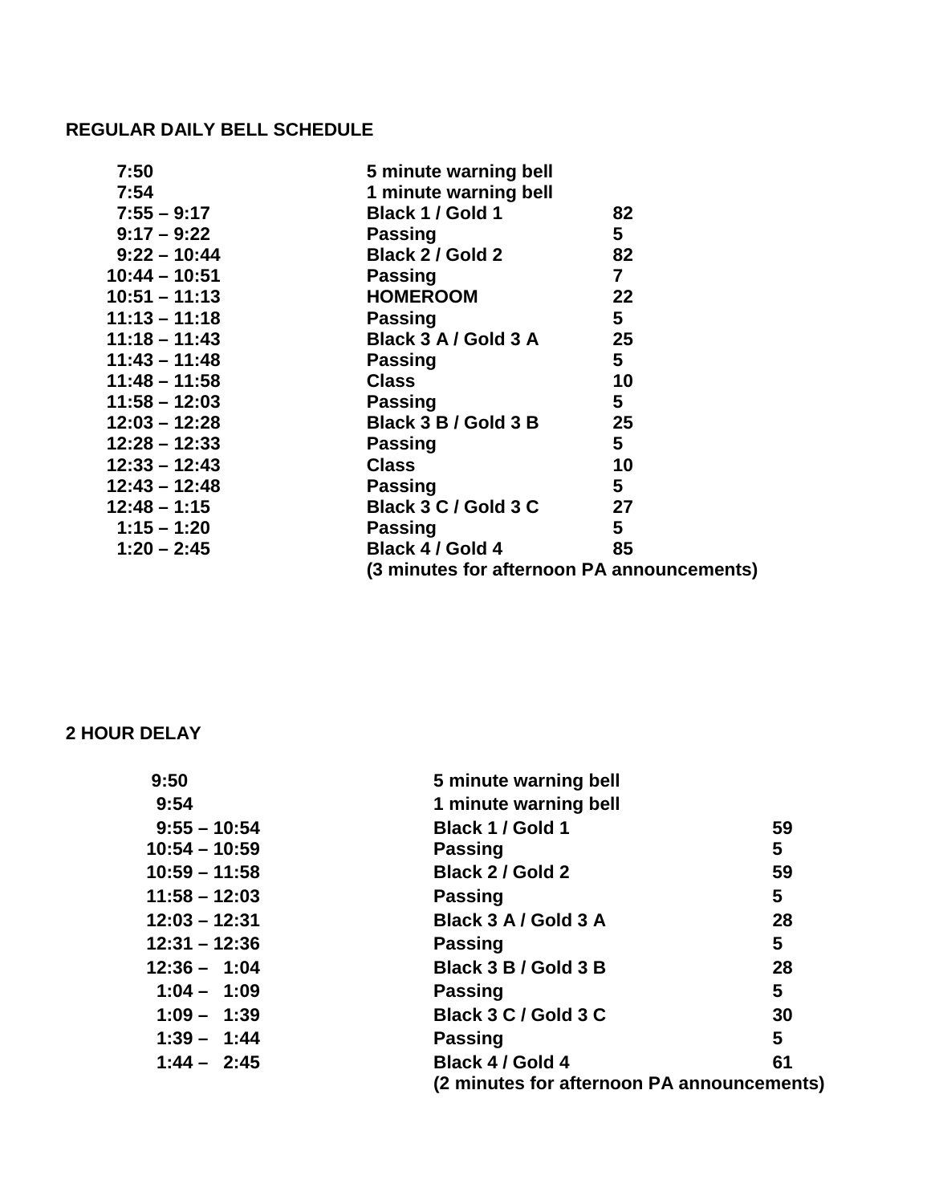## REGULAR DAILY BELL SCHEDULE

| Time | Period | Minutes |
|---|---|---|
| 7:50 | 5 minute warning bell | |
| 7:54 | 1 minute warning bell | |
| 7:55 – 9:17 | Black 1 / Gold 1 | 82 |
| 9:17 – 9:22 | Passing | 5 |
| 9:22 – 10:44 | Black 2 / Gold 2 | 82 |
| 10:44 – 10:51 | Passing | 7 |
| 10:51 – 11:13 | HOMEROOM | 22 |
| 11:13 – 11:18 | Passing | 5 |
| 11:18 – 11:43 | Black 3 A / Gold 3 A | 25 |
| 11:43 – 11:48 | Passing | 5 |
| 11:48 – 11:58 | Class | 10 |
| 11:58 – 12:03 | Passing | 5 |
| 12:03 – 12:28 | Black 3 B / Gold 3 B | 25 |
| 12:28 – 12:33 | Passing | 5 |
| 12:33 – 12:43 | Class | 10 |
| 12:43 – 12:48 | Passing | 5 |
| 12:48 – 1:15 | Black 3 C / Gold 3 C | 27 |
| 1:15 – 1:20 | Passing | 5 |
| 1:20 – 2:45 | Black 4 / Gold 4 | 85 |
| | (3 minutes for afternoon PA announcements) | |

## 2 HOUR DELAY

| Time | Period | Minutes |
|---|---|---|
| 9:50 | 5 minute warning bell | |
| 9:54 | 1 minute warning bell | |
| 9:55 – 10:54 | Black 1 / Gold 1 | 59 |
| 10:54 – 10:59 | Passing | 5 |
| 10:59 – 11:58 | Black 2 / Gold 2 | 59 |
| 11:58 – 12:03 | Passing | 5 |
| 12:03 – 12:31 | Black 3 A / Gold 3 A | 28 |
| 12:31 – 12:36 | Passing | 5 |
| 12:36 – 1:04 | Black 3 B / Gold 3 B | 28 |
| 1:04 – 1:09 | Passing | 5 |
| 1:09 – 1:39 | Black 3 C / Gold 3 C | 30 |
| 1:39 – 1:44 | Passing | 5 |
| 1:44 – 2:45 | Black 4 / Gold 4 | 61 |
| | (2 minutes for afternoon PA announcements) | |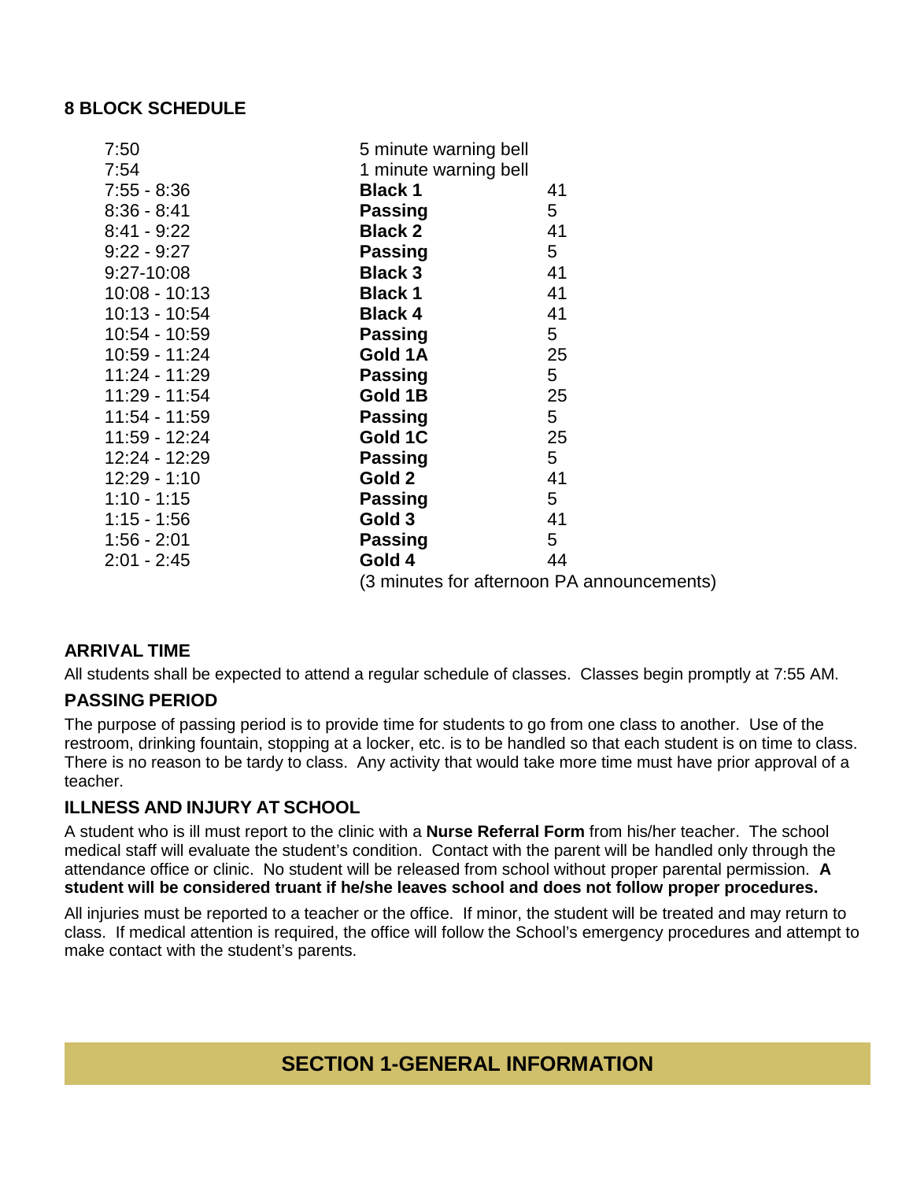## 8 BLOCK SCHEDULE

| | | |
|---|---|---|
| 7:50 | 5 minute warning bell | |
| 7:54 | 1 minute warning bell | |
| 7:55 - 8:36 | **Black 1** | 41 |
| 8:36 - 8:41 | **Passing** | 5 |
| 8:41 - 9:22 | **Black 2** | 41 |
| 9:22 - 9:27 | **Passing** | 5 |
| 9:27-10:08 | **Black 3** | 41 |
| 10:08 - 10:13 | **Black 1** | 41 |
| 10:13 - 10:54 | **Black 4** | 41 |
| 10:54 - 10:59 | **Passing** | 5 |
| 10:59 - 11:24 | **Gold 1A** | 25 |
| 11:24 - 11:29 | **Passing** | 5 |
| 11:29 - 11:54 | **Gold 1B** | 25 |
| 11:54 - 11:59 | **Passing** | 5 |
| 11:59 - 12:24 | **Gold 1C** | 25 |
| 12:24 - 12:29 | **Passing** | 5 |
| 12:29 - 1:10 | **Gold 2** | 41 |
| 1:10 - 1:15 | **Passing** | 5 |
| 1:15 - 1:56 | **Gold 3** | 41 |
| 1:56 - 2:01 | **Passing** | 5 |
| 2:01 - 2:45 | **Gold 4** | 44 |
| | (3 minutes for afternoon PA announcements) | |

### ARRIVAL TIME

All students shall be expected to attend a regular schedule of classes. Classes begin promptly at 7:55 AM.

### PASSING PERIOD

The purpose of passing period is to provide time for students to go from one class to another. Use of the restroom, drinking fountain, stopping at a locker, etc. is to be handled so that each student is on time to class. There is no reason to be tardy to class. Any activity that would take more time must have prior approval of a teacher.

### ILLNESS AND INJURY AT SCHOOL

A student who is ill must report to the clinic with a **Nurse Referral Form** from his/her teacher. The school medical staff will evaluate the student's condition. Contact with the parent will be handled only through the attendance office or clinic. No student will be released from school without proper parental permission. **A student will be considered truant if he/she leaves school and does not follow proper procedures.**

All injuries must be reported to a teacher or the office. If minor, the student will be treated and may return to class. If medical attention is required, the office will follow the School's emergency procedures and attempt to make contact with the student's parents.

## SECTION 1-GENERAL INFORMATION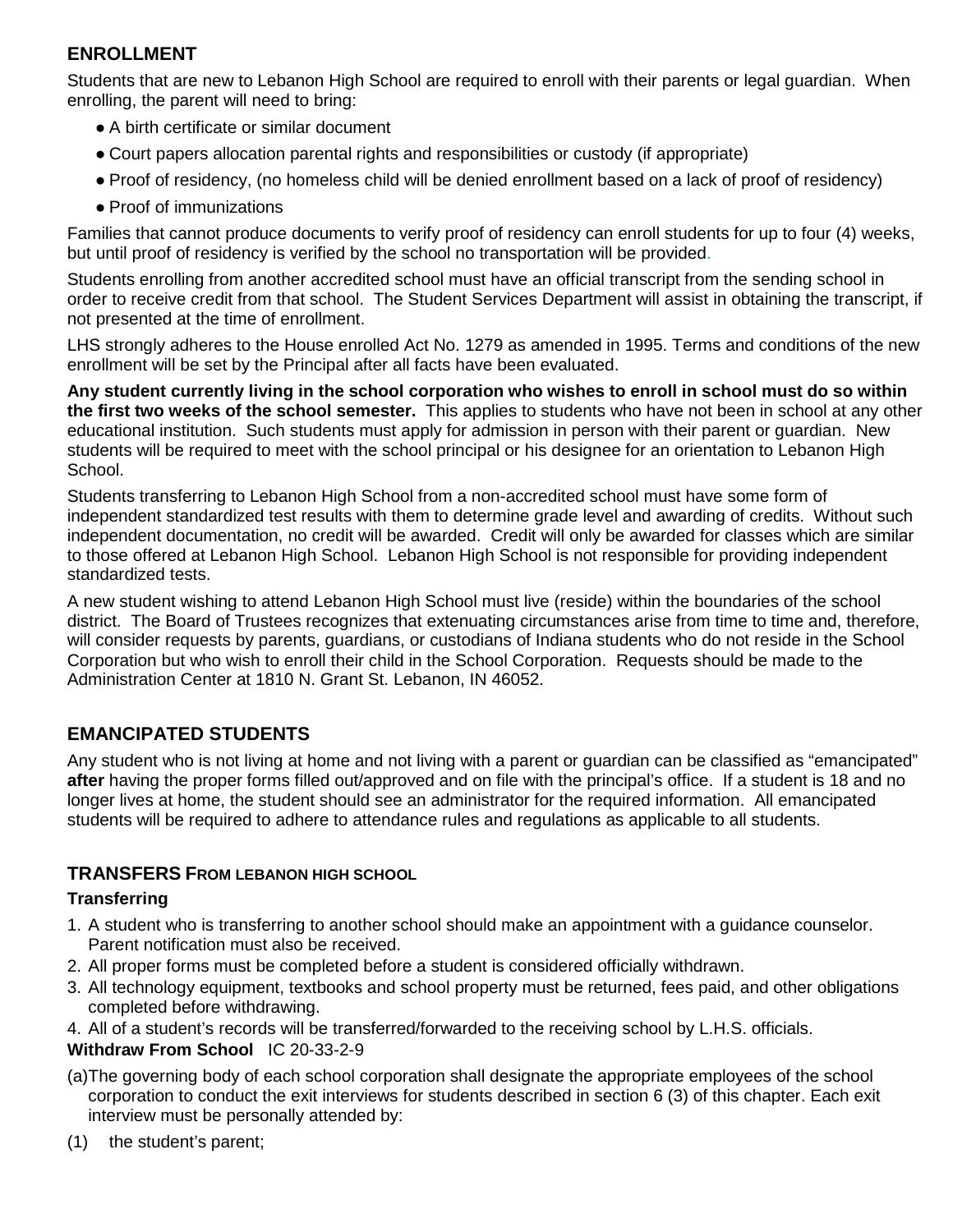## ENROLLMENT

Students that are new to Lebanon High School are required to enroll with their parents or legal guardian. When enrolling, the parent will need to bring:

- A birth certificate or similar document
- Court papers allocation parental rights and responsibilities or custody (if appropriate)
- Proof of residency, (no homeless child will be denied enrollment based on a lack of proof of residency)
- Proof of immunizations

Families that cannot produce documents to verify proof of residency can enroll students for up to four (4) weeks, but until proof of residency is verified by the school no transportation will be provided.

Students enrolling from another accredited school must have an official transcript from the sending school in order to receive credit from that school. The Student Services Department will assist in obtaining the transcript, if not presented at the time of enrollment.

LHS strongly adheres to the House enrolled Act No. 1279 as amended in 1995. Terms and conditions of the new enrollment will be set by the Principal after all facts have been evaluated.

**Any student currently living in the school corporation who wishes to enroll in school must do so within the first two weeks of the school semester.** This applies to students who have not been in school at any other educational institution. Such students must apply for admission in person with their parent or guardian. New students will be required to meet with the school principal or his designee for an orientation to Lebanon High School.

Students transferring to Lebanon High School from a non-accredited school must have some form of independent standardized test results with them to determine grade level and awarding of credits. Without such independent documentation, no credit will be awarded. Credit will only be awarded for classes which are similar to those offered at Lebanon High School. Lebanon High School is not responsible for providing independent standardized tests.

A new student wishing to attend Lebanon High School must live (reside) within the boundaries of the school district. The Board of Trustees recognizes that extenuating circumstances arise from time to time and, therefore, will consider requests by parents, guardians, or custodians of Indiana students who do not reside in the School Corporation but who wish to enroll their child in the School Corporation. Requests should be made to the Administration Center at 1810 N. Grant St. Lebanon, IN 46052.

## EMANCIPATED STUDENTS

Any student who is not living at home and not living with a parent or guardian can be classified as "emancipated" **after** having the proper forms filled out/approved and on file with the principal's office. If a student is 18 and no longer lives at home, the student should see an administrator for the required information. All emancipated students will be required to adhere to attendance rules and regulations as applicable to all students.

## TRANSFERS FROM LEBANON HIGH SCHOOL

### Transferring

1. A student who is transferring to another school should make an appointment with a guidance counselor. Parent notification must also be received.
2. All proper forms must be completed before a student is considered officially withdrawn.
3. All technology equipment, textbooks and school property must be returned, fees paid, and other obligations completed before withdrawing.
4. All of a student's records will be transferred/forwarded to the receiving school by L.H.S. officials.

**Withdraw From School** IC 20-33-2-9

(a) The governing body of each school corporation shall designate the appropriate employees of the school corporation to conduct the exit interviews for students described in section 6 (3) of this chapter. Each exit interview must be personally attended by:

(1) the student's parent;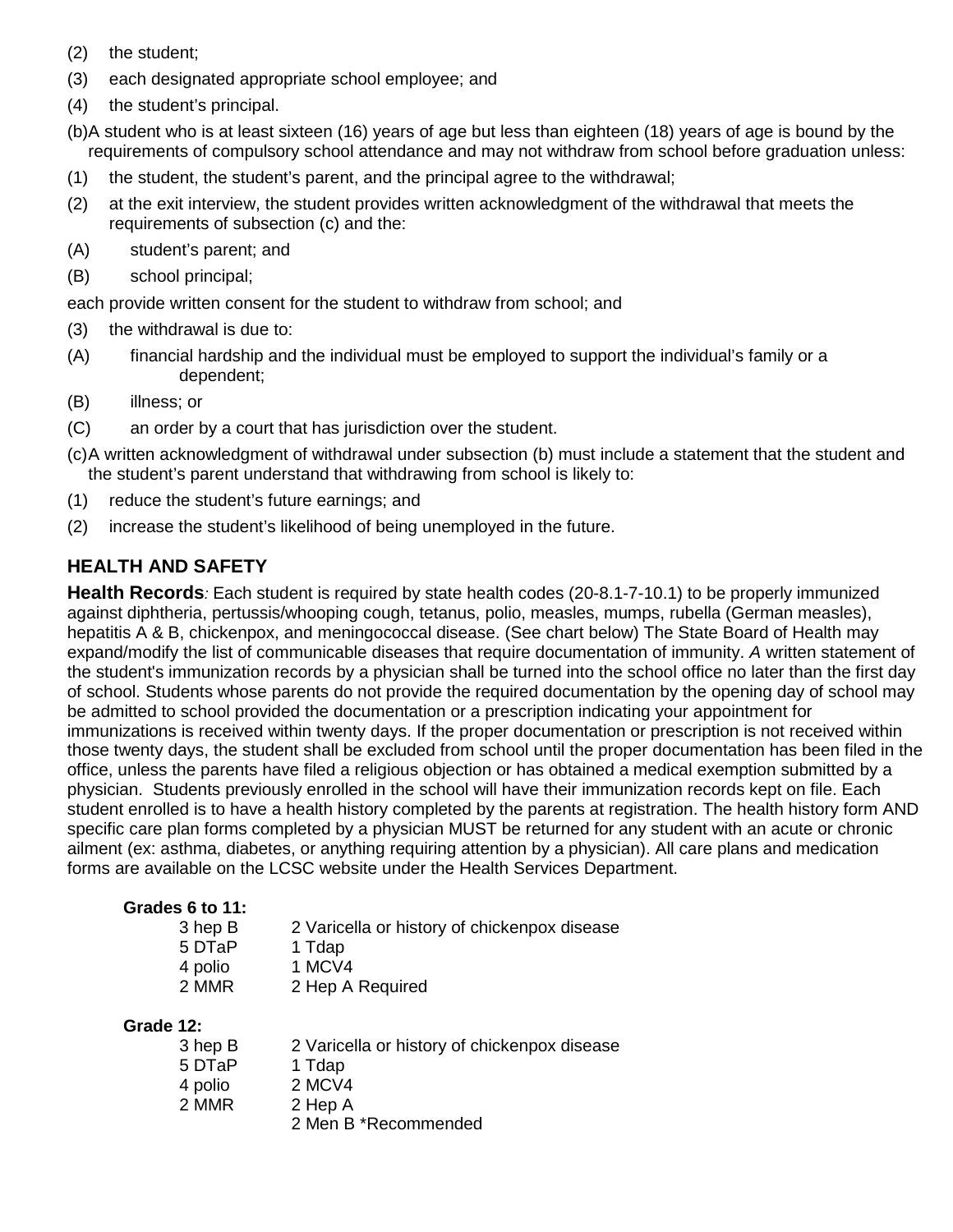(2) the student;

(3) each designated appropriate school employee; and

(4) the student's principal.

(b) A student who is at least sixteen (16) years of age but less than eighteen (18) years of age is bound by the requirements of compulsory school attendance and may not withdraw from school before graduation unless:

(1) the student, the student's parent, and the principal agree to the withdrawal;

(2) at the exit interview, the student provides written acknowledgment of the withdrawal that meets the requirements of subsection (c) and the:

(A) student's parent; and

(B) school principal;

each provide written consent for the student to withdraw from school; and

(3) the withdrawal is due to:

(A) financial hardship and the individual must be employed to support the individual's family or a dependent;

(B) illness; or

(C) an order by a court that has jurisdiction over the student.

(c) A written acknowledgment of withdrawal under subsection (b) must include a statement that the student and the student's parent understand that withdrawing from school is likely to:

(1) reduce the student's future earnings; and

(2) increase the student's likelihood of being unemployed in the future.

## HEALTH AND SAFETY

**Health Records***:* Each student is required by state health codes (20-8.1-7-10.1) to be properly immunized against diphtheria, pertussis/whooping cough, tetanus, polio, measles, mumps, rubella (German measles), hepatitis A & B, chickenpox, and meningococcal disease. (See chart below) The State Board of Health may expand/modify the list of communicable diseases that require documentation of immunity. *A* written statement of the student's immunization records by a physician shall be turned into the school office no later than the first day of school. Students whose parents do not provide the required documentation by the opening day of school may be admitted to school provided the documentation or a prescription indicating your appointment for immunizations is received within twenty days. If the proper documentation or prescription is not received within those twenty days, the student shall be excluded from school until the proper documentation has been filed in the office, unless the parents have filed a religious objection or has obtained a medical exemption submitted by a physician. Students previously enrolled in the school will have their immunization records kept on file. Each student enrolled is to have a health history completed by the parents at registration. The health history form AND specific care plan forms completed by a physician MUST be returned for any student with an acute or chronic ailment (ex: asthma, diabetes, or anything requiring attention by a physician). All care plans and medication forms are available on the LCSC website under the Health Services Department.

**Grades 6 to 11:**

| | |
|---|---|
| 3 hep B | 2 Varicella or history of chickenpox disease |
| 5 DTaP | 1 Tdap |
| 4 polio | 1 MCV4 |
| 2 MMR | 2 Hep A Required |

**Grade 12:**

| | |
|---|---|
| 3 hep B | 2 Varicella or history of chickenpox disease |
| 5 DTaP | 1 Tdap |
| 4 polio | 2 MCV4 |
| 2 MMR | 2 Hep A |
| | 2 Men B *Recommended |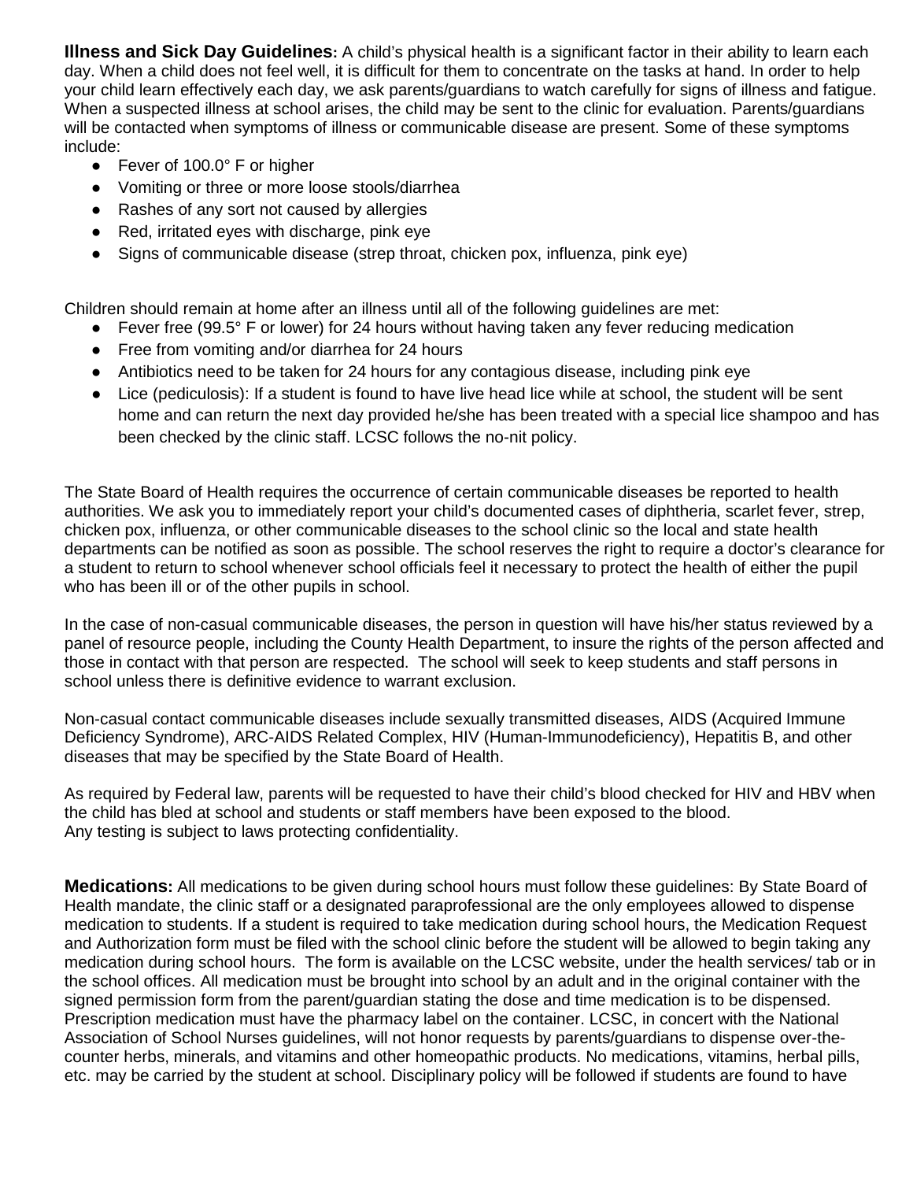**Illness and Sick Day Guidelines:** A child's physical health is a significant factor in their ability to learn each day. When a child does not feel well, it is difficult for them to concentrate on the tasks at hand. In order to help your child learn effectively each day, we ask parents/guardians to watch carefully for signs of illness and fatigue. When a suspected illness at school arises, the child may be sent to the clinic for evaluation. Parents/guardians will be contacted when symptoms of illness or communicable disease are present. Some of these symptoms include:

- Fever of 100.0° F or higher
- Vomiting or three or more loose stools/diarrhea
- Rashes of any sort not caused by allergies
- Red, irritated eyes with discharge, pink eye
- Signs of communicable disease (strep throat, chicken pox, influenza, pink eye)

Children should remain at home after an illness until all of the following guidelines are met:

- Fever free (99.5° F or lower) for 24 hours without having taken any fever reducing medication
- Free from vomiting and/or diarrhea for 24 hours
- Antibiotics need to be taken for 24 hours for any contagious disease, including pink eye
- Lice (pediculosis): If a student is found to have live head lice while at school, the student will be sent home and can return the next day provided he/she has been treated with a special lice shampoo and has been checked by the clinic staff. LCSC follows the no-nit policy.

The State Board of Health requires the occurrence of certain communicable diseases be reported to health authorities. We ask you to immediately report your child's documented cases of diphtheria, scarlet fever, strep, chicken pox, influenza, or other communicable diseases to the school clinic so the local and state health departments can be notified as soon as possible. The school reserves the right to require a doctor's clearance for a student to return to school whenever school officials feel it necessary to protect the health of either the pupil who has been ill or of the other pupils in school.

In the case of non-casual communicable diseases, the person in question will have his/her status reviewed by a panel of resource people, including the County Health Department, to insure the rights of the person affected and those in contact with that person are respected. The school will seek to keep students and staff persons in school unless there is definitive evidence to warrant exclusion.

Non-casual contact communicable diseases include sexually transmitted diseases, AIDS (Acquired Immune Deficiency Syndrome), ARC-AIDS Related Complex, HIV (Human-Immunodeficiency), Hepatitis B, and other diseases that may be specified by the State Board of Health.

As required by Federal law, parents will be requested to have their child's blood checked for HIV and HBV when the child has bled at school and students or staff members have been exposed to the blood.
Any testing is subject to laws protecting confidentiality.

**Medications:** All medications to be given during school hours must follow these guidelines: By State Board of Health mandate, the clinic staff or a designated paraprofessional are the only employees allowed to dispense medication to students. If a student is required to take medication during school hours, the Medication Request and Authorization form must be filed with the school clinic before the student will be allowed to begin taking any medication during school hours. The form is available on the LCSC website, under the health services/ tab or in the school offices. All medication must be brought into school by an adult and in the original container with the signed permission form from the parent/guardian stating the dose and time medication is to be dispensed. Prescription medication must have the pharmacy label on the container. LCSC, in concert with the National Association of School Nurses guidelines, will not honor requests by parents/guardians to dispense over-the-counter herbs, minerals, and vitamins and other homeopathic products. No medications, vitamins, herbal pills, etc. may be carried by the student at school. Disciplinary policy will be followed if students are found to have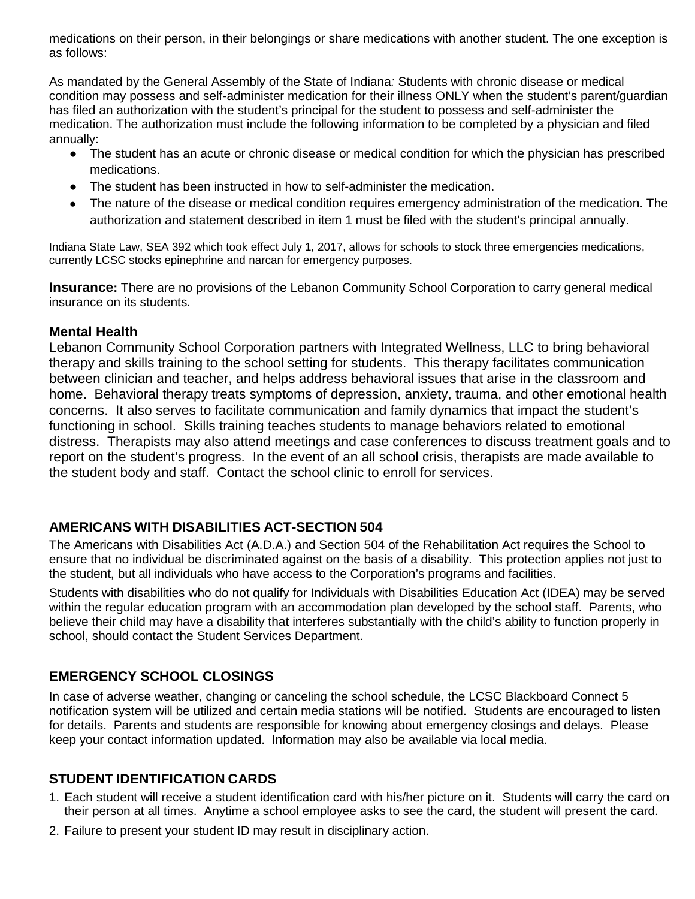medications on their person, in their belongings or share medications with another student. The one exception is as follows:

As mandated by the General Assembly of the State of Indiana*:* Students with chronic disease or medical condition may possess and self-administer medication for their illness ONLY when the student's parent/guardian has filed an authorization with the student's principal for the student to possess and self-administer the medication. The authorization must include the following information to be completed by a physician and filed annually:

- The student has an acute or chronic disease or medical condition for which the physician has prescribed medications.
- The student has been instructed in how to self-administer the medication.
- The nature of the disease or medical condition requires emergency administration of the medication. The authorization and statement described in item 1 must be filed with the student's principal annually.

Indiana State Law, SEA 392 which took effect July 1, 2017, allows for schools to stock three emergencies medications, currently LCSC stocks epinephrine and narcan for emergency purposes.

**Insurance:** There are no provisions of the Lebanon Community School Corporation to carry general medical insurance on its students.

### Mental Health

Lebanon Community School Corporation partners with Integrated Wellness, LLC to bring behavioral therapy and skills training to the school setting for students. This therapy facilitates communication between clinician and teacher, and helps address behavioral issues that arise in the classroom and home. Behavioral therapy treats symptoms of depression, anxiety, trauma, and other emotional health concerns. It also serves to facilitate communication and family dynamics that impact the student's functioning in school. Skills training teaches students to manage behaviors related to emotional distress. Therapists may also attend meetings and case conferences to discuss treatment goals and to report on the student's progress. In the event of an all school crisis, therapists are made available to the student body and staff. Contact the school clinic to enroll for services.

## AMERICANS WITH DISABILITIES ACT-SECTION 504

The Americans with Disabilities Act (A.D.A.) and Section 504 of the Rehabilitation Act requires the School to ensure that no individual be discriminated against on the basis of a disability. This protection applies not just to the student, but all individuals who have access to the Corporation's programs and facilities.

Students with disabilities who do not qualify for Individuals with Disabilities Education Act (IDEA) may be served within the regular education program with an accommodation plan developed by the school staff. Parents, who believe their child may have a disability that interferes substantially with the child's ability to function properly in school, should contact the Student Services Department.

## EMERGENCY SCHOOL CLOSINGS

In case of adverse weather, changing or canceling the school schedule, the LCSC Blackboard Connect 5 notification system will be utilized and certain media stations will be notified. Students are encouraged to listen for details. Parents and students are responsible for knowing about emergency closings and delays. Please keep your contact information updated. Information may also be available via local media.

## STUDENT IDENTIFICATION CARDS

1. Each student will receive a student identification card with his/her picture on it. Students will carry the card on their person at all times. Anytime a school employee asks to see the card, the student will present the card.
2. Failure to present your student ID may result in disciplinary action.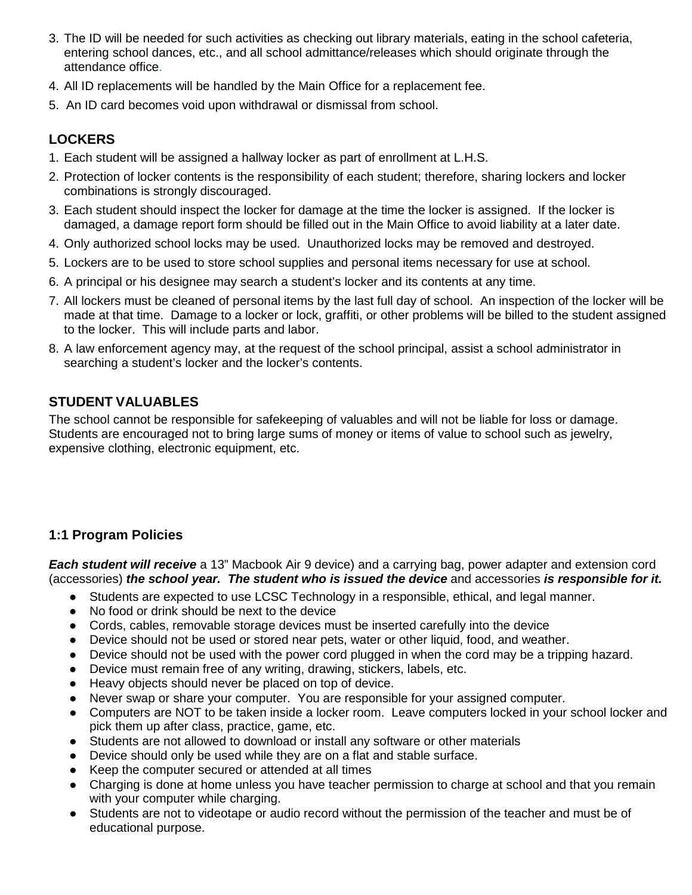3. The ID will be needed for such activities as checking out library materials, eating in the school cafeteria, entering school dances, etc., and all school admittance/releases which should originate through the attendance office.
4. All ID replacements will be handled by the Main Office for a replacement fee.
5. An ID card becomes void upon withdrawal or dismissal from school.

## LOCKERS

1. Each student will be assigned a hallway locker as part of enrollment at L.H.S.
2. Protection of locker contents is the responsibility of each student; therefore, sharing lockers and locker combinations is strongly discouraged.
3. Each student should inspect the locker for damage at the time the locker is assigned. If the locker is damaged, a damage report form should be filled out in the Main Office to avoid liability at a later date.
4. Only authorized school locks may be used. Unauthorized locks may be removed and destroyed.
5. Lockers are to be used to store school supplies and personal items necessary for use at school.
6. A principal or his designee may search a student's locker and its contents at any time.
7. All lockers must be cleaned of personal items by the last full day of school. An inspection of the locker will be made at that time. Damage to a locker or lock, graffiti, or other problems will be billed to the student assigned to the locker. This will include parts and labor.
8. A law enforcement agency may, at the request of the school principal, assist a school administrator in searching a student's locker and the locker's contents.

## STUDENT VALUABLES

The school cannot be responsible for safekeeping of valuables and will not be liable for loss or damage. Students are encouraged not to bring large sums of money or items of value to school such as jewelry, expensive clothing, electronic equipment, etc.

## 1:1 Program Policies

***Each student will receive*** a 13" Macbook Air 9 device) and a carrying bag, power adapter and extension cord (accessories) ***the school year. The student who is issued the device*** and accessories ***is responsible for it.***

- Students are expected to use LCSC Technology in a responsible, ethical, and legal manner.
- No food or drink should be next to the device
- Cords, cables, removable storage devices must be inserted carefully into the device
- Device should not be used or stored near pets, water or other liquid, food, and weather.
- Device should not be used with the power cord plugged in when the cord may be a tripping hazard.
- Device must remain free of any writing, drawing, stickers, labels, etc.
- Heavy objects should never be placed on top of device.
- Never swap or share your computer. You are responsible for your assigned computer.
- Computers are NOT to be taken inside a locker room. Leave computers locked in your school locker and pick them up after class, practice, game, etc.
- Students are not allowed to download or install any software or other materials
- Device should only be used while they are on a flat and stable surface.
- Keep the computer secured or attended at all times
- Charging is done at home unless you have teacher permission to charge at school and that you remain with your computer while charging.
- Students are not to videotape or audio record without the permission of the teacher and must be of educational purpose.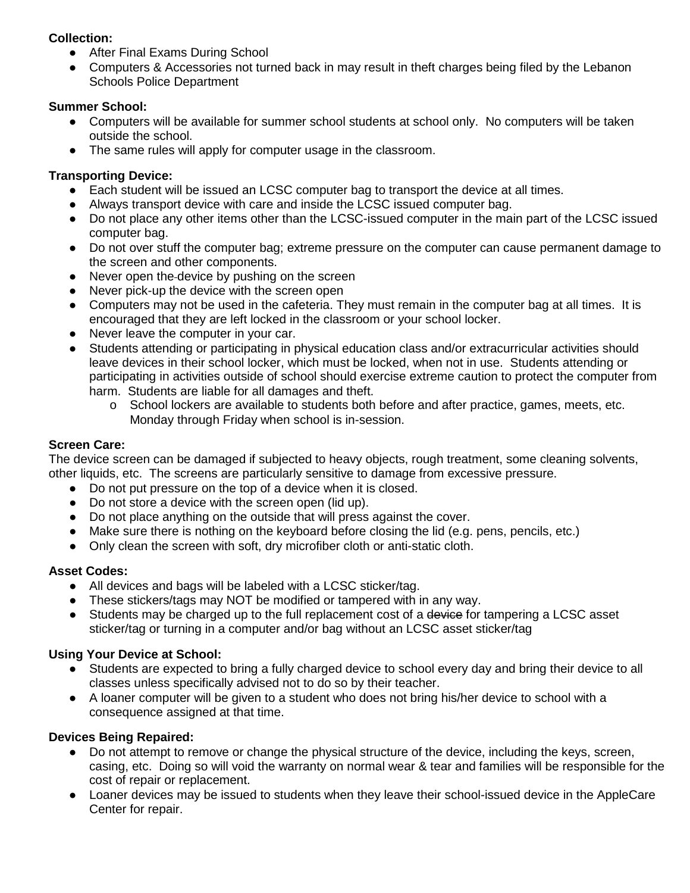**Collection:**

- After Final Exams During School
- Computers & Accessories not turned back in may result in theft charges being filed by the Lebanon Schools Police Department

**Summer School:**

- Computers will be available for summer school students at school only. No computers will be taken outside the school.
- The same rules will apply for computer usage in the classroom.

**Transporting Device:**

- Each student will be issued an LCSC computer bag to transport the device at all times.
- Always transport device with care and inside the LCSC issued computer bag.
- Do not place any other items other than the LCSC-issued computer in the main part of the LCSC issued computer bag.
- Do not over stuff the computer bag; extreme pressure on the computer can cause permanent damage to the screen and other components.
- Never open the device by pushing on the screen
- Never pick-up the device with the screen open
- Computers may not be used in the cafeteria. They must remain in the computer bag at all times. It is encouraged that they are left locked in the classroom or your school locker.
- Never leave the computer in your car.
- Students attending or participating in physical education class and/or extracurricular activities should leave devices in their school locker, which must be locked, when not in use. Students attending or participating in activities outside of school should exercise extreme caution to protect the computer from harm. Students are liable for all damages and theft.
    - School lockers are available to students both before and after practice, games, meets, etc. Monday through Friday when school is in-session.

**Screen Care:**

The device screen can be damaged if subjected to heavy objects, rough treatment, some cleaning solvents, other liquids, etc. The screens are particularly sensitive to damage from excessive pressure.

- Do not put pressure on the top of a device when it is closed.
- Do not store a device with the screen open (lid up).
- Do not place anything on the outside that will press against the cover.
- Make sure there is nothing on the keyboard before closing the lid (e.g. pens, pencils, etc.)
- Only clean the screen with soft, dry microfiber cloth or anti-static cloth.

**Asset Codes:**

- All devices and bags will be labeled with a LCSC sticker/tag.
- These stickers/tags may NOT be modified or tampered with in any way.
- Students may be charged up to the full replacement cost of a ~~device~~ for tampering a LCSC asset sticker/tag or turning in a computer and/or bag without an LCSC asset sticker/tag

**Using Your Device at School:**

- Students are expected to bring a fully charged device to school every day and bring their device to all classes unless specifically advised not to do so by their teacher.
- A loaner computer will be given to a student who does not bring his/her device to school with a consequence assigned at that time.

**Devices Being Repaired:**

- Do not attempt to remove or change the physical structure of the device, including the keys, screen, casing, etc. Doing so will void the warranty on normal wear & tear and families will be responsible for the cost of repair or replacement.
- Loaner devices may be issued to students when they leave their school-issued device in the AppleCare Center for repair.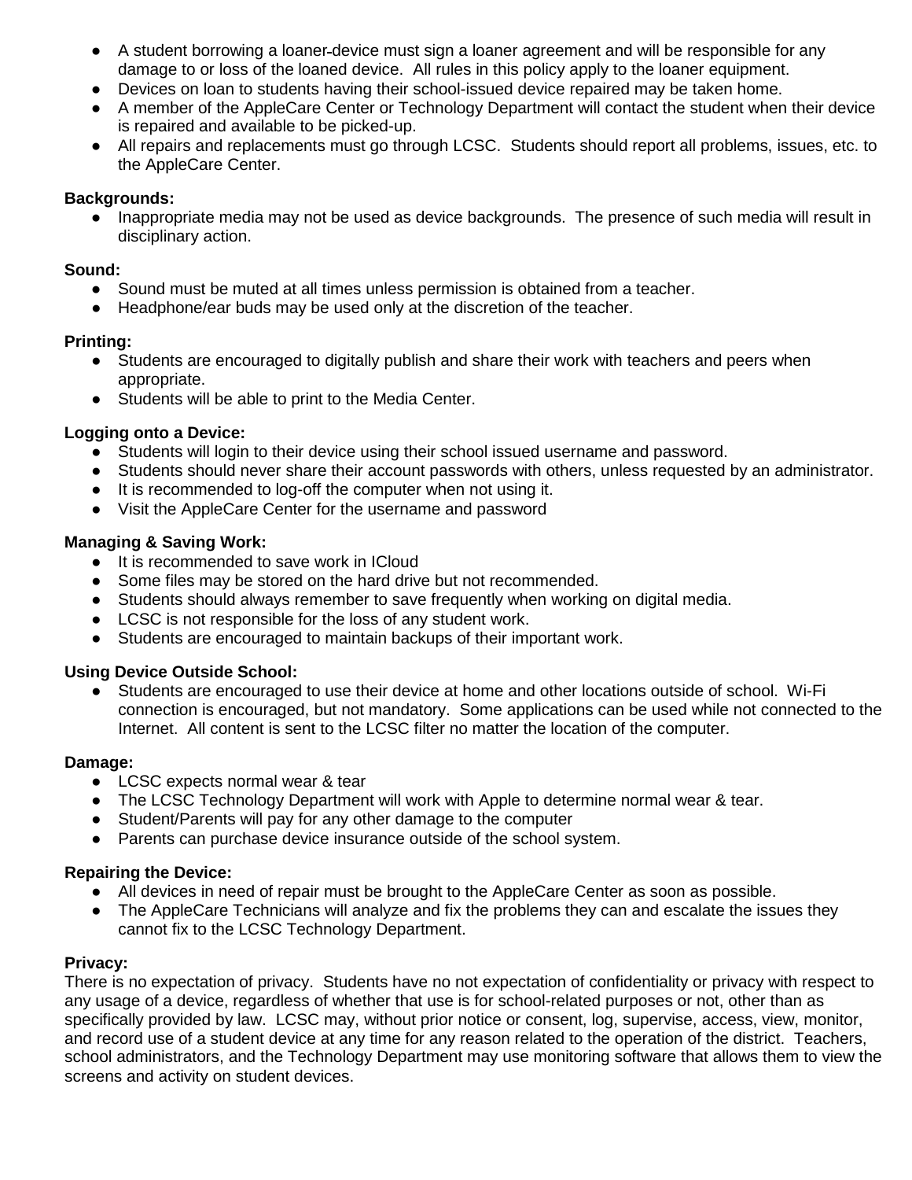- A student borrowing a loaner-device must sign a loaner agreement and will be responsible for any damage to or loss of the loaned device. All rules in this policy apply to the loaner equipment.
- Devices on loan to students having their school-issued device repaired may be taken home.
- A member of the AppleCare Center or Technology Department will contact the student when their device is repaired and available to be picked-up.
- All repairs and replacements must go through LCSC. Students should report all problems, issues, etc. to the AppleCare Center.

**Backgrounds:**

- Inappropriate media may not be used as device backgrounds. The presence of such media will result in disciplinary action.

**Sound:**

- Sound must be muted at all times unless permission is obtained from a teacher.
- Headphone/ear buds may be used only at the discretion of the teacher.

**Printing:**

- Students are encouraged to digitally publish and share their work with teachers and peers when appropriate.
- Students will be able to print to the Media Center.

**Logging onto a Device:**

- Students will login to their device using their school issued username and password.
- Students should never share their account passwords with others, unless requested by an administrator.
- It is recommended to log-off the computer when not using it.
- Visit the AppleCare Center for the username and password

**Managing & Saving Work:**

- It is recommended to save work in ICloud
- Some files may be stored on the hard drive but not recommended.
- Students should always remember to save frequently when working on digital media.
- LCSC is not responsible for the loss of any student work.
- Students are encouraged to maintain backups of their important work.

**Using Device Outside School:**

- Students are encouraged to use their device at home and other locations outside of school. Wi-Fi connection is encouraged, but not mandatory. Some applications can be used while not connected to the Internet. All content is sent to the LCSC filter no matter the location of the computer.

**Damage:**

- LCSC expects normal wear & tear
- The LCSC Technology Department will work with Apple to determine normal wear & tear.
- Student/Parents will pay for any other damage to the computer
- Parents can purchase device insurance outside of the school system.

**Repairing the Device:**

- All devices in need of repair must be brought to the AppleCare Center as soon as possible.
- The AppleCare Technicians will analyze and fix the problems they can and escalate the issues they cannot fix to the LCSC Technology Department.

**Privacy:**

There is no expectation of privacy. Students have no not expectation of confidentiality or privacy with respect to any usage of a device, regardless of whether that use is for school-related purposes or not, other than as specifically provided by law. LCSC may, without prior notice or consent, log, supervise, access, view, monitor, and record use of a student device at any time for any reason related to the operation of the district. Teachers, school administrators, and the Technology Department may use monitoring software that allows them to view the screens and activity on student devices.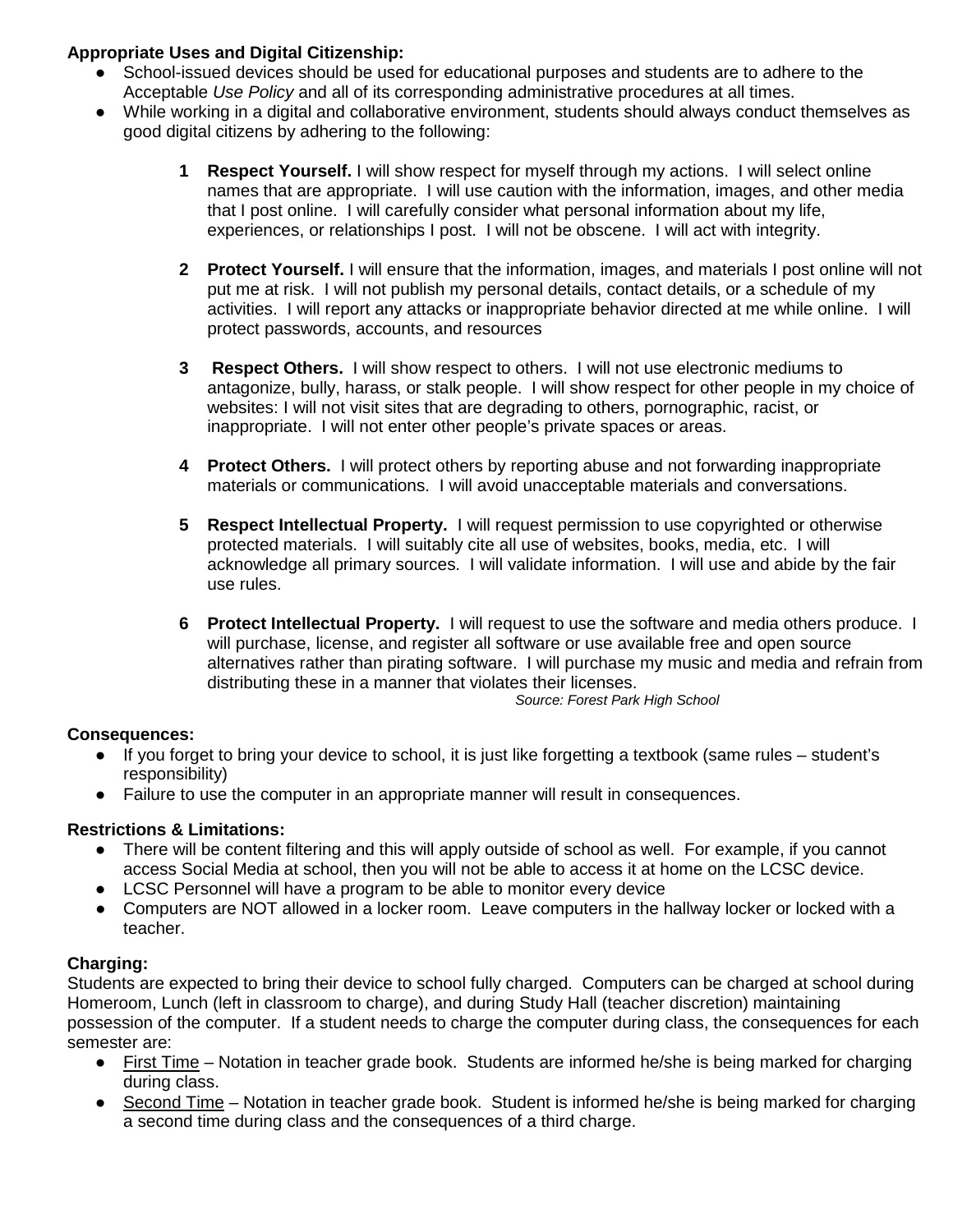**Appropriate Uses and Digital Citizenship:**

- School-issued devices should be used for educational purposes and students are to adhere to the Acceptable *Use Policy* and all of its corresponding administrative procedures at all times.
- While working in a digital and collaborative environment, students should always conduct themselves as good digital citizens by adhering to the following:

    1. **Respect Yourself.** I will show respect for myself through my actions. I will select online names that are appropriate. I will use caution with the information, images, and other media that I post online. I will carefully consider what personal information about my life, experiences, or relationships I post. I will not be obscene. I will act with integrity.

    2. **Protect Yourself.** I will ensure that the information, images, and materials I post online will not put me at risk. I will not publish my personal details, contact details, or a schedule of my activities. I will report any attacks or inappropriate behavior directed at me while online. I will protect passwords, accounts, and resources

    3. **Respect Others.** I will show respect to others. I will not use electronic mediums to antagonize, bully, harass, or stalk people. I will show respect for other people in my choice of websites: I will not visit sites that are degrading to others, pornographic, racist, or inappropriate. I will not enter other people's private spaces or areas.

    4. **Protect Others.** I will protect others by reporting abuse and not forwarding inappropriate materials or communications. I will avoid unacceptable materials and conversations.

    5. **Respect Intellectual Property.** I will request permission to use copyrighted or otherwise protected materials. I will suitably cite all use of websites, books, media, etc. I will acknowledge all primary sources. I will validate information. I will use and abide by the fair use rules.

    6. **Protect Intellectual Property.** I will request to use the software and media others produce. I will purchase, license, and register all software or use available free and open source alternatives rather than pirating software. I will purchase my music and media and refrain from distributing these in a manner that violates their licenses.

*Source: Forest Park High School*

**Consequences:**

- If you forget to bring your device to school, it is just like forgetting a textbook (same rules – student's responsibility)
- Failure to use the computer in an appropriate manner will result in consequences.

**Restrictions & Limitations:**

- There will be content filtering and this will apply outside of school as well. For example, if you cannot access Social Media at school, then you will not be able to access it at home on the LCSC device.
- LCSC Personnel will have a program to be able to monitor every device
- Computers are NOT allowed in a locker room. Leave computers in the hallway locker or locked with a teacher.

**Charging:**

Students are expected to bring their device to school fully charged. Computers can be charged at school during Homeroom, Lunch (left in classroom to charge), and during Study Hall (teacher discretion) maintaining possession of the computer. If a student needs to charge the computer during class, the consequences for each semester are:

- First Time – Notation in teacher grade book. Students are informed he/she is being marked for charging during class.
- Second Time – Notation in teacher grade book. Student is informed he/she is being marked for charging a second time during class and the consequences of a third charge.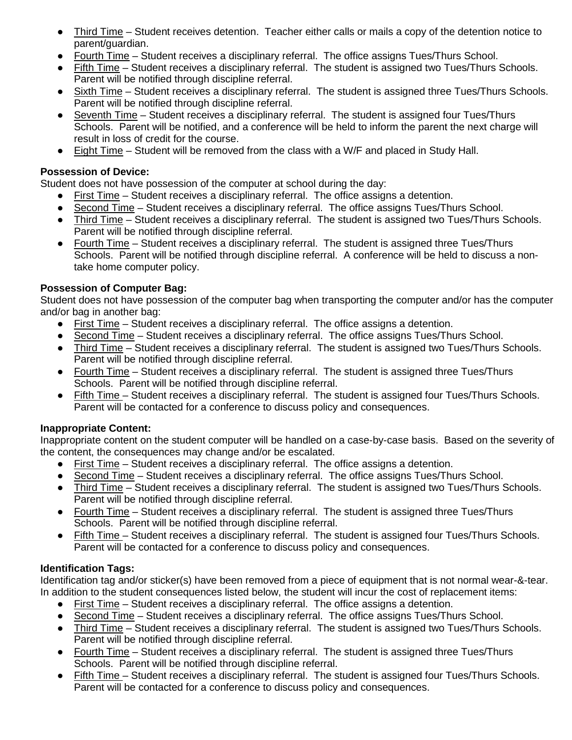- <u>Third Time</u> – Student receives detention. Teacher either calls or mails a copy of the detention notice to parent/guardian.
- <u>Fourth Time</u> – Student receives a disciplinary referral. The office assigns Tues/Thurs School.
- <u>Fifth Time</u> – Student receives a disciplinary referral. The student is assigned two Tues/Thurs Schools. Parent will be notified through discipline referral.
- <u>Sixth Time</u> – Student receives a disciplinary referral. The student is assigned three Tues/Thurs Schools. Parent will be notified through discipline referral.
- <u>Seventh Time</u> – Student receives a disciplinary referral. The student is assigned four Tues/Thurs Schools. Parent will be notified, and a conference will be held to inform the parent the next charge will result in loss of credit for the course.
- <u>Eight Time</u> – Student will be removed from the class with a W/F and placed in Study Hall.

**Possession of Device:**
Student does not have possession of the computer at school during the day:

- <u>First Time</u> – Student receives a disciplinary referral. The office assigns a detention.
- <u>Second Time</u> – Student receives a disciplinary referral. The office assigns Tues/Thurs School.
- <u>Third Time</u> – Student receives a disciplinary referral. The student is assigned two Tues/Thurs Schools. Parent will be notified through discipline referral.
- <u>Fourth Time</u> – Student receives a disciplinary referral. The student is assigned three Tues/Thurs Schools. Parent will be notified through discipline referral. A conference will be held to discuss a non-take home computer policy.

**Possession of Computer Bag:**
Student does not have possession of the computer bag when transporting the computer and/or has the computer and/or bag in another bag:

- <u>First Time</u> – Student receives a disciplinary referral. The office assigns a detention.
- <u>Second Time</u> – Student receives a disciplinary referral. The office assigns Tues/Thurs School.
- <u>Third Time</u> – Student receives a disciplinary referral. The student is assigned two Tues/Thurs Schools. Parent will be notified through discipline referral.
- <u>Fourth Time</u> – Student receives a disciplinary referral. The student is assigned three Tues/Thurs Schools. Parent will be notified through discipline referral.
- <u>Fifth Time</u> – Student receives a disciplinary referral. The student is assigned four Tues/Thurs Schools. Parent will be contacted for a conference to discuss policy and consequences.

**Inappropriate Content:**
Inappropriate content on the student computer will be handled on a case-by-case basis. Based on the severity of the content, the consequences may change and/or be escalated.

- <u>First Time</u> – Student receives a disciplinary referral. The office assigns a detention.
- <u>Second Time</u> – Student receives a disciplinary referral. The office assigns Tues/Thurs School.
- <u>Third Time</u> – Student receives a disciplinary referral. The student is assigned two Tues/Thurs Schools. Parent will be notified through discipline referral.
- <u>Fourth Time</u> – Student receives a disciplinary referral. The student is assigned three Tues/Thurs Schools. Parent will be notified through discipline referral.
- <u>Fifth Time</u> – Student receives a disciplinary referral. The student is assigned four Tues/Thurs Schools. Parent will be contacted for a conference to discuss policy and consequences.

**Identification Tags:**
Identification tag and/or sticker(s) have been removed from a piece of equipment that is not normal wear-&-tear. In addition to the student consequences listed below, the student will incur the cost of replacement items:

- <u>First Time</u> – Student receives a disciplinary referral. The office assigns a detention.
- <u>Second Time</u> – Student receives a disciplinary referral. The office assigns Tues/Thurs School.
- <u>Third Time</u> – Student receives a disciplinary referral. The student is assigned two Tues/Thurs Schools. Parent will be notified through discipline referral.
- <u>Fourth Time</u> – Student receives a disciplinary referral. The student is assigned three Tues/Thurs Schools. Parent will be notified through discipline referral.
- <u>Fifth Time</u> – Student receives a disciplinary referral. The student is assigned four Tues/Thurs Schools. Parent will be contacted for a conference to discuss policy and consequences.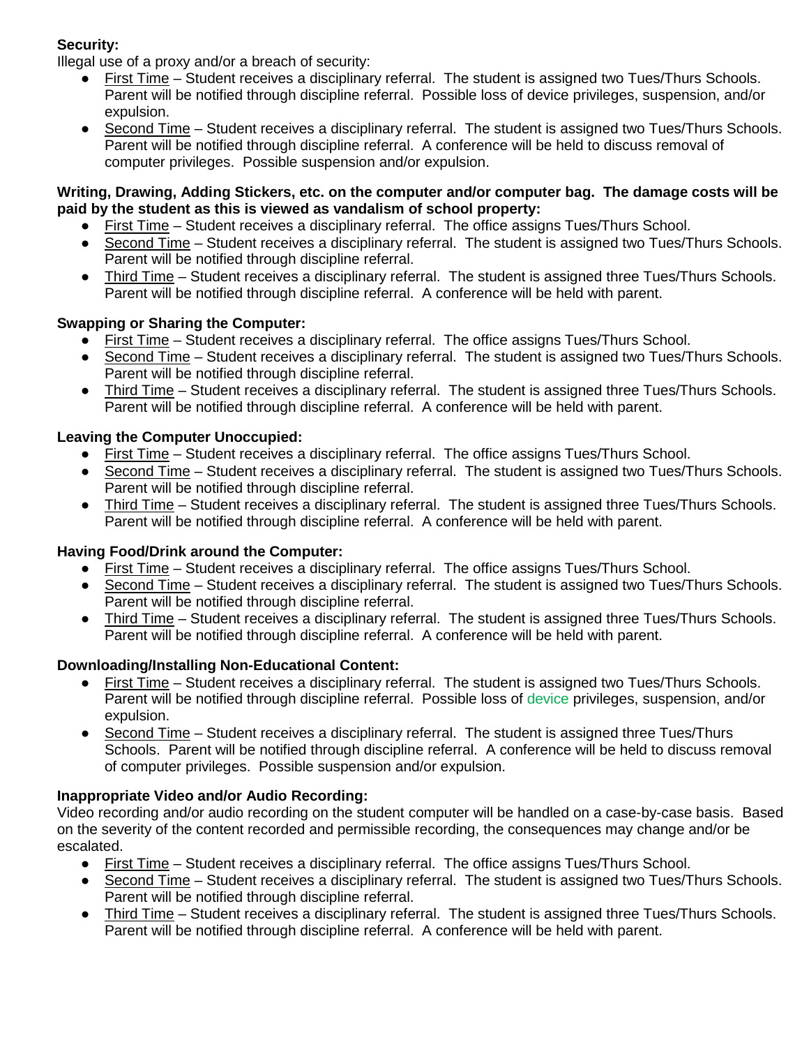**Security:**

Illegal use of a proxy and/or a breach of security:

- First Time – Student receives a disciplinary referral. The student is assigned two Tues/Thurs Schools. Parent will be notified through discipline referral. Possible loss of device privileges, suspension, and/or expulsion.
- Second Time – Student receives a disciplinary referral. The student is assigned two Tues/Thurs Schools. Parent will be notified through discipline referral. A conference will be held to discuss removal of computer privileges. Possible suspension and/or expulsion.

**Writing, Drawing, Adding Stickers, etc. on the computer and/or computer bag. The damage costs will be paid by the student as this is viewed as vandalism of school property:**

- First Time – Student receives a disciplinary referral. The office assigns Tues/Thurs School.
- Second Time – Student receives a disciplinary referral. The student is assigned two Tues/Thurs Schools. Parent will be notified through discipline referral.
- Third Time – Student receives a disciplinary referral. The student is assigned three Tues/Thurs Schools. Parent will be notified through discipline referral. A conference will be held with parent.

**Swapping or Sharing the Computer:**

- First Time – Student receives a disciplinary referral. The office assigns Tues/Thurs School.
- Second Time – Student receives a disciplinary referral. The student is assigned two Tues/Thurs Schools. Parent will be notified through discipline referral.
- Third Time – Student receives a disciplinary referral. The student is assigned three Tues/Thurs Schools. Parent will be notified through discipline referral. A conference will be held with parent.

**Leaving the Computer Unoccupied:**

- First Time – Student receives a disciplinary referral. The office assigns Tues/Thurs School.
- Second Time – Student receives a disciplinary referral. The student is assigned two Tues/Thurs Schools. Parent will be notified through discipline referral.
- Third Time – Student receives a disciplinary referral. The student is assigned three Tues/Thurs Schools. Parent will be notified through discipline referral. A conference will be held with parent.

**Having Food/Drink around the Computer:**

- First Time – Student receives a disciplinary referral. The office assigns Tues/Thurs School.
- Second Time – Student receives a disciplinary referral. The student is assigned two Tues/Thurs Schools. Parent will be notified through discipline referral.
- Third Time – Student receives a disciplinary referral. The student is assigned three Tues/Thurs Schools. Parent will be notified through discipline referral. A conference will be held with parent.

**Downloading/Installing Non-Educational Content:**

- First Time – Student receives a disciplinary referral. The student is assigned two Tues/Thurs Schools. Parent will be notified through discipline referral. Possible loss of device privileges, suspension, and/or expulsion.
- Second Time – Student receives a disciplinary referral. The student is assigned three Tues/Thurs Schools. Parent will be notified through discipline referral. A conference will be held to discuss removal of computer privileges. Possible suspension and/or expulsion.

**Inappropriate Video and/or Audio Recording:**

Video recording and/or audio recording on the student computer will be handled on a case-by-case basis. Based on the severity of the content recorded and permissible recording, the consequences may change and/or be escalated.

- First Time – Student receives a disciplinary referral. The office assigns Tues/Thurs School.
- Second Time – Student receives a disciplinary referral. The student is assigned two Tues/Thurs Schools. Parent will be notified through discipline referral.
- Third Time – Student receives a disciplinary referral. The student is assigned three Tues/Thurs Schools. Parent will be notified through discipline referral. A conference will be held with parent.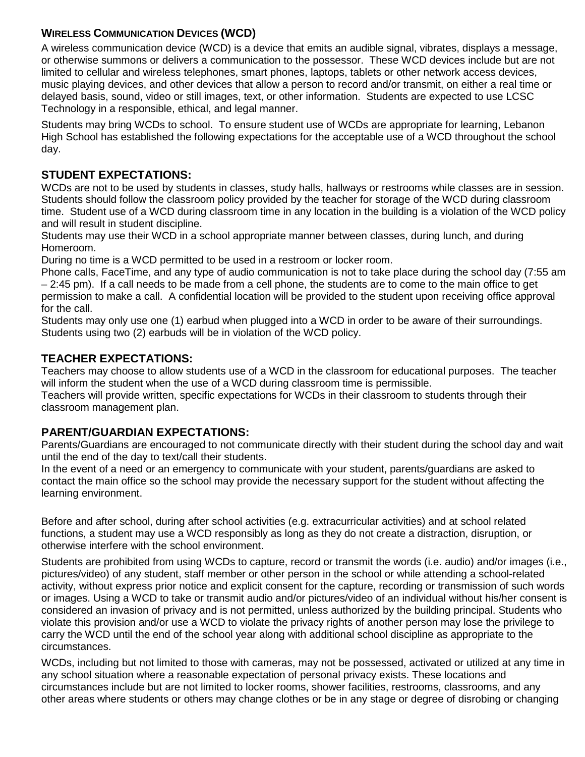### WIRELESS COMMUNICATION DEVICES (WCD)

A wireless communication device (WCD) is a device that emits an audible signal, vibrates, displays a message, or otherwise summons or delivers a communication to the possessor. These WCD devices include but are not limited to cellular and wireless telephones, smart phones, laptops, tablets or other network access devices, music playing devices, and other devices that allow a person to record and/or transmit, on either a real time or delayed basis, sound, video or still images, text, or other information. Students are expected to use LCSC Technology in a responsible, ethical, and legal manner.

Students may bring WCDs to school. To ensure student use of WCDs are appropriate for learning, Lebanon High School has established the following expectations for the acceptable use of a WCD throughout the school day.

### STUDENT EXPECTATIONS:

WCDs are not to be used by students in classes, study halls, hallways or restrooms while classes are in session. Students should follow the classroom policy provided by the teacher for storage of the WCD during classroom time. Student use of a WCD during classroom time in any location in the building is a violation of the WCD policy and will result in student discipline.

Students may use their WCD in a school appropriate manner between classes, during lunch, and during Homeroom.

During no time is a WCD permitted to be used in a restroom or locker room.

Phone calls, FaceTime, and any type of audio communication is not to take place during the school day (7:55 am – 2:45 pm). If a call needs to be made from a cell phone, the students are to come to the main office to get permission to make a call. A confidential location will be provided to the student upon receiving office approval for the call.

Students may only use one (1) earbud when plugged into a WCD in order to be aware of their surroundings. Students using two (2) earbuds will be in violation of the WCD policy.

### TEACHER EXPECTATIONS:

Teachers may choose to allow students use of a WCD in the classroom for educational purposes. The teacher will inform the student when the use of a WCD during classroom time is permissible.

Teachers will provide written, specific expectations for WCDs in their classroom to students through their classroom management plan.

### PARENT/GUARDIAN EXPECTATIONS:

Parents/Guardians are encouraged to not communicate directly with their student during the school day and wait until the end of the day to text/call their students.

In the event of a need or an emergency to communicate with your student, parents/guardians are asked to contact the main office so the school may provide the necessary support for the student without affecting the learning environment.

Before and after school, during after school activities (e.g. extracurricular activities) and at school related functions, a student may use a WCD responsibly as long as they do not create a distraction, disruption, or otherwise interfere with the school environment.

Students are prohibited from using WCDs to capture, record or transmit the words (i.e. audio) and/or images (i.e., pictures/video) of any student, staff member or other person in the school or while attending a school-related activity, without express prior notice and explicit consent for the capture, recording or transmission of such words or images. Using a WCD to take or transmit audio and/or pictures/video of an individual without his/her consent is considered an invasion of privacy and is not permitted, unless authorized by the building principal. Students who violate this provision and/or use a WCD to violate the privacy rights of another person may lose the privilege to carry the WCD until the end of the school year along with additional school discipline as appropriate to the circumstances.

WCDs, including but not limited to those with cameras, may not be possessed, activated or utilized at any time in any school situation where a reasonable expectation of personal privacy exists. These locations and circumstances include but are not limited to locker rooms, shower facilities, restrooms, classrooms, and any other areas where students or others may change clothes or be in any stage or degree of disrobing or changing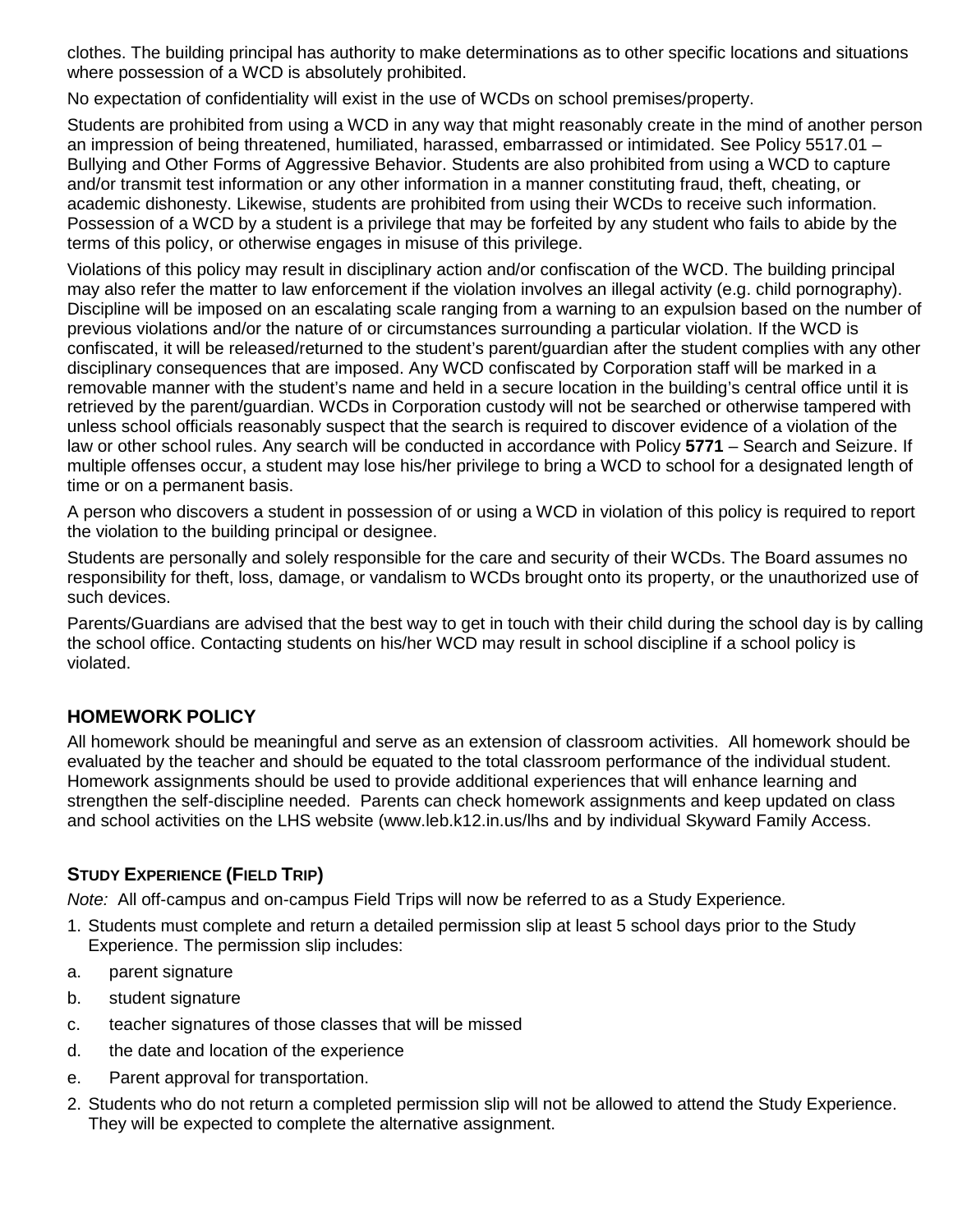clothes. The building principal has authority to make determinations as to other specific locations and situations where possession of a WCD is absolutely prohibited.

No expectation of confidentiality will exist in the use of WCDs on school premises/property.

Students are prohibited from using a WCD in any way that might reasonably create in the mind of another person an impression of being threatened, humiliated, harassed, embarrassed or intimidated. See Policy 5517.01 – Bullying and Other Forms of Aggressive Behavior. Students are also prohibited from using a WCD to capture and/or transmit test information or any other information in a manner constituting fraud, theft, cheating, or academic dishonesty. Likewise, students are prohibited from using their WCDs to receive such information. Possession of a WCD by a student is a privilege that may be forfeited by any student who fails to abide by the terms of this policy, or otherwise engages in misuse of this privilege.

Violations of this policy may result in disciplinary action and/or confiscation of the WCD. The building principal may also refer the matter to law enforcement if the violation involves an illegal activity (e.g. child pornography). Discipline will be imposed on an escalating scale ranging from a warning to an expulsion based on the number of previous violations and/or the nature of or circumstances surrounding a particular violation. If the WCD is confiscated, it will be released/returned to the student's parent/guardian after the student complies with any other disciplinary consequences that are imposed. Any WCD confiscated by Corporation staff will be marked in a removable manner with the student's name and held in a secure location in the building's central office until it is retrieved by the parent/guardian. WCDs in Corporation custody will not be searched or otherwise tampered with unless school officials reasonably suspect that the search is required to discover evidence of a violation of the law or other school rules. Any search will be conducted in accordance with Policy **5771** – Search and Seizure. If multiple offenses occur, a student may lose his/her privilege to bring a WCD to school for a designated length of time or on a permanent basis.

A person who discovers a student in possession of or using a WCD in violation of this policy is required to report the violation to the building principal or designee.

Students are personally and solely responsible for the care and security of their WCDs. The Board assumes no responsibility for theft, loss, damage, or vandalism to WCDs brought onto its property, or the unauthorized use of such devices.

Parents/Guardians are advised that the best way to get in touch with their child during the school day is by calling the school office. Contacting students on his/her WCD may result in school discipline if a school policy is violated.

## HOMEWORK POLICY

All homework should be meaningful and serve as an extension of classroom activities. All homework should be evaluated by the teacher and should be equated to the total classroom performance of the individual student. Homework assignments should be used to provide additional experiences that will enhance learning and strengthen the self-discipline needed. Parents can check homework assignments and keep updated on class and school activities on the LHS website (www.leb.k12.in.us/lhs and by individual Skyward Family Access.

### STUDY EXPERIENCE (FIELD TRIP)

*Note:* All off-campus and on-campus Field Trips will now be referred to as a Study Experience*.*

1. Students must complete and return a detailed permission slip at least 5 school days prior to the Study Experience. The permission slip includes:

   a. parent signature

   b. student signature

   c. teacher signatures of those classes that will be missed

   d. the date and location of the experience

   e. Parent approval for transportation.

2. Students who do not return a completed permission slip will not be allowed to attend the Study Experience. They will be expected to complete the alternative assignment.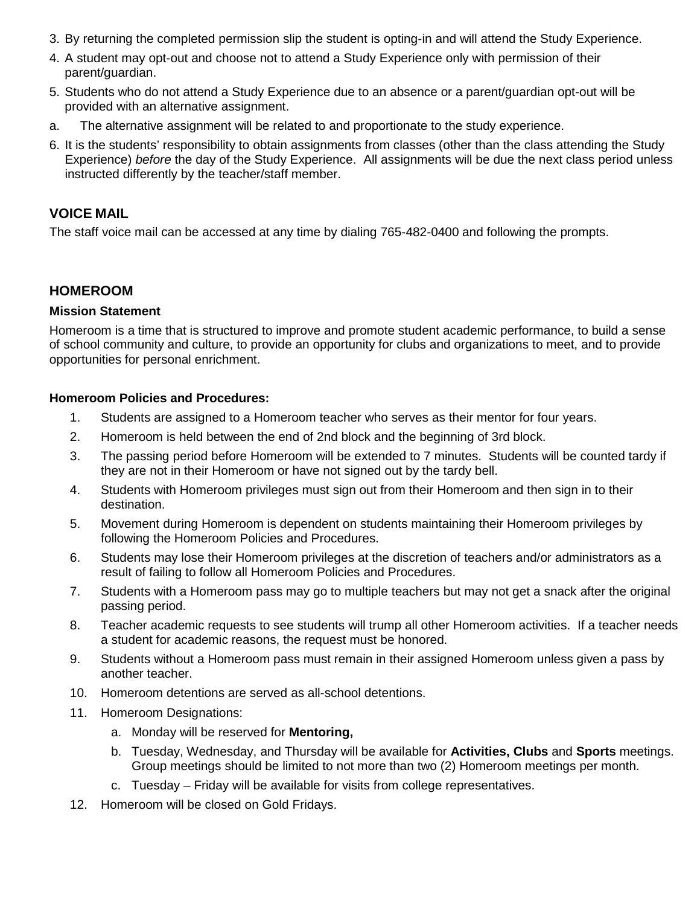3. By returning the completed permission slip the student is opting-in and will attend the Study Experience.
4. A student may opt-out and choose not to attend a Study Experience only with permission of their parent/guardian.
5. Students who do not attend a Study Experience due to an absence or a parent/guardian opt-out will be provided with an alternative assignment.

a. The alternative assignment will be related to and proportionate to the study experience.

6. It is the students' responsibility to obtain assignments from classes (other than the class attending the Study Experience) *before* the day of the Study Experience. All assignments will be due the next class period unless instructed differently by the teacher/staff member.

## VOICE MAIL

The staff voice mail can be accessed at any time by dialing 765-482-0400 and following the prompts.

## HOMEROOM

### Mission Statement

Homeroom is a time that is structured to improve and promote student academic performance, to build a sense of school community and culture, to provide an opportunity for clubs and organizations to meet, and to provide opportunities for personal enrichment.

### Homeroom Policies and Procedures:

1. Students are assigned to a Homeroom teacher who serves as their mentor for four years.
2. Homeroom is held between the end of 2nd block and the beginning of 3rd block.
3. The passing period before Homeroom will be extended to 7 minutes. Students will be counted tardy if they are not in their Homeroom or have not signed out by the tardy bell.
4. Students with Homeroom privileges must sign out from their Homeroom and then sign in to their destination.
5. Movement during Homeroom is dependent on students maintaining their Homeroom privileges by following the Homeroom Policies and Procedures.
6. Students may lose their Homeroom privileges at the discretion of teachers and/or administrators as a result of failing to follow all Homeroom Policies and Procedures.
7. Students with a Homeroom pass may go to multiple teachers but may not get a snack after the original passing period.
8. Teacher academic requests to see students will trump all other Homeroom activities. If a teacher needs a student for academic reasons, the request must be honored.
9. Students without a Homeroom pass must remain in their assigned Homeroom unless given a pass by another teacher.
10. Homeroom detentions are served as all-school detentions.
11. Homeroom Designations:
    a. Monday will be reserved for **Mentoring,**
    b. Tuesday, Wednesday, and Thursday will be available for **Activities, Clubs** and **Sports** meetings. Group meetings should be limited to not more than two (2) Homeroom meetings per month.
    c. Tuesday – Friday will be available for visits from college representatives.
12. Homeroom will be closed on Gold Fridays.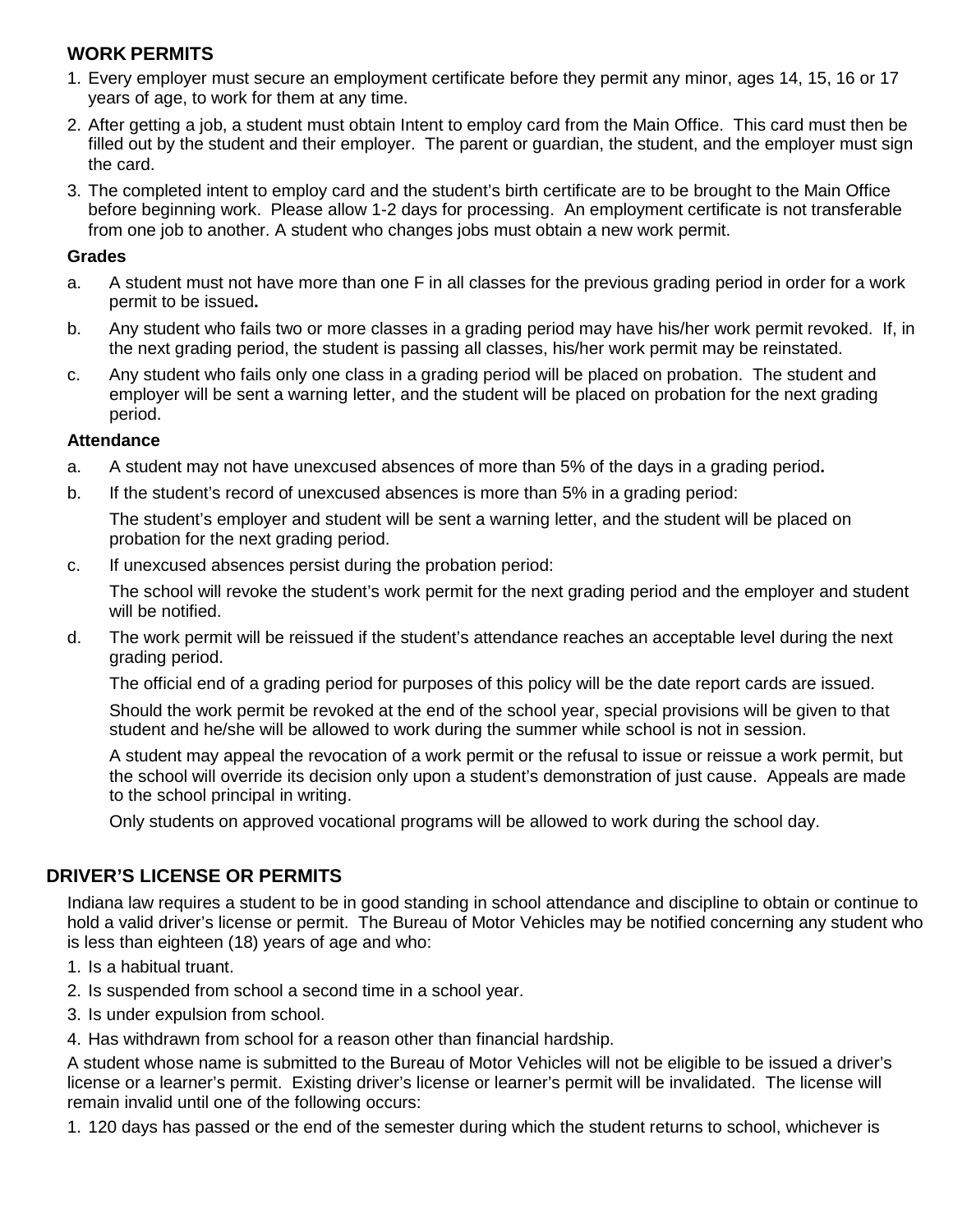## WORK PERMITS

1. Every employer must secure an employment certificate before they permit any minor, ages 14, 15, 16 or 17 years of age, to work for them at any time.
2. After getting a job, a student must obtain Intent to employ card from the Main Office. This card must then be filled out by the student and their employer. The parent or guardian, the student, and the employer must sign the card.
3. The completed intent to employ card and the student's birth certificate are to be brought to the Main Office before beginning work. Please allow 1-2 days for processing. An employment certificate is not transferable from one job to another. A student who changes jobs must obtain a new work permit.

### Grades

a. A student must not have more than one F in all classes for the previous grading period in order for a work permit to be issued**.**

b. Any student who fails two or more classes in a grading period may have his/her work permit revoked. If, in the next grading period, the student is passing all classes, his/her work permit may be reinstated.

c. Any student who fails only one class in a grading period will be placed on probation. The student and employer will be sent a warning letter, and the student will be placed on probation for the next grading period.

### Attendance

a. A student may not have unexcused absences of more than 5% of the days in a grading period**.**

b. If the student's record of unexcused absences is more than 5% in a grading period:

   The student's employer and student will be sent a warning letter, and the student will be placed on probation for the next grading period.

c. If unexcused absences persist during the probation period:

   The school will revoke the student's work permit for the next grading period and the employer and student will be notified.

d. The work permit will be reissued if the student's attendance reaches an acceptable level during the next grading period.

   The official end of a grading period for purposes of this policy will be the date report cards are issued.

   Should the work permit be revoked at the end of the school year, special provisions will be given to that student and he/she will be allowed to work during the summer while school is not in session.

   A student may appeal the revocation of a work permit or the refusal to issue or reissue a work permit, but the school will override its decision only upon a student's demonstration of just cause. Appeals are made to the school principal in writing.

   Only students on approved vocational programs will be allowed to work during the school day.

## DRIVER'S LICENSE OR PERMITS

Indiana law requires a student to be in good standing in school attendance and discipline to obtain or continue to hold a valid driver's license or permit. The Bureau of Motor Vehicles may be notified concerning any student who is less than eighteen (18) years of age and who:

1. Is a habitual truant.
2. Is suspended from school a second time in a school year.
3. Is under expulsion from school.
4. Has withdrawn from school for a reason other than financial hardship.

A student whose name is submitted to the Bureau of Motor Vehicles will not be eligible to be issued a driver's license or a learner's permit. Existing driver's license or learner's permit will be invalidated. The license will remain invalid until one of the following occurs:

1. 120 days has passed or the end of the semester during which the student returns to school, whichever is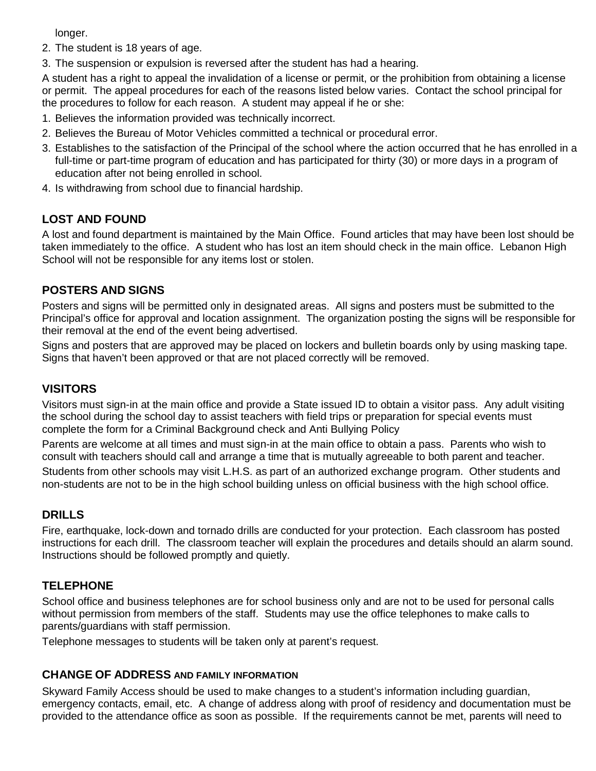longer.

2. The student is 18 years of age.
3. The suspension or expulsion is reversed after the student has had a hearing.

A student has a right to appeal the invalidation of a license or permit, or the prohibition from obtaining a license or permit. The appeal procedures for each of the reasons listed below varies. Contact the school principal for the procedures to follow for each reason. A student may appeal if he or she:

1. Believes the information provided was technically incorrect.
2. Believes the Bureau of Motor Vehicles committed a technical or procedural error.
3. Establishes to the satisfaction of the Principal of the school where the action occurred that he has enrolled in a full-time or part-time program of education and has participated for thirty (30) or more days in a program of education after not being enrolled in school.
4. Is withdrawing from school due to financial hardship.

## LOST AND FOUND

A lost and found department is maintained by the Main Office. Found articles that may have been lost should be taken immediately to the office. A student who has lost an item should check in the main office. Lebanon High School will not be responsible for any items lost or stolen.

## POSTERS AND SIGNS

Posters and signs will be permitted only in designated areas. All signs and posters must be submitted to the Principal's office for approval and location assignment. The organization posting the signs will be responsible for their removal at the end of the event being advertised.

Signs and posters that are approved may be placed on lockers and bulletin boards only by using masking tape. Signs that haven't been approved or that are not placed correctly will be removed.

## VISITORS

Visitors must sign-in at the main office and provide a State issued ID to obtain a visitor pass. Any adult visiting the school during the school day to assist teachers with field trips or preparation for special events must complete the form for a Criminal Background check and Anti Bullying Policy

Parents are welcome at all times and must sign-in at the main office to obtain a pass. Parents who wish to consult with teachers should call and arrange a time that is mutually agreeable to both parent and teacher.

Students from other schools may visit L.H.S. as part of an authorized exchange program. Other students and non-students are not to be in the high school building unless on official business with the high school office.

## DRILLS

Fire, earthquake, lock-down and tornado drills are conducted for your protection. Each classroom has posted instructions for each drill. The classroom teacher will explain the procedures and details should an alarm sound. Instructions should be followed promptly and quietly.

## TELEPHONE

School office and business telephones are for school business only and are not to be used for personal calls without permission from members of the staff. Students may use the office telephones to make calls to parents/guardians with staff permission.

Telephone messages to students will be taken only at parent's request.

## CHANGE OF ADDRESS AND FAMILY INFORMATION

Skyward Family Access should be used to make changes to a student's information including guardian, emergency contacts, email, etc. A change of address along with proof of residency and documentation must be provided to the attendance office as soon as possible. If the requirements cannot be met, parents will need to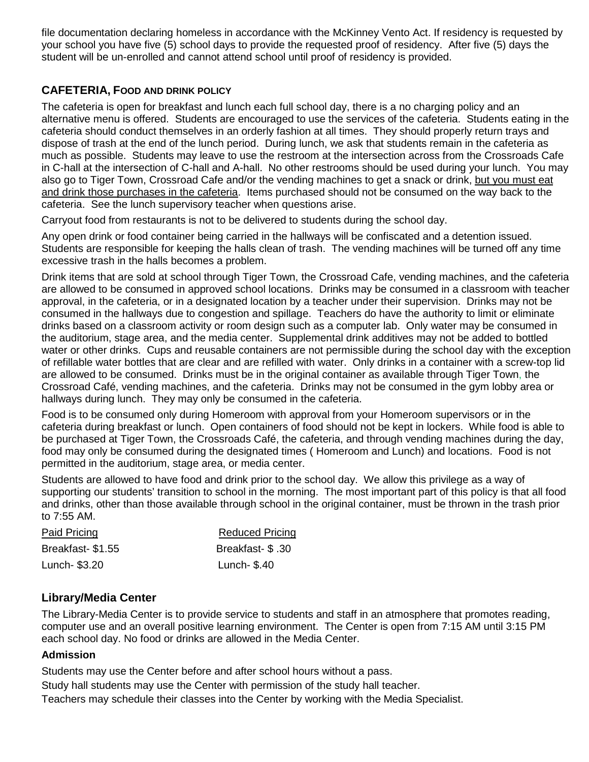file documentation declaring homeless in accordance with the McKinney Vento Act. If residency is requested by your school you have five (5) school days to provide the requested proof of residency. After five (5) days the student will be un-enrolled and cannot attend school until proof of residency is provided.

## CAFETERIA, FOOD AND DRINK POLICY

The cafeteria is open for breakfast and lunch each full school day, there is a no charging policy and an alternative menu is offered. Students are encouraged to use the services of the cafeteria. Students eating in the cafeteria should conduct themselves in an orderly fashion at all times. They should properly return trays and dispose of trash at the end of the lunch period. During lunch, we ask that students remain in the cafeteria as much as possible. Students may leave to use the restroom at the intersection across from the Crossroads Cafe in C-hall at the intersection of C-hall and A-hall. No other restrooms should be used during your lunch. You may also go to Tiger Town, Crossroad Cafe and/or the vending machines to get a snack or drink, <u>but you must eat and drink those purchases in the cafeteria</u>. Items purchased should not be consumed on the way back to the cafeteria. See the lunch supervisory teacher when questions arise.

Carryout food from restaurants is not to be delivered to students during the school day.

Any open drink or food container being carried in the hallways will be confiscated and a detention issued. Students are responsible for keeping the halls clean of trash. The vending machines will be turned off any time excessive trash in the halls becomes a problem.

Drink items that are sold at school through Tiger Town, the Crossroad Cafe, vending machines, and the cafeteria are allowed to be consumed in approved school locations. Drinks may be consumed in a classroom with teacher approval, in the cafeteria, or in a designated location by a teacher under their supervision. Drinks may not be consumed in the hallways due to congestion and spillage. Teachers do have the authority to limit or eliminate drinks based on a classroom activity or room design such as a computer lab. Only water may be consumed in the auditorium, stage area, and the media center. Supplemental drink additives may not be added to bottled water or other drinks. Cups and reusable containers are not permissible during the school day with the exception of refillable water bottles that are clear and are refilled with water. Only drinks in a container with a screw-top lid are allowed to be consumed. Drinks must be in the original container as available through Tiger Town, the Crossroad Café, vending machines, and the cafeteria. Drinks may not be consumed in the gym lobby area or hallways during lunch. They may only be consumed in the cafeteria.

Food is to be consumed only during Homeroom with approval from your Homeroom supervisors or in the cafeteria during breakfast or lunch. Open containers of food should not be kept in lockers. While food is able to be purchased at Tiger Town, the Crossroads Café, the cafeteria, and through vending machines during the day, food may only be consumed during the designated times ( Homeroom and Lunch) and locations. Food is not permitted in the auditorium, stage area, or media center.

Students are allowed to have food and drink prior to the school day. We allow this privilege as a way of supporting our students' transition to school in the morning. The most important part of this policy is that all food and drinks, other than those available through school in the original container, must be thrown in the trash prior to 7:55 AM.

| Paid Pricing | Reduced Pricing |
|---|---|
| Breakfast- $1.55 | Breakfast- $ .30 |
| Lunch- $3.20 | Lunch- $.40 |

## Library/Media Center

The Library-Media Center is to provide service to students and staff in an atmosphere that promotes reading, computer use and an overall positive learning environment. The Center is open from 7:15 AM until 3:15 PM each school day. No food or drinks are allowed in the Media Center.

### Admission

Students may use the Center before and after school hours without a pass.

Study hall students may use the Center with permission of the study hall teacher.

Teachers may schedule their classes into the Center by working with the Media Specialist.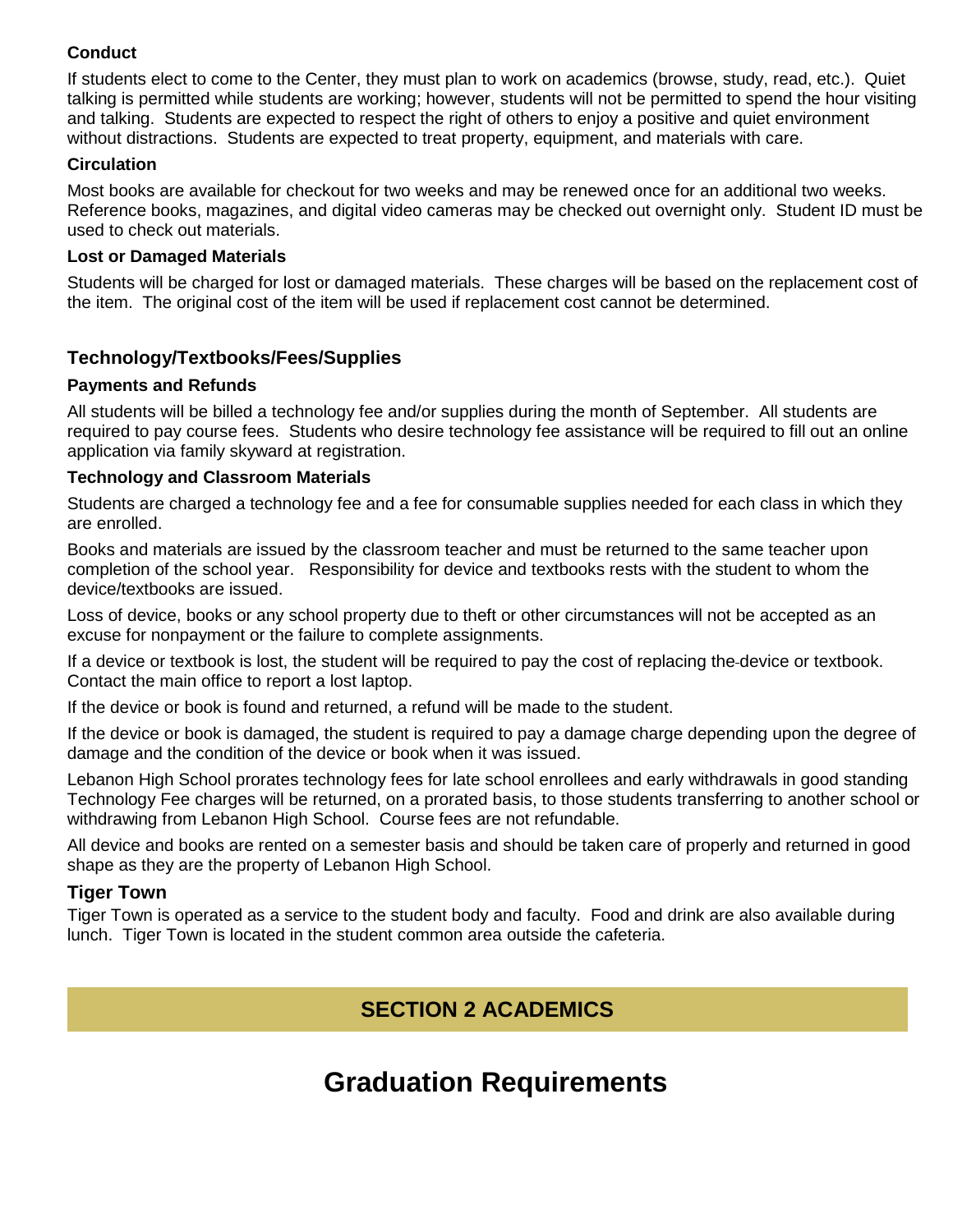### Conduct

If students elect to come to the Center, they must plan to work on academics (browse, study, read, etc.). Quiet talking is permitted while students are working; however, students will not be permitted to spend the hour visiting and talking. Students are expected to respect the right of others to enjoy a positive and quiet environment without distractions. Students are expected to treat property, equipment, and materials with care.

### Circulation

Most books are available for checkout for two weeks and may be renewed once for an additional two weeks. Reference books, magazines, and digital video cameras may be checked out overnight only. Student ID must be used to check out materials.

### Lost or Damaged Materials

Students will be charged for lost or damaged materials. These charges will be based on the replacement cost of the item. The original cost of the item will be used if replacement cost cannot be determined.

## Technology/Textbooks/Fees/Supplies

### Payments and Refunds

All students will be billed a technology fee and/or supplies during the month of September. All students are required to pay course fees. Students who desire technology fee assistance will be required to fill out an online application via family skyward at registration.

### Technology and Classroom Materials

Students are charged a technology fee and a fee for consumable supplies needed for each class in which they are enrolled.

Books and materials are issued by the classroom teacher and must be returned to the same teacher upon completion of the school year. Responsibility for device and textbooks rests with the student to whom the device/textbooks are issued.

Loss of device, books or any school property due to theft or other circumstances will not be accepted as an excuse for nonpayment or the failure to complete assignments.

If a device or textbook is lost, the student will be required to pay the cost of replacing the device or textbook. Contact the main office to report a lost laptop.

If the device or book is found and returned, a refund will be made to the student.

If the device or book is damaged, the student is required to pay a damage charge depending upon the degree of damage and the condition of the device or book when it was issued.

Lebanon High School prorates technology fees for late school enrollees and early withdrawals in good standing Technology Fee charges will be returned, on a prorated basis, to those students transferring to another school or withdrawing from Lebanon High School. Course fees are not refundable.

All device and books are rented on a semester basis and should be taken care of properly and returned in good shape as they are the property of Lebanon High School.

## Tiger Town

Tiger Town is operated as a service to the student body and faculty. Food and drink are also available during lunch. Tiger Town is located in the student common area outside the cafeteria.

# SECTION 2 ACADEMICS

# Graduation Requirements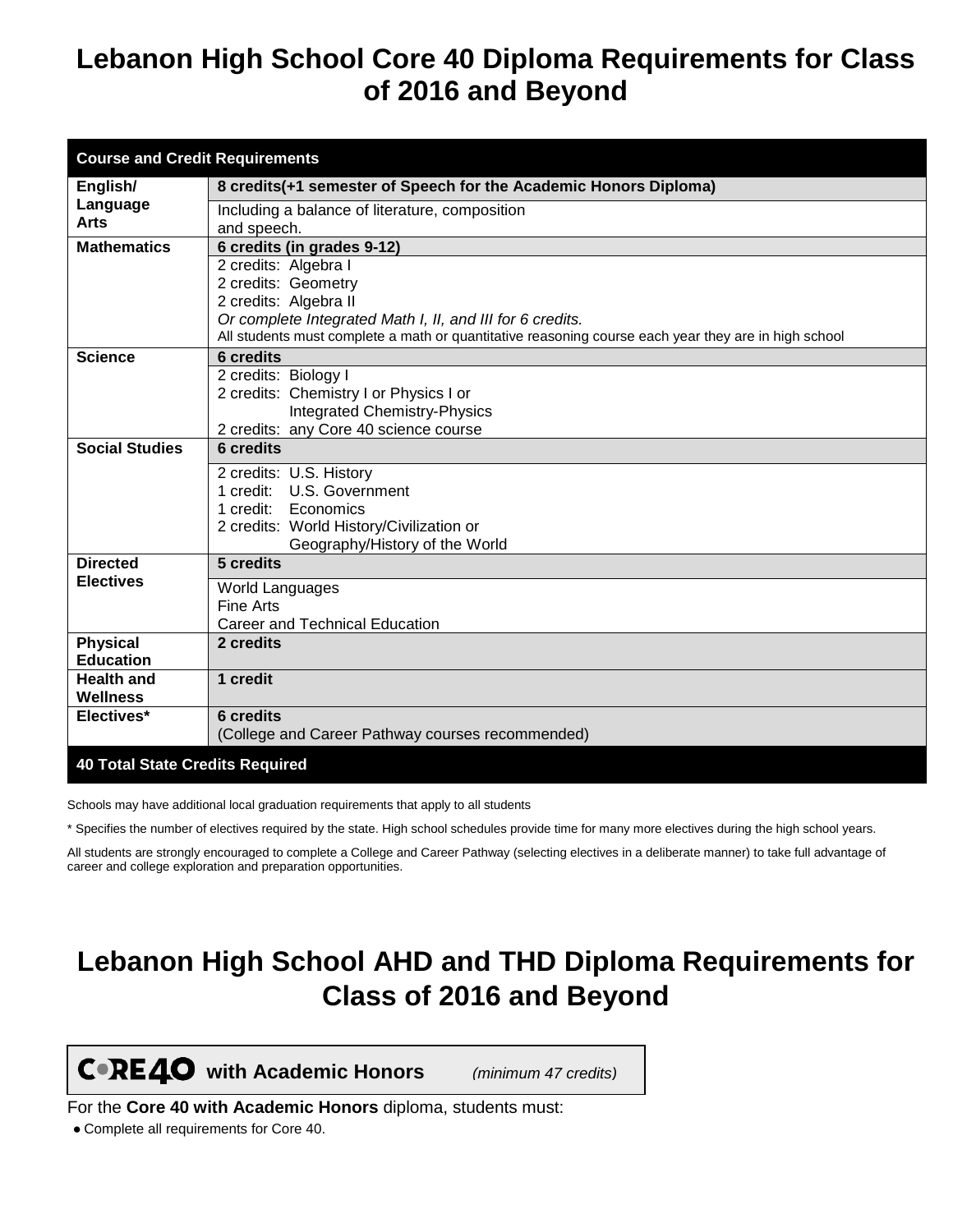# Lebanon High School Core 40 Diploma Requirements for Class of 2016 and Beyond

| Course and Credit Requirements | |
|---|---|
| **English/ Language Arts** | **8 credits(+1 semester of Speech for the Academic Honors Diploma)** |
| | Including a balance of literature, composition and speech. |
| **Mathematics** | **6 credits (in grades 9-12)** |
| | 2 credits: Algebra I<br>2 credits: Geometry<br>2 credits: Algebra II<br>*Or complete Integrated Math I, II, and III for 6 credits.*<br>All students must complete a math or quantitative reasoning course each year they are in high school |
| **Science** | **6 credits** |
| | 2 credits: Biology I<br>2 credits: Chemistry I or Physics I or Integrated Chemistry-Physics<br>2 credits: any Core 40 science course |
| **Social Studies** | **6 credits** |
| | 2 credits: U.S. History<br>1 credit: U.S. Government<br>1 credit: Economics<br>2 credits: World History/Civilization or Geography/History of the World |
| **Directed Electives** | **5 credits** |
| | World Languages<br>Fine Arts<br>Career and Technical Education |
| **Physical Education** | **2 credits** |
| **Health and Wellness** | **1 credit** |
| **Electives*** | **6 credits**<br>(College and Career Pathway courses recommended) |
| **40 Total State Credits Required** | |

Schools may have additional local graduation requirements that apply to all students

* Specifies the number of electives required by the state. High school schedules provide time for many more electives during the high school years.

All students are strongly encouraged to complete a College and Career Pathway (selecting electives in a deliberate manner) to take full advantage of career and college exploration and preparation opportunities.

# Lebanon High School AHD and THD Diploma Requirements for Class of 2016 and Beyond

**CORE40 with Academic Honors** *(minimum 47 credits)*

For the **Core 40 with Academic Honors** diploma, students must:

- Complete all requirements for Core 40.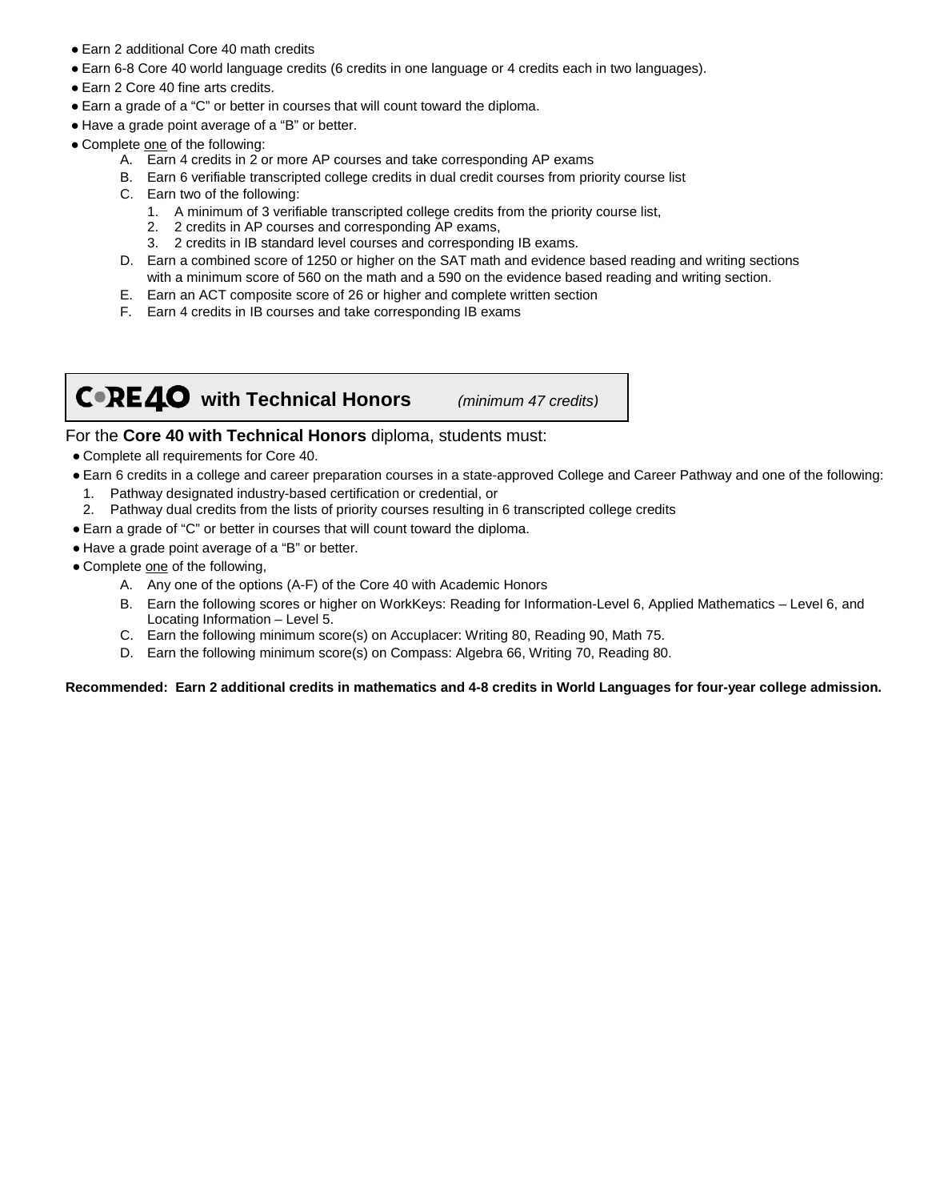- Earn 2 additional Core 40 math credits
- Earn 6-8 Core 40 world language credits (6 credits in one language or 4 credits each in two languages).
- Earn 2 Core 40 fine arts credits.
- Earn a grade of a "C" or better in courses that will count toward the diploma.
- Have a grade point average of a "B" or better.
- Complete one of the following:
  - A. Earn 4 credits in 2 or more AP courses and take corresponding AP exams
  - B. Earn 6 verifiable transcripted college credits in dual credit courses from priority course list
  - C. Earn two of the following:
    1. A minimum of 3 verifiable transcripted college credits from the priority course list,
    2. 2 credits in AP courses and corresponding AP exams,
    3. 2 credits in IB standard level courses and corresponding IB exams.
  - D. Earn a combined score of 1250 or higher on the SAT math and evidence based reading and writing sections with a minimum score of 560 on the math and a 590 on the evidence based reading and writing section.
  - E. Earn an ACT composite score of 26 or higher and complete written section
  - F. Earn 4 credits in IB courses and take corresponding IB exams

## CORE 40 with Technical Honors *(minimum 47 credits)*

For the **Core 40 with Technical Honors** diploma, students must:

- Complete all requirements for Core 40.
- Earn 6 credits in a college and career preparation courses in a state-approved College and Career Pathway and one of the following:
  1. Pathway designated industry-based certification or credential, or
  2. Pathway dual credits from the lists of priority courses resulting in 6 transcripted college credits
- Earn a grade of "C" or better in courses that will count toward the diploma.
- Have a grade point average of a "B" or better.
- Complete one of the following,
  - A. Any one of the options (A-F) of the Core 40 with Academic Honors
  - B. Earn the following scores or higher on WorkKeys: Reading for Information-Level 6, Applied Mathematics – Level 6, and Locating Information – Level 5.
  - C. Earn the following minimum score(s) on Accuplacer: Writing 80, Reading 90, Math 75.
  - D. Earn the following minimum score(s) on Compass: Algebra 66, Writing 70, Reading 80.

**Recommended: Earn 2 additional credits in mathematics and 4-8 credits in World Languages for four-year college admission.**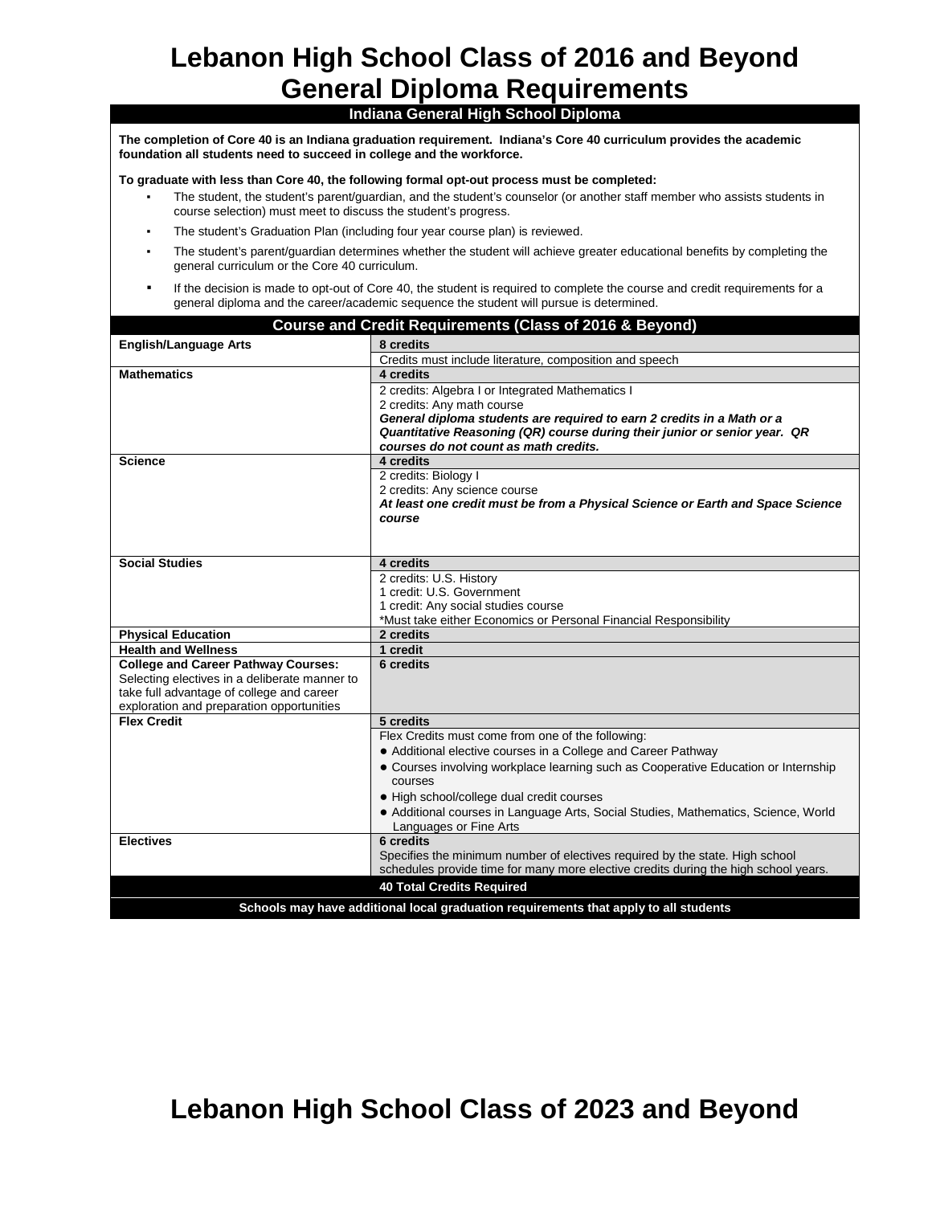# Lebanon High School Class of 2016 and Beyond General Diploma Requirements

## Indiana General High School Diploma

**The completion of Core 40 is an Indiana graduation requirement. Indiana's Core 40 curriculum provides the academic foundation all students need to succeed in college and the workforce.**

**To graduate with less than Core 40, the following formal opt-out process must be completed:**

- The student, the student's parent/guardian, and the student's counselor (or another staff member who assists students in course selection) must meet to discuss the student's progress.
- The student's Graduation Plan (including four year course plan) is reviewed.
- The student's parent/guardian determines whether the student will achieve greater educational benefits by completing the general curriculum or the Core 40 curriculum.
- If the decision is made to opt-out of Core 40, the student is required to complete the course and credit requirements for a general diploma and the career/academic sequence the student will pursue is determined.

## Course and Credit Requirements (Class of 2016 & Beyond)

| Subject | Requirements |
|---|---|
| **English/Language Arts** | **8 credits**<br>Credits must include literature, composition and speech |
| **Mathematics** | **4 credits**<br>2 credits: Algebra I or Integrated Mathematics I<br>2 credits: Any math course<br>***General diploma students are required to earn 2 credits in a Math or a Quantitative Reasoning (QR) course during their junior or senior year. QR courses do not count as math credits.*** |
| **Science** | **4 credits**<br>2 credits: Biology I<br>2 credits: Any science course<br>***At least one credit must be from a Physical Science or Earth and Space Science course*** |
| **Social Studies** | **4 credits**<br>2 credits: U.S. History<br>1 credit: U.S. Government<br>1 credit: Any social studies course<br>*Must take either Economics or Personal Financial Responsibility |
| **Physical Education** | **2 credits** |
| **Health and Wellness** | **1 credit** |
| **College and Career Pathway Courses:** Selecting electives in a deliberate manner to take full advantage of college and career exploration and preparation opportunities | **6 credits** |
| **Flex Credit** | **5 credits**<br>Flex Credits must come from one of the following:<br>● Additional elective courses in a College and Career Pathway<br>● Courses involving workplace learning such as Cooperative Education or Internship courses<br>● High school/college dual credit courses<br>● Additional courses in Language Arts, Social Studies, Mathematics, Science, World Languages or Fine Arts |
| **Electives** | **6 credits**<br>Specifies the minimum number of electives required by the state. High school schedules provide time for many more elective credits during the high school years. |
| | **40 Total Credits Required** |

**Schools may have additional local graduation requirements that apply to all students**

# Lebanon High School Class of 2023 and Beyond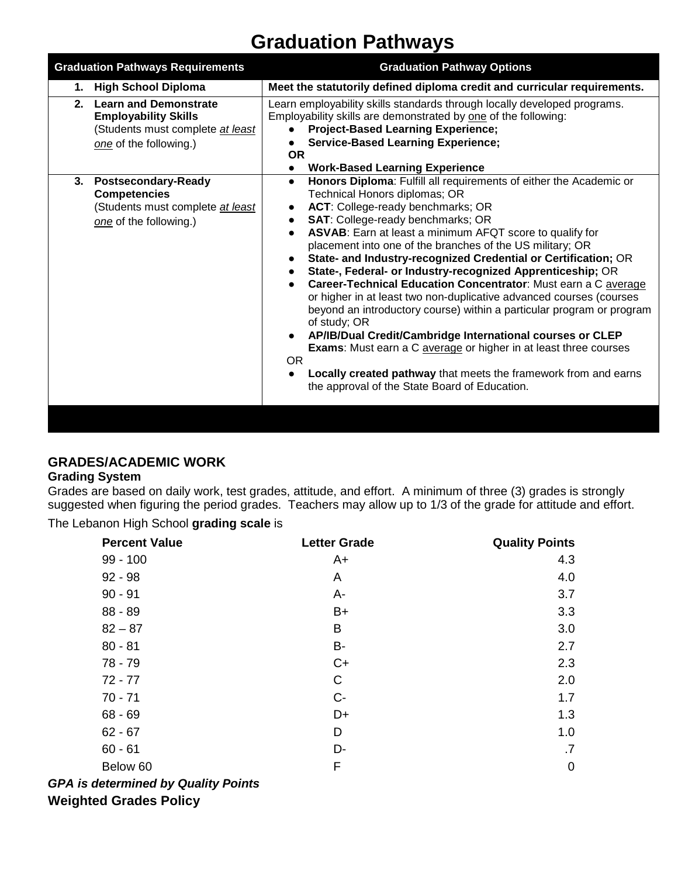# Graduation Pathways

| Graduation Pathways Requirements | Graduation Pathway Options |
|---|---|
| **1. High School Diploma** | **Meet the statutorily defined diploma credit and curricular requirements.** |
| **2. Learn and Demonstrate Employability Skills** (Students must complete *at least one* of the following.) | Learn employability skills standards through locally developed programs. Employability skills are demonstrated by one of the following: <br>• **Project-Based Learning Experience;** <br>• **Service-Based Learning Experience;** <br>**OR** <br>• **Work-Based Learning Experience** |
| **3. Postsecondary-Ready Competencies** (Students must complete *at least one* of the following.) | • **Honors Diploma**: Fulfill all requirements of either the Academic or Technical Honors diplomas; OR <br>• **ACT**: College-ready benchmarks; OR <br>• **SAT**: College-ready benchmarks; OR <br>• **ASVAB**: Earn at least a minimum AFQT score to qualify for placement into one of the branches of the US military; OR <br>• **State- and Industry-recognized Credential or Certification;** OR <br>• **State-, Federal- or Industry-recognized Apprenticeship;** OR <br>• **Career-Technical Education Concentrator**: Must earn a C average or higher in at least two non-duplicative advanced courses (courses beyond an introductory course) within a particular program or program of study; OR <br>• **AP/IB/Dual Credit/Cambridge International courses or CLEP Exams**: Must earn a C average or higher in at least three courses <br>OR <br>• **Locally created pathway** that meets the framework from and earns the approval of the State Board of Education. |

## GRADES/ACADEMIC WORK

### Grading System

Grades are based on daily work, test grades, attitude, and effort. A minimum of three (3) grades is strongly suggested when figuring the period grades. Teachers may allow up to 1/3 of the grade for attitude and effort.

The Lebanon High School **grading scale** is

| Percent Value | Letter Grade | Quality Points |
|---|---|---|
| 99 - 100 | A+ | 4.3 |
| 92 - 98 | A | 4.0 |
| 90 - 91 | A- | 3.7 |
| 88 - 89 | B+ | 3.3 |
| 82 – 87 | B | 3.0 |
| 80 - 81 | B- | 2.7 |
| 78 - 79 | C+ | 2.3 |
| 72 - 77 | C | 2.0 |
| 70 - 71 | C- | 1.7 |
| 68 - 69 | D+ | 1.3 |
| 62 - 67 | D | 1.0 |
| 60 - 61 | D- | .7 |
| Below 60 | F | 0 |

***GPA is determined by Quality Points***

**Weighted Grades Policy**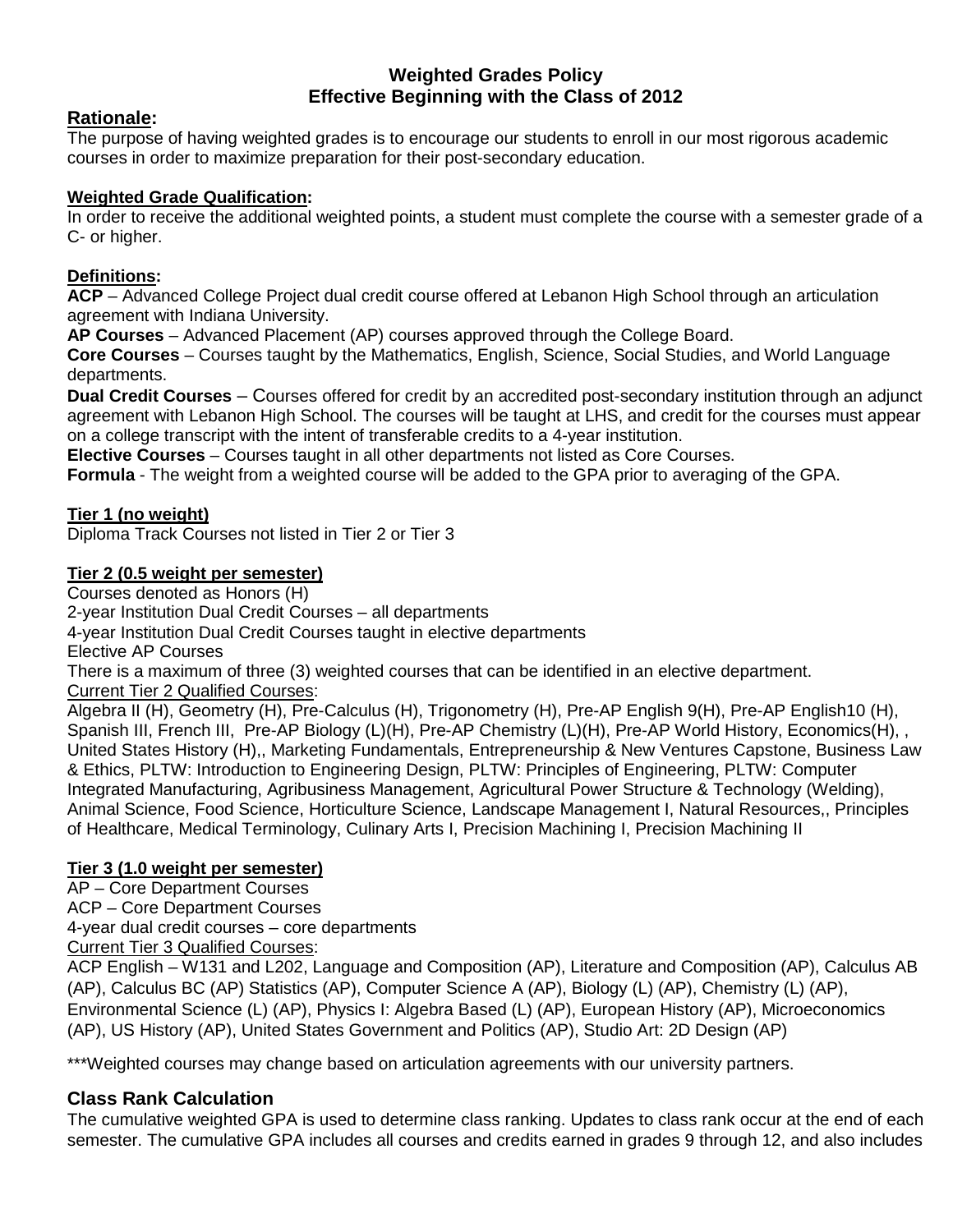# Weighted Grades Policy
## Effective Beginning with the Class of 2012

## Rationale:

The purpose of having weighted grades is to encourage our students to enroll in our most rigorous academic courses in order to maximize preparation for their post-secondary education.

**Weighted Grade Qualification:**

In order to receive the additional weighted points, a student must complete the course with a semester grade of a C- or higher.

**Definitions:**

**ACP** – Advanced College Project dual credit course offered at Lebanon High School through an articulation agreement with Indiana University.

**AP Courses** – Advanced Placement (AP) courses approved through the College Board.

**Core Courses** – Courses taught by the Mathematics, English, Science, Social Studies, and World Language departments.

**Dual Credit Courses** – Courses offered for credit by an accredited post-secondary institution through an adjunct agreement with Lebanon High School. The courses will be taught at LHS, and credit for the courses must appear on a college transcript with the intent of transferable credits to a 4-year institution.

**Elective Courses** – Courses taught in all other departments not listed as Core Courses.

**Formula** - The weight from a weighted course will be added to the GPA prior to averaging of the GPA.

**Tier 1 (no weight)**

Diploma Track Courses not listed in Tier 2 or Tier 3

**Tier 2 (0.5 weight per semester)**

Courses denoted as Honors (H)

2-year Institution Dual Credit Courses – all departments

4-year Institution Dual Credit Courses taught in elective departments

Elective AP Courses

There is a maximum of three (3) weighted courses that can be identified in an elective department.

Current Tier 2 Qualified Courses:

Algebra II (H), Geometry (H), Pre-Calculus (H), Trigonometry (H), Pre-AP English 9(H), Pre-AP English10 (H), Spanish III, French III, Pre-AP Biology (L)(H), Pre-AP Chemistry (L)(H), Pre-AP World History, Economics(H), , United States History (H),, Marketing Fundamentals, Entrepreneurship & New Ventures Capstone, Business Law & Ethics, PLTW: Introduction to Engineering Design, PLTW: Principles of Engineering, PLTW: Computer Integrated Manufacturing, Agribusiness Management, Agricultural Power Structure & Technology (Welding), Animal Science, Food Science, Horticulture Science, Landscape Management I, Natural Resources,, Principles of Healthcare, Medical Terminology, Culinary Arts I, Precision Machining I, Precision Machining II

**Tier 3 (1.0 weight per semester)**

AP – Core Department Courses

ACP – Core Department Courses

4-year dual credit courses – core departments

Current Tier 3 Qualified Courses:

ACP English – W131 and L202, Language and Composition (AP), Literature and Composition (AP), Calculus AB (AP), Calculus BC (AP) Statistics (AP), Computer Science A (AP), Biology (L) (AP), Chemistry (L) (AP), Environmental Science (L) (AP), Physics I: Algebra Based (L) (AP), European History (AP), Microeconomics (AP), US History (AP), United States Government and Politics (AP), Studio Art: 2D Design (AP)

***Weighted courses may change based on articulation agreements with our university partners.

## Class Rank Calculation

The cumulative weighted GPA is used to determine class ranking. Updates to class rank occur at the end of each semester. The cumulative GPA includes all courses and credits earned in grades 9 through 12, and also includes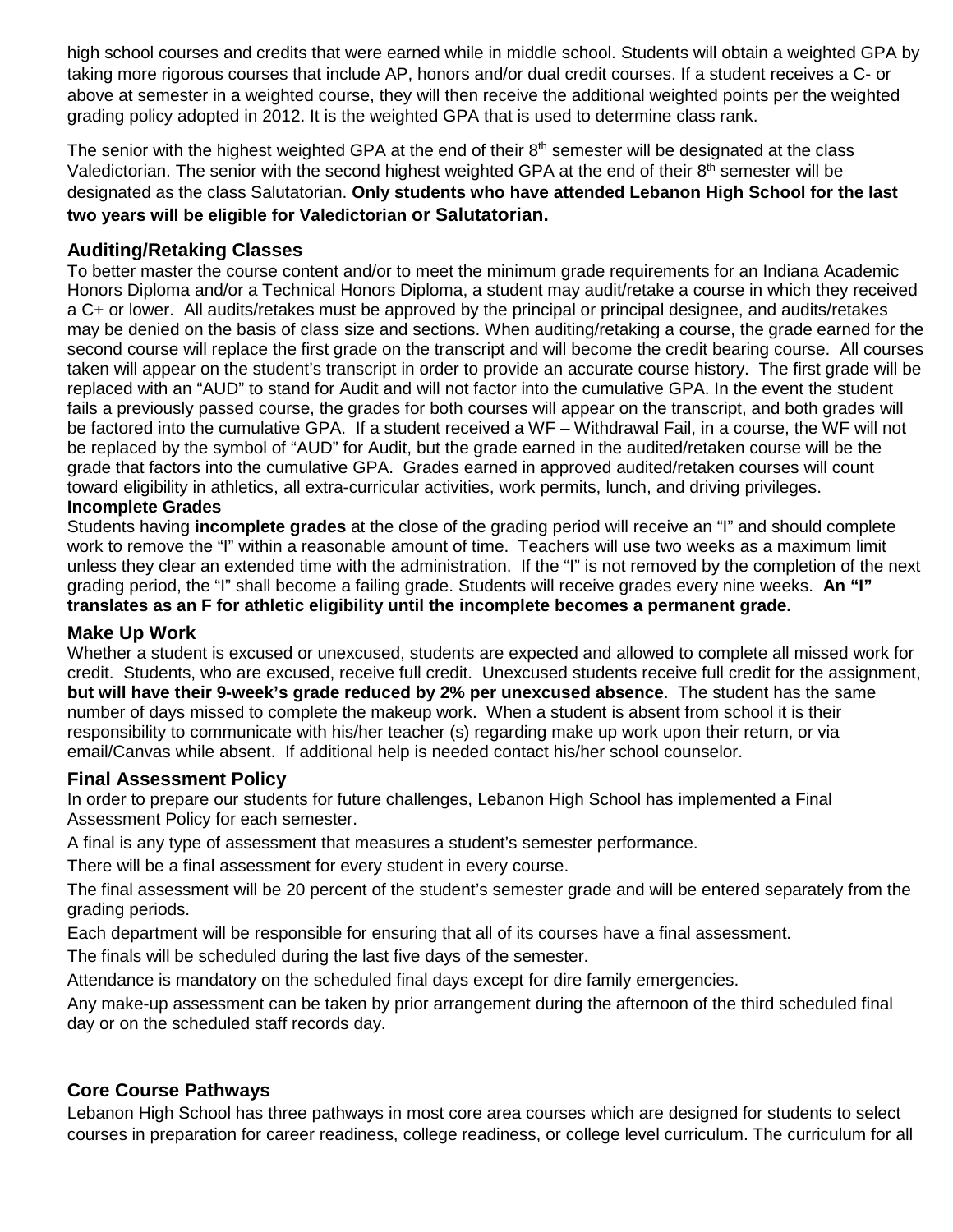high school courses and credits that were earned while in middle school. Students will obtain a weighted GPA by taking more rigorous courses that include AP, honors and/or dual credit courses. If a student receives a C- or above at semester in a weighted course, they will then receive the additional weighted points per the weighted grading policy adopted in 2012. It is the weighted GPA that is used to determine class rank.

The senior with the highest weighted GPA at the end of their 8th semester will be designated at the class Valedictorian. The senior with the second highest weighted GPA at the end of their 8th semester will be designated as the class Salutatorian. **Only students who have attended Lebanon High School for the last two years will be eligible for Valedictorian or Salutatorian.**

### Auditing/Retaking Classes

To better master the course content and/or to meet the minimum grade requirements for an Indiana Academic Honors Diploma and/or a Technical Honors Diploma, a student may audit/retake a course in which they received a C+ or lower. All audits/retakes must be approved by the principal or principal designee, and audits/retakes may be denied on the basis of class size and sections. When auditing/retaking a course, the grade earned for the second course will replace the first grade on the transcript and will become the credit bearing course. All courses taken will appear on the student's transcript in order to provide an accurate course history. The first grade will be replaced with an "AUD" to stand for Audit and will not factor into the cumulative GPA. In the event the student fails a previously passed course, the grades for both courses will appear on the transcript, and both grades will be factored into the cumulative GPA. If a student received a WF – Withdrawal Fail, in a course, the WF will not be replaced by the symbol of "AUD" for Audit, but the grade earned in the audited/retaken course will be the grade that factors into the cumulative GPA. Grades earned in approved audited/retaken courses will count toward eligibility in athletics, all extra-curricular activities, work permits, lunch, and driving privileges.

**Incomplete Grades**

Students having **incomplete grades** at the close of the grading period will receive an "I" and should complete work to remove the "I" within a reasonable amount of time. Teachers will use two weeks as a maximum limit unless they clear an extended time with the administration. If the "I" is not removed by the completion of the next grading period, the "I" shall become a failing grade. Students will receive grades every nine weeks. **An "I" translates as an F for athletic eligibility until the incomplete becomes a permanent grade.**

### Make Up Work

Whether a student is excused or unexcused, students are expected and allowed to complete all missed work for credit. Students, who are excused, receive full credit. Unexcused students receive full credit for the assignment, **but will have their 9-week's grade reduced by 2% per unexcused absence**. The student has the same number of days missed to complete the makeup work. When a student is absent from school it is their responsibility to communicate with his/her teacher (s) regarding make up work upon their return, or via email/Canvas while absent. If additional help is needed contact his/her school counselor.

### Final Assessment Policy

In order to prepare our students for future challenges, Lebanon High School has implemented a Final Assessment Policy for each semester.

A final is any type of assessment that measures a student's semester performance.

There will be a final assessment for every student in every course.

The final assessment will be 20 percent of the student's semester grade and will be entered separately from the grading periods.

Each department will be responsible for ensuring that all of its courses have a final assessment.

The finals will be scheduled during the last five days of the semester.

Attendance is mandatory on the scheduled final days except for dire family emergencies.

Any make-up assessment can be taken by prior arrangement during the afternoon of the third scheduled final day or on the scheduled staff records day.

### Core Course Pathways

Lebanon High School has three pathways in most core area courses which are designed for students to select courses in preparation for career readiness, college readiness, or college level curriculum. The curriculum for all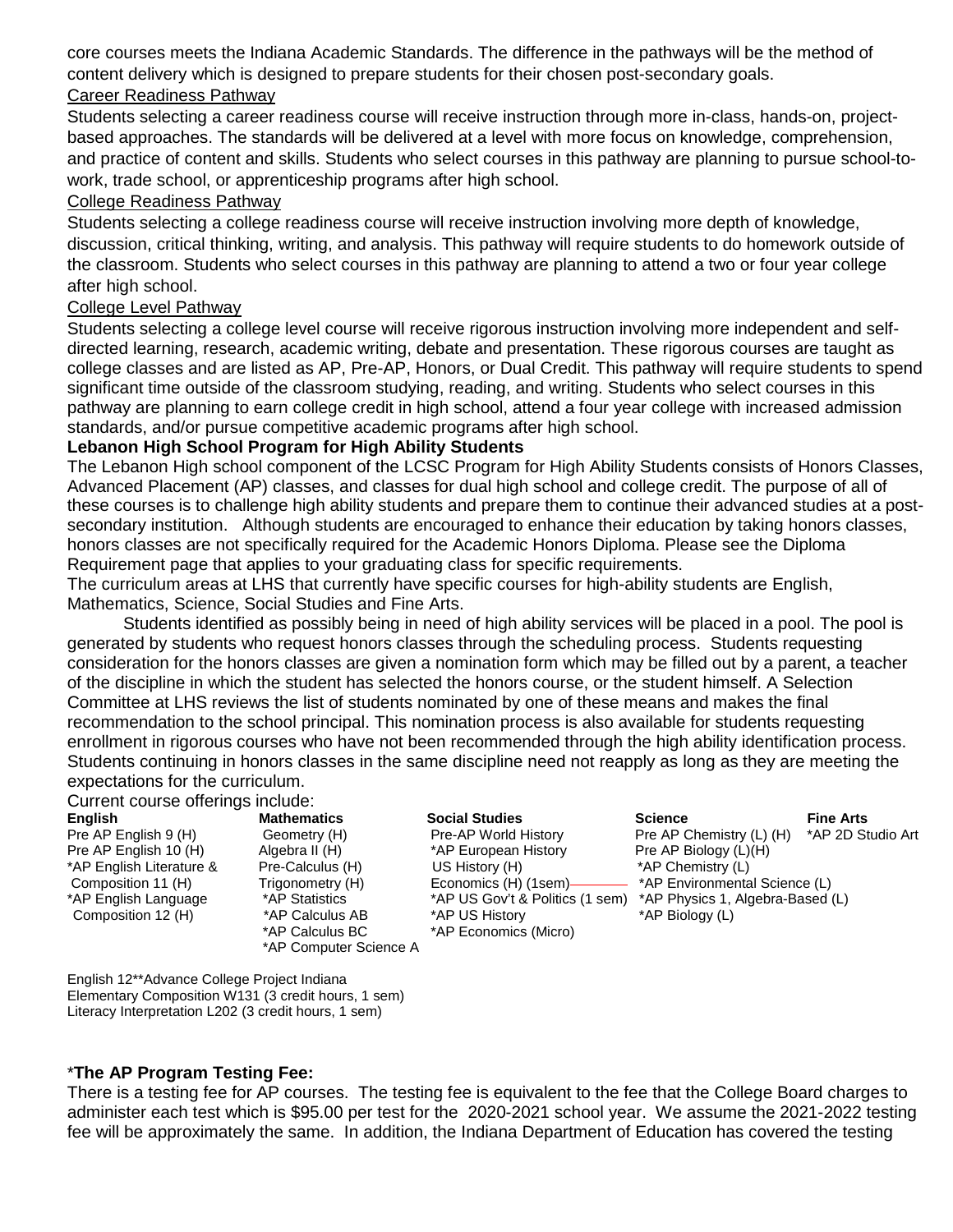core courses meets the Indiana Academic Standards. The difference in the pathways will be the method of content delivery which is designed to prepare students for their chosen post-secondary goals.

Career Readiness Pathway

Students selecting a career readiness course will receive instruction through more in-class, hands-on, project-based approaches. The standards will be delivered at a level with more focus on knowledge, comprehension, and practice of content and skills. Students who select courses in this pathway are planning to pursue school-to-work, trade school, or apprenticeship programs after high school.

College Readiness Pathway

Students selecting a college readiness course will receive instruction involving more depth of knowledge, discussion, critical thinking, writing, and analysis. This pathway will require students to do homework outside of the classroom. Students who select courses in this pathway are planning to attend a two or four year college after high school.

College Level Pathway

Students selecting a college level course will receive rigorous instruction involving more independent and self-directed learning, research, academic writing, debate and presentation. These rigorous courses are taught as college classes and are listed as AP, Pre-AP, Honors, or Dual Credit. This pathway will require students to spend significant time outside of the classroom studying, reading, and writing. Students who select courses in this pathway are planning to earn college credit in high school, attend a four year college with increased admission standards, and/or pursue competitive academic programs after high school.

**Lebanon High School Program for High Ability Students**

The Lebanon High school component of the LCSC Program for High Ability Students consists of Honors Classes, Advanced Placement (AP) classes, and classes for dual high school and college credit. The purpose of all of these courses is to challenge high ability students and prepare them to continue their advanced studies at a post-secondary institution. Although students are encouraged to enhance their education by taking honors classes, honors classes are not specifically required for the Academic Honors Diploma. Please see the Diploma Requirement page that applies to your graduating class for specific requirements.

The curriculum areas at LHS that currently have specific courses for high-ability students are English, Mathematics, Science, Social Studies and Fine Arts.

Students identified as possibly being in need of high ability services will be placed in a pool. The pool is generated by students who request honors classes through the scheduling process. Students requesting consideration for the honors classes are given a nomination form which may be filled out by a parent, a teacher of the discipline in which the student has selected the honors course, or the student himself. A Selection Committee at LHS reviews the list of students nominated by one of these means and makes the final recommendation to the school principal. This nomination process is also available for students requesting enrollment in rigorous courses who have not been recommended through the high ability identification process. Students continuing in honors classes in the same discipline need not reapply as long as they are meeting the expectations for the curriculum.

Current course offerings include:

| English | Mathematics | Social Studies | Science | Fine Arts |
|---|---|---|---|---|
| Pre AP English 9 (H) | Geometry (H) | Pre-AP World History | Pre AP Chemistry (L) (H) | *AP 2D Studio Art |
| Pre AP English 10 (H) | Algebra II (H) | *AP European History | Pre AP Biology (L)(H) | |
| *AP English Literature & Composition 11 (H) | Pre-Calculus (H) | US History (H) | *AP Chemistry (L) | |
| *AP English Language Composition 12 (H) | Trigonometry (H) | Economics (H) (1sem) | *AP Environmental Science (L) | |
| | *AP Statistics | *AP US Gov't & Politics (1 sem) | *AP Physics 1, Algebra-Based (L) | |
| | *AP Calculus AB | *AP US History | *AP Biology (L) | |
| | *AP Calculus BC | *AP Economics (Micro) | | |
| | *AP Computer Science A | | | |

English 12**Advance College Project Indiana
Elementary Composition W131 (3 credit hours, 1 sem)
Literacy Interpretation L202 (3 credit hours, 1 sem)

***The AP Program Testing Fee:**

There is a testing fee for AP courses. The testing fee is equivalent to the fee that the College Board charges to administer each test which is $95.00 per test for the 2020-2021 school year. We assume the 2021-2022 testing fee will be approximately the same. In addition, the Indiana Department of Education has covered the testing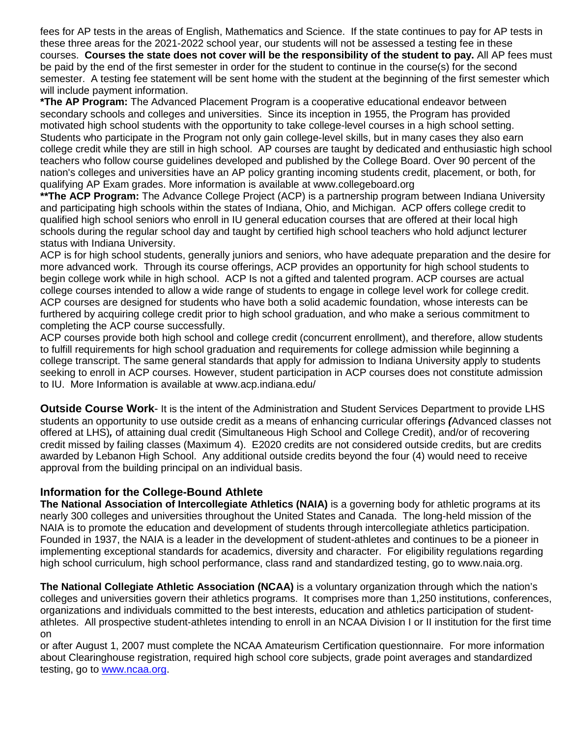fees for AP tests in the areas of English, Mathematics and Science. If the state continues to pay for AP tests in these three areas for the 2021-2022 school year, our students will not be assessed a testing fee in these courses. **Courses the state does not cover will be the responsibility of the student to pay.** All AP fees must be paid by the end of the first semester in order for the student to continue in the course(s) for the second semester. A testing fee statement will be sent home with the student at the beginning of the first semester which will include payment information.

**\*The AP Program:** The Advanced Placement Program is a cooperative educational endeavor between secondary schools and colleges and universities. Since its inception in 1955, the Program has provided motivated high school students with the opportunity to take college-level courses in a high school setting. Students who participate in the Program not only gain college-level skills, but in many cases they also earn college credit while they are still in high school. AP courses are taught by dedicated and enthusiastic high school teachers who follow course guidelines developed and published by the College Board. Over 90 percent of the nation's colleges and universities have an AP policy granting incoming students credit, placement, or both, for qualifying AP Exam grades. More information is available at www.collegeboard.org

**\*\*The ACP Program:** The Advance College Project (ACP) is a partnership program between Indiana University and participating high schools within the states of Indiana, Ohio, and Michigan. ACP offers college credit to qualified high school seniors who enroll in IU general education courses that are offered at their local high schools during the regular school day and taught by certified high school teachers who hold adjunct lecturer status with Indiana University.

ACP is for high school students, generally juniors and seniors, who have adequate preparation and the desire for more advanced work. Through its course offerings, ACP provides an opportunity for high school students to begin college work while in high school. ACP Is not a gifted and talented program. ACP courses are actual college courses intended to allow a wide range of students to engage in college level work for college credit. ACP courses are designed for students who have both a solid academic foundation, whose interests can be furthered by acquiring college credit prior to high school graduation, and who make a serious commitment to completing the ACP course successfully.

ACP courses provide both high school and college credit (concurrent enrollment), and therefore, allow students to fulfill requirements for high school graduation and requirements for college admission while beginning a college transcript. The same general standards that apply for admission to Indiana University apply to students seeking to enroll in ACP courses. However, student participation in ACP courses does not constitute admission to IU. More Information is available at www.acp.indiana.edu/

**Outside Course Work**- It is the intent of the Administration and Student Services Department to provide LHS students an opportunity to use outside credit as a means of enhancing curricular offerings ***(***Advanced classes not offered at LHS)***,*** of attaining dual credit (Simultaneous High School and College Credit), and/or of recovering credit missed by failing classes (Maximum 4). E2020 credits are not considered outside credits, but are credits awarded by Lebanon High School. Any additional outside credits beyond the four (4) would need to receive approval from the building principal on an individual basis.

## Information for the College-Bound Athlete

**The National Association of Intercollegiate Athletics (NAIA)** is a governing body for athletic programs at its nearly 300 colleges and universities throughout the United States and Canada. The long-held mission of the NAIA is to promote the education and development of students through intercollegiate athletics participation. Founded in 1937, the NAIA is a leader in the development of student-athletes and continues to be a pioneer in implementing exceptional standards for academics, diversity and character. For eligibility regulations regarding high school curriculum, high school performance, class rand and standardized testing, go to www.naia.org.

**The National Collegiate Athletic Association (NCAA)** is a voluntary organization through which the nation's colleges and universities govern their athletics programs. It comprises more than 1,250 institutions, conferences, organizations and individuals committed to the best interests, education and athletics participation of student-athletes. All prospective student-athletes intending to enroll in an NCAA Division I or II institution for the first time on or after August 1, 2007 must complete the NCAA Amateurism Certification questionnaire. For more information about Clearinghouse registration, required high school core subjects, grade point averages and standardized testing, go to www.ncaa.org.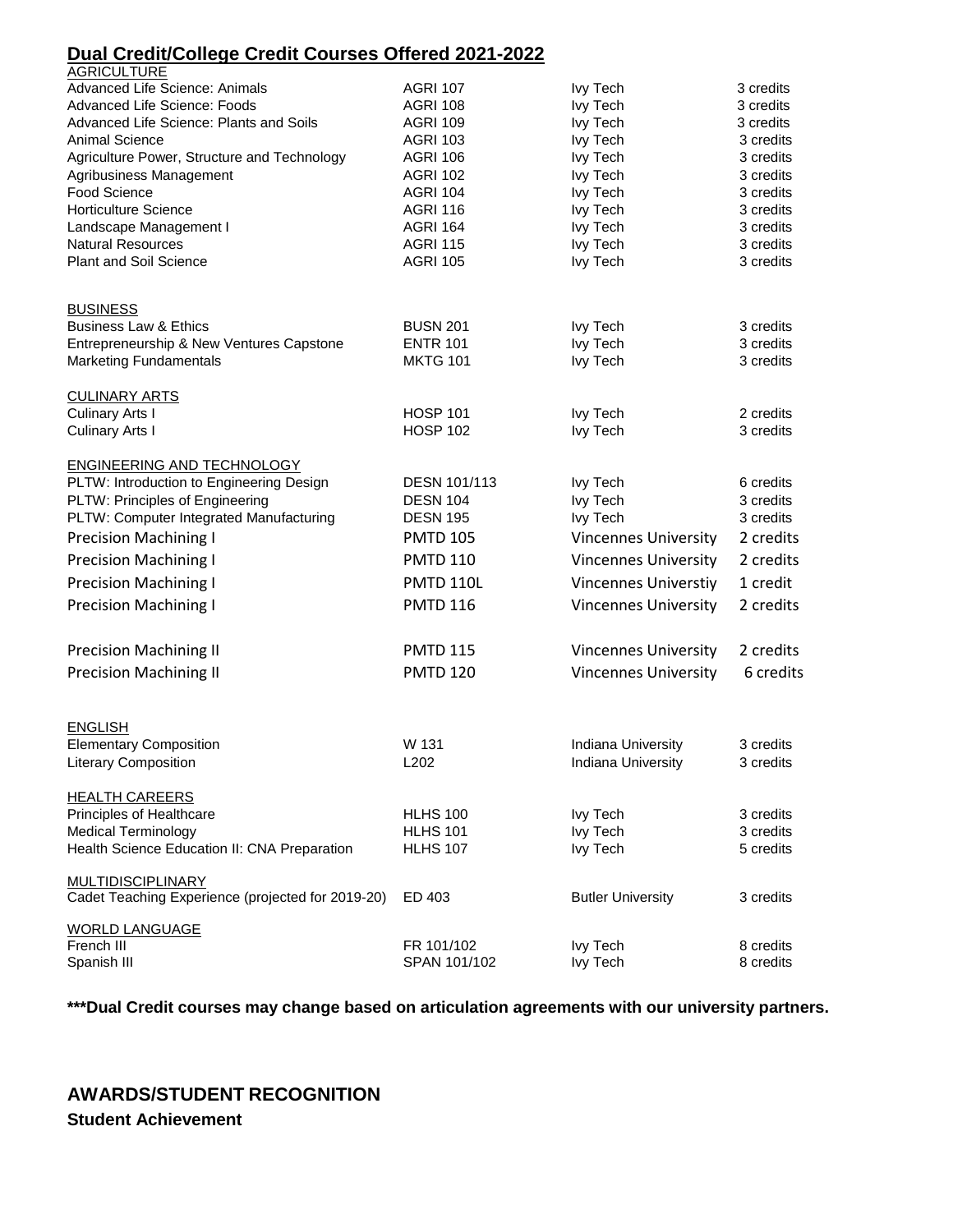## Dual Credit/College Credit Courses Offered 2021-2022

| Course | Code | Institution | Credits |
|---|---|---|---|
| AGRICULTURE | | | |
| Advanced Life Science: Animals | AGRI 107 | Ivy Tech | 3 credits |
| Advanced Life Science: Foods | AGRI 108 | Ivy Tech | 3 credits |
| Advanced Life Science: Plants and Soils | AGRI 109 | Ivy Tech | 3 credits |
| Animal Science | AGRI 103 | Ivy Tech | 3 credits |
| Agriculture Power, Structure and Technology | AGRI 106 | Ivy Tech | 3 credits |
| Agribusiness Management | AGRI 102 | Ivy Tech | 3 credits |
| Food Science | AGRI 104 | Ivy Tech | 3 credits |
| Horticulture Science | AGRI 116 | Ivy Tech | 3 credits |
| Landscape Management I | AGRI 164 | Ivy Tech | 3 credits |
| Natural Resources | AGRI 115 | Ivy Tech | 3 credits |
| Plant and Soil Science | AGRI 105 | Ivy Tech | 3 credits |
| BUSINESS | | | |
| Business Law & Ethics | BUSN 201 | Ivy Tech | 3 credits |
| Entrepreneurship & New Ventures Capstone | ENTR 101 | Ivy Tech | 3 credits |
| Marketing Fundamentals | MKTG 101 | Ivy Tech | 3 credits |
| CULINARY ARTS | | | |
| Culinary Arts I | HOSP 101 | Ivy Tech | 2 credits |
| Culinary Arts I | HOSP 102 | Ivy Tech | 3 credits |
| ENGINEERING AND TECHNOLOGY | | | |
| PLTW: Introduction to Engineering Design | DESN 101/113 | Ivy Tech | 6 credits |
| PLTW: Principles of Engineering | DESN 104 | Ivy Tech | 3 credits |
| PLTW: Computer Integrated Manufacturing | DESN 195 | Ivy Tech | 3 credits |
| Precision Machining I | PMTD 105 | Vincennes University | 2 credits |
| Precision Machining I | PMTD 110 | Vincennes University | 2 credits |
| Precision Machining I | PMTD 110L | Vincennes Universtiy | 1 credit |
| Precision Machining I | PMTD 116 | Vincennes University | 2 credits |
| Precision Machining II | PMTD 115 | Vincennes University | 2 credits |
| Precision Machining II | PMTD 120 | Vincennes University | 6 credits |
| ENGLISH | | | |
| Elementary Composition | W 131 | Indiana University | 3 credits |
| Literary Composition | L202 | Indiana University | 3 credits |
| HEALTH CAREERS | | | |
| Principles of Healthcare | HLHS 100 | Ivy Tech | 3 credits |
| Medical Terminology | HLHS 101 | Ivy Tech | 3 credits |
| Health Science Education II: CNA Preparation | HLHS 107 | Ivy Tech | 5 credits |
| MULTIDISCIPLINARY | | | |
| Cadet Teaching Experience (projected for 2019-20) | ED 403 | Butler University | 3 credits |
| WORLD LANGUAGE | | | |
| French III | FR 101/102 | Ivy Tech | 8 credits |
| Spanish III | SPAN 101/102 | Ivy Tech | 8 credits |

**\*\*\*Dual Credit courses may change based on articulation agreements with our university partners.**

## AWARDS/STUDENT RECOGNITION

### Student Achievement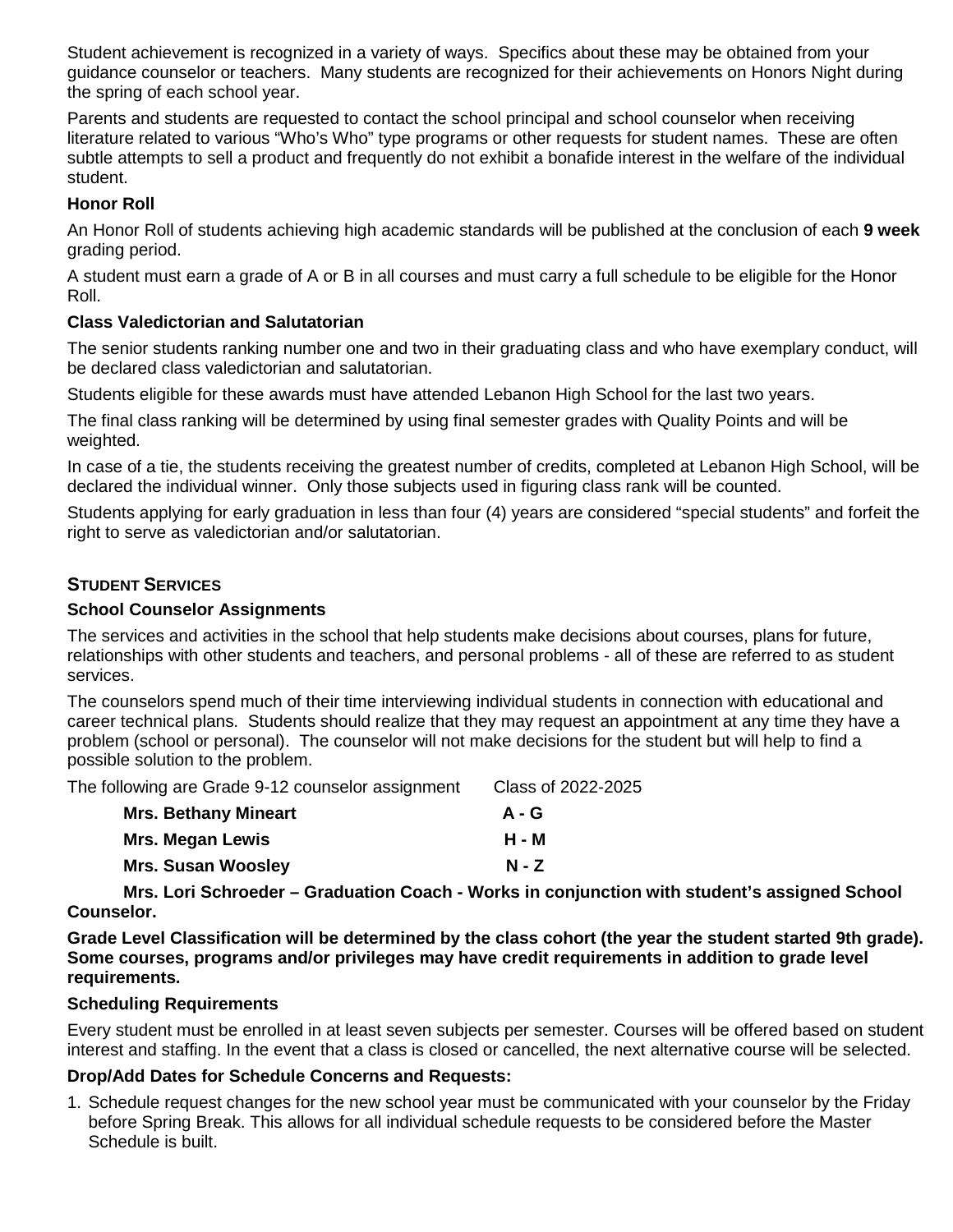Student achievement is recognized in a variety of ways. Specifics about these may be obtained from your guidance counselor or teachers. Many students are recognized for their achievements on Honors Night during the spring of each school year.

Parents and students are requested to contact the school principal and school counselor when receiving literature related to various "Who's Who" type programs or other requests for student names. These are often subtle attempts to sell a product and frequently do not exhibit a bonafide interest in the welfare of the individual student.

### Honor Roll

An Honor Roll of students achieving high academic standards will be published at the conclusion of each **9 week** grading period.

A student must earn a grade of A or B in all courses and must carry a full schedule to be eligible for the Honor Roll.

### Class Valedictorian and Salutatorian

The senior students ranking number one and two in their graduating class and who have exemplary conduct, will be declared class valedictorian and salutatorian.

Students eligible for these awards must have attended Lebanon High School for the last two years.

The final class ranking will be determined by using final semester grades with Quality Points and will be weighted.

In case of a tie, the students receiving the greatest number of credits, completed at Lebanon High School, will be declared the individual winner. Only those subjects used in figuring class rank will be counted.

Students applying for early graduation in less than four (4) years are considered "special students" and forfeit the right to serve as valedictorian and/or salutatorian.

## STUDENT SERVICES

### School Counselor Assignments

The services and activities in the school that help students make decisions about courses, plans for future, relationships with other students and teachers, and personal problems - all of these are referred to as student services.

The counselors spend much of their time interviewing individual students in connection with educational and career technical plans. Students should realize that they may request an appointment at any time they have a problem (school or personal). The counselor will not make decisions for the student but will help to find a possible solution to the problem.

| The following are Grade 9-12 counselor assignment | Class of 2022-2025 |
|---|---|
| **Mrs. Bethany Mineart** | **A - G** |
| **Mrs. Megan Lewis** | **H - M** |
| **Mrs. Susan Woosley** | **N - Z** |

**Mrs. Lori Schroeder – Graduation Coach - Works in conjunction with student's assigned School Counselor.**

**Grade Level Classification will be determined by the class cohort (the year the student started 9th grade). Some courses, programs and/or privileges may have credit requirements in addition to grade level requirements.**

### Scheduling Requirements

Every student must be enrolled in at least seven subjects per semester. Courses will be offered based on student interest and staffing. In the event that a class is closed or cancelled, the next alternative course will be selected.

### Drop/Add Dates for Schedule Concerns and Requests:

1. Schedule request changes for the new school year must be communicated with your counselor by the Friday before Spring Break. This allows for all individual schedule requests to be considered before the Master Schedule is built.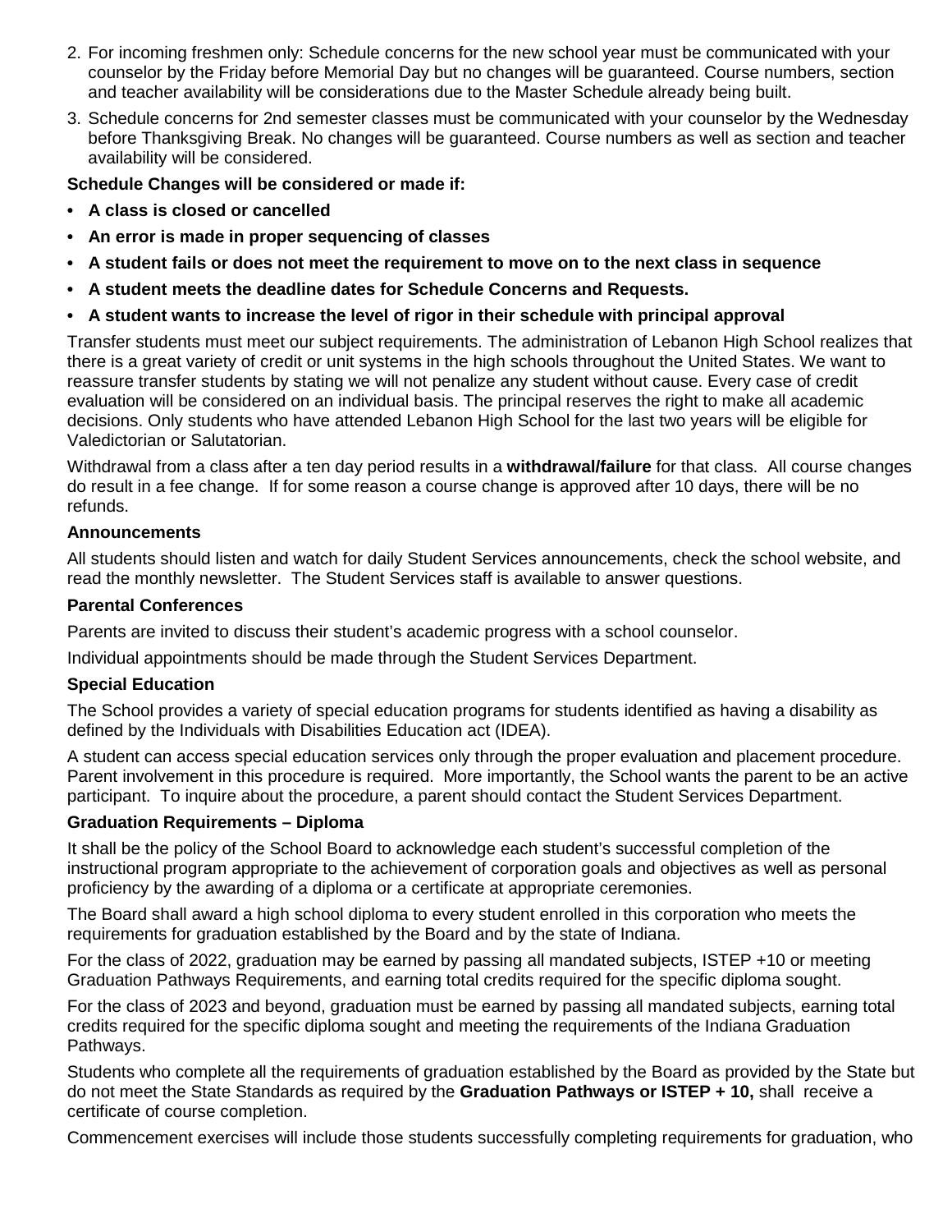2. For incoming freshmen only: Schedule concerns for the new school year must be communicated with your counselor by the Friday before Memorial Day but no changes will be guaranteed. Course numbers, section and teacher availability will be considerations due to the Master Schedule already being built.
3. Schedule concerns for 2nd semester classes must be communicated with your counselor by the Wednesday before Thanksgiving Break. No changes will be guaranteed. Course numbers as well as section and teacher availability will be considered.

**Schedule Changes will be considered or made if:**

- **A class is closed or cancelled**
- **An error is made in proper sequencing of classes**
- **A student fails or does not meet the requirement to move on to the next class in sequence**
- **A student meets the deadline dates for Schedule Concerns and Requests.**
- **A student wants to increase the level of rigor in their schedule with principal approval**

Transfer students must meet our subject requirements. The administration of Lebanon High School realizes that there is a great variety of credit or unit systems in the high schools throughout the United States. We want to reassure transfer students by stating we will not penalize any student without cause. Every case of credit evaluation will be considered on an individual basis. The principal reserves the right to make all academic decisions. Only students who have attended Lebanon High School for the last two years will be eligible for Valedictorian or Salutatorian.

Withdrawal from a class after a ten day period results in a **withdrawal/failure** for that class. All course changes do result in a fee change. If for some reason a course change is approved after 10 days, there will be no refunds.

### Announcements

All students should listen and watch for daily Student Services announcements, check the school website, and read the monthly newsletter. The Student Services staff is available to answer questions.

### Parental Conferences

Parents are invited to discuss their student's academic progress with a school counselor.

Individual appointments should be made through the Student Services Department.

### Special Education

The School provides a variety of special education programs for students identified as having a disability as defined by the Individuals with Disabilities Education act (IDEA).

A student can access special education services only through the proper evaluation and placement procedure. Parent involvement in this procedure is required. More importantly, the School wants the parent to be an active participant. To inquire about the procedure, a parent should contact the Student Services Department.

### Graduation Requirements – Diploma

It shall be the policy of the School Board to acknowledge each student's successful completion of the instructional program appropriate to the achievement of corporation goals and objectives as well as personal proficiency by the awarding of a diploma or a certificate at appropriate ceremonies.

The Board shall award a high school diploma to every student enrolled in this corporation who meets the requirements for graduation established by the Board and by the state of Indiana.

For the class of 2022, graduation may be earned by passing all mandated subjects, ISTEP +10 or meeting Graduation Pathways Requirements, and earning total credits required for the specific diploma sought.

For the class of 2023 and beyond, graduation must be earned by passing all mandated subjects, earning total credits required for the specific diploma sought and meeting the requirements of the Indiana Graduation Pathways.

Students who complete all the requirements of graduation established by the Board as provided by the State but do not meet the State Standards as required by the **Graduation Pathways or ISTEP + 10,** shall receive a certificate of course completion.

Commencement exercises will include those students successfully completing requirements for graduation, who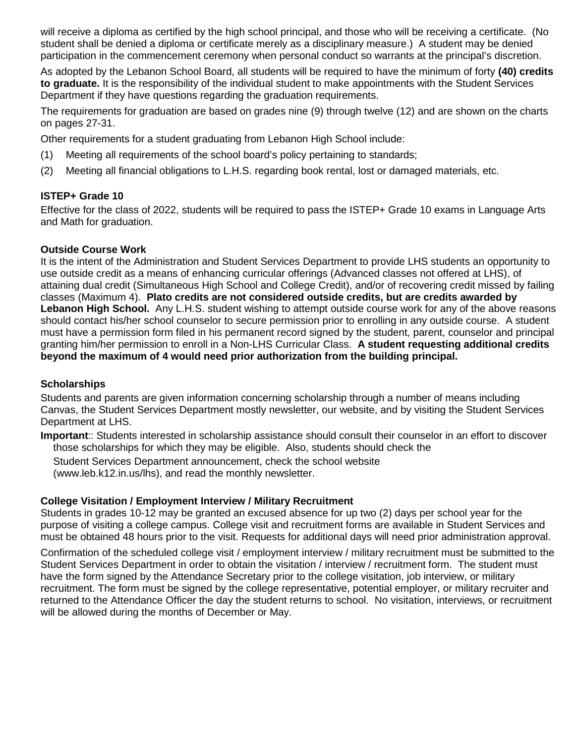will receive a diploma as certified by the high school principal, and those who will be receiving a certificate. (No student shall be denied a diploma or certificate merely as a disciplinary measure.) A student may be denied participation in the commencement ceremony when personal conduct so warrants at the principal's discretion.

As adopted by the Lebanon School Board, all students will be required to have the minimum of forty **(40) credits to graduate.** It is the responsibility of the individual student to make appointments with the Student Services Department if they have questions regarding the graduation requirements.

The requirements for graduation are based on grades nine (9) through twelve (12) and are shown on the charts on pages 27-31.

Other requirements for a student graduating from Lebanon High School include:

(1) Meeting all requirements of the school board's policy pertaining to standards;

(2) Meeting all financial obligations to L.H.S. regarding book rental, lost or damaged materials, etc.

### ISTEP+ Grade 10

Effective for the class of 2022, students will be required to pass the ISTEP+ Grade 10 exams in Language Arts and Math for graduation.

### Outside Course Work

It is the intent of the Administration and Student Services Department to provide LHS students an opportunity to use outside credit as a means of enhancing curricular offerings (Advanced classes not offered at LHS), of attaining dual credit (Simultaneous High School and College Credit), and/or of recovering credit missed by failing classes (Maximum 4). **Plato credits are not considered outside credits, but are credits awarded by Lebanon High School.** Any L.H.S. student wishing to attempt outside course work for any of the above reasons should contact his/her school counselor to secure permission prior to enrolling in any outside course. A student must have a permission form filed in his permanent record signed by the student, parent, counselor and principal granting him/her permission to enroll in a Non-LHS Curricular Class. **A student requesting additional credits beyond the maximum of 4 would need prior authorization from the building principal.**

### Scholarships

Students and parents are given information concerning scholarship through a number of means including Canvas, the Student Services Department mostly newsletter, our website, and by visiting the Student Services Department at LHS.

**Important**:: Students interested in scholarship assistance should consult their counselor in an effort to discover those scholarships for which they may be eligible. Also, students should check the Student Services Department announcement, check the school website (www.leb.k12.in.us/lhs), and read the monthly newsletter.

### College Visitation / Employment Interview / Military Recruitment

Students in grades 10-12 may be granted an excused absence for up two (2) days per school year for the purpose of visiting a college campus. College visit and recruitment forms are available in Student Services and must be obtained 48 hours prior to the visit. Requests for additional days will need prior administration approval.

Confirmation of the scheduled college visit / employment interview / military recruitment must be submitted to the Student Services Department in order to obtain the visitation / interview / recruitment form. The student must have the form signed by the Attendance Secretary prior to the college visitation, job interview, or military recruitment. The form must be signed by the college representative, potential employer, or military recruiter and returned to the Attendance Officer the day the student returns to school. No visitation, interviews, or recruitment will be allowed during the months of December or May.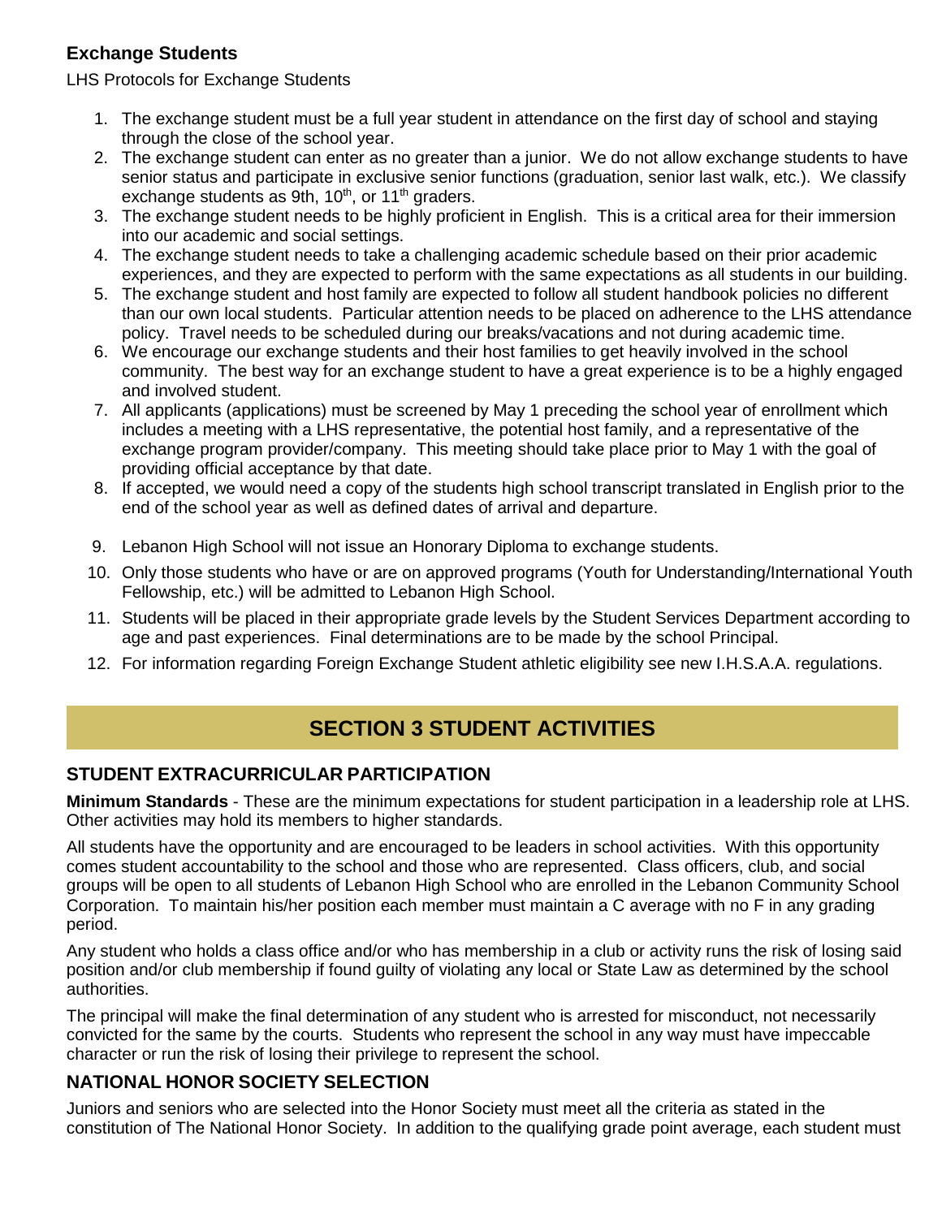### Exchange Students

LHS Protocols for Exchange Students

1. The exchange student must be a full year student in attendance on the first day of school and staying through the close of the school year.
2. The exchange student can enter as no greater than a junior. We do not allow exchange students to have senior status and participate in exclusive senior functions (graduation, senior last walk, etc.). We classify exchange students as 9th, 10th, or 11th graders.
3. The exchange student needs to be highly proficient in English. This is a critical area for their immersion into our academic and social settings.
4. The exchange student needs to take a challenging academic schedule based on their prior academic experiences, and they are expected to perform with the same expectations as all students in our building.
5. The exchange student and host family are expected to follow all student handbook policies no different than our own local students. Particular attention needs to be placed on adherence to the LHS attendance policy. Travel needs to be scheduled during our breaks/vacations and not during academic time.
6. We encourage our exchange students and their host families to get heavily involved in the school community. The best way for an exchange student to have a great experience is to be a highly engaged and involved student.
7. All applicants (applications) must be screened by May 1 preceding the school year of enrollment which includes a meeting with a LHS representative, the potential host family, and a representative of the exchange program provider/company. This meeting should take place prior to May 1 with the goal of providing official acceptance by that date.
8. If accepted, we would need a copy of the students high school transcript translated in English prior to the end of the school year as well as defined dates of arrival and departure.
9. Lebanon High School will not issue an Honorary Diploma to exchange students.
10. Only those students who have or are on approved programs (Youth for Understanding/International Youth Fellowship, etc.) will be admitted to Lebanon High School.
11. Students will be placed in their appropriate grade levels by the Student Services Department according to age and past experiences. Final determinations are to be made by the school Principal.
12. For information regarding Foreign Exchange Student athletic eligibility see new I.H.S.A.A. regulations.

# SECTION 3 STUDENT ACTIVITIES

## STUDENT EXTRACURRICULAR PARTICIPATION

**Minimum Standards** - These are the minimum expectations for student participation in a leadership role at LHS. Other activities may hold its members to higher standards.

All students have the opportunity and are encouraged to be leaders in school activities. With this opportunity comes student accountability to the school and those who are represented. Class officers, club, and social groups will be open to all students of Lebanon High School who are enrolled in the Lebanon Community School Corporation. To maintain his/her position each member must maintain a C average with no F in any grading period.

Any student who holds a class office and/or who has membership in a club or activity runs the risk of losing said position and/or club membership if found guilty of violating any local or State Law as determined by the school authorities.

The principal will make the final determination of any student who is arrested for misconduct, not necessarily convicted for the same by the courts. Students who represent the school in any way must have impeccable character or run the risk of losing their privilege to represent the school.

## NATIONAL HONOR SOCIETY SELECTION

Juniors and seniors who are selected into the Honor Society must meet all the criteria as stated in the constitution of The National Honor Society. In addition to the qualifying grade point average, each student must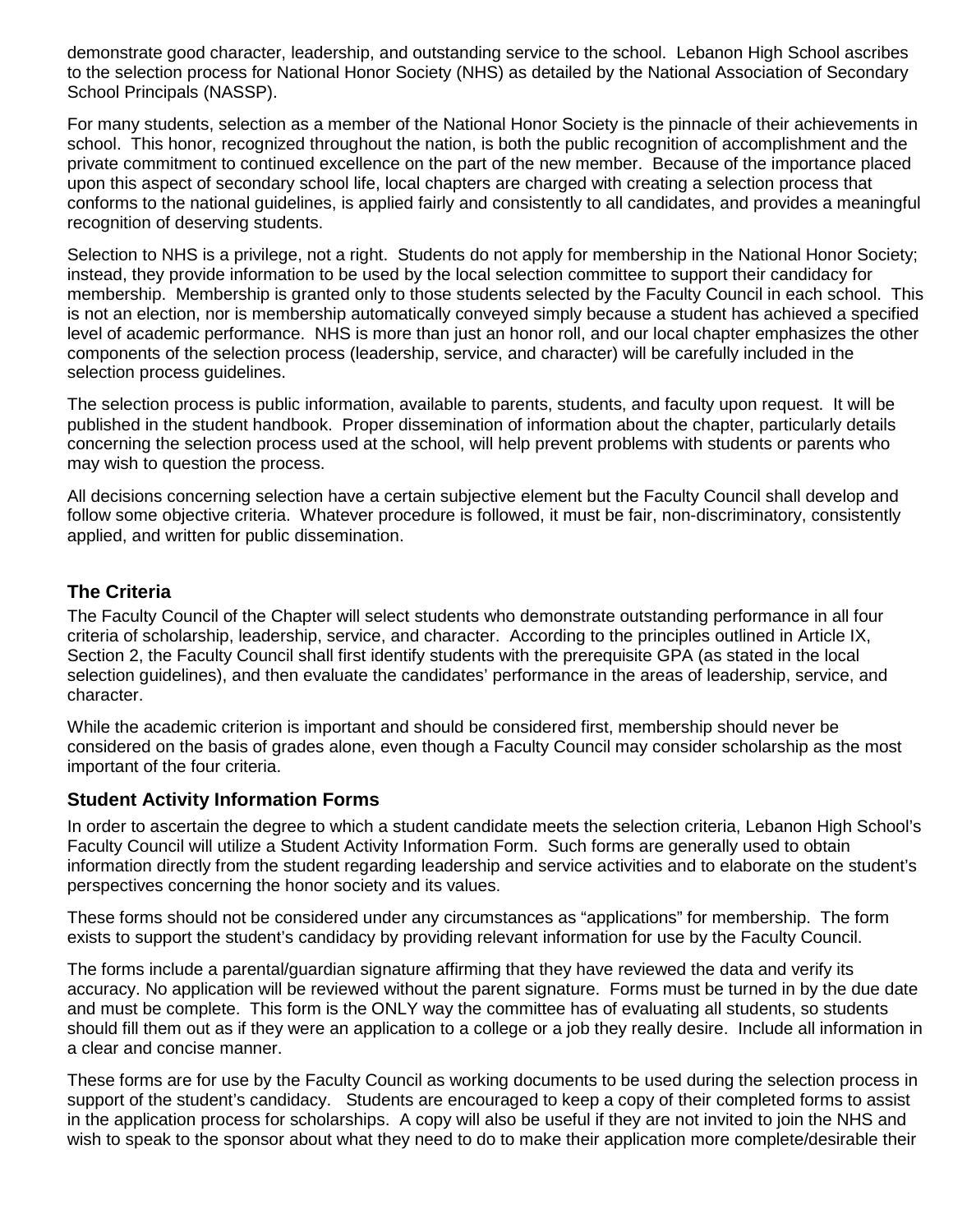demonstrate good character, leadership, and outstanding service to the school. Lebanon High School ascribes to the selection process for National Honor Society (NHS) as detailed by the National Association of Secondary School Principals (NASSP).

For many students, selection as a member of the National Honor Society is the pinnacle of their achievements in school. This honor, recognized throughout the nation, is both the public recognition of accomplishment and the private commitment to continued excellence on the part of the new member. Because of the importance placed upon this aspect of secondary school life, local chapters are charged with creating a selection process that conforms to the national guidelines, is applied fairly and consistently to all candidates, and provides a meaningful recognition of deserving students.

Selection to NHS is a privilege, not a right. Students do not apply for membership in the National Honor Society; instead, they provide information to be used by the local selection committee to support their candidacy for membership. Membership is granted only to those students selected by the Faculty Council in each school. This is not an election, nor is membership automatically conveyed simply because a student has achieved a specified level of academic performance. NHS is more than just an honor roll, and our local chapter emphasizes the other components of the selection process (leadership, service, and character) will be carefully included in the selection process guidelines.

The selection process is public information, available to parents, students, and faculty upon request. It will be published in the student handbook. Proper dissemination of information about the chapter, particularly details concerning the selection process used at the school, will help prevent problems with students or parents who may wish to question the process.

All decisions concerning selection have a certain subjective element but the Faculty Council shall develop and follow some objective criteria. Whatever procedure is followed, it must be fair, non-discriminatory, consistently applied, and written for public dissemination.

### The Criteria

The Faculty Council of the Chapter will select students who demonstrate outstanding performance in all four criteria of scholarship, leadership, service, and character. According to the principles outlined in Article IX, Section 2, the Faculty Council shall first identify students with the prerequisite GPA (as stated in the local selection guidelines), and then evaluate the candidates' performance in the areas of leadership, service, and character.

While the academic criterion is important and should be considered first, membership should never be considered on the basis of grades alone, even though a Faculty Council may consider scholarship as the most important of the four criteria.

### Student Activity Information Forms

In order to ascertain the degree to which a student candidate meets the selection criteria, Lebanon High School's Faculty Council will utilize a Student Activity Information Form. Such forms are generally used to obtain information directly from the student regarding leadership and service activities and to elaborate on the student's perspectives concerning the honor society and its values.

These forms should not be considered under any circumstances as "applications" for membership. The form exists to support the student's candidacy by providing relevant information for use by the Faculty Council.

The forms include a parental/guardian signature affirming that they have reviewed the data and verify its accuracy. No application will be reviewed without the parent signature. Forms must be turned in by the due date and must be complete. This form is the ONLY way the committee has of evaluating all students, so students should fill them out as if they were an application to a college or a job they really desire. Include all information in a clear and concise manner.

These forms are for use by the Faculty Council as working documents to be used during the selection process in support of the student's candidacy. Students are encouraged to keep a copy of their completed forms to assist in the application process for scholarships. A copy will also be useful if they are not invited to join the NHS and wish to speak to the sponsor about what they need to do to make their application more complete/desirable their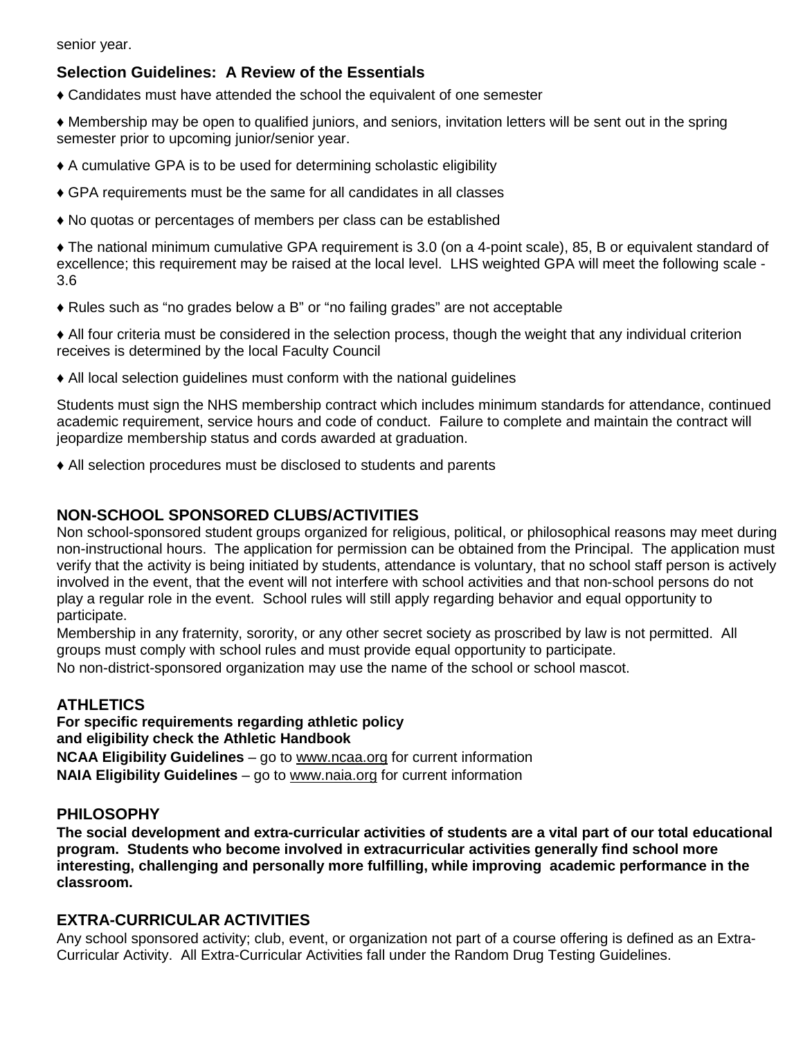senior year.

### Selection Guidelines: A Review of the Essentials

♦ Candidates must have attended the school the equivalent of one semester

♦ Membership may be open to qualified juniors, and seniors, invitation letters will be sent out in the spring semester prior to upcoming junior/senior year.

♦ A cumulative GPA is to be used for determining scholastic eligibility

♦ GPA requirements must be the same for all candidates in all classes

♦ No quotas or percentages of members per class can be established

♦ The national minimum cumulative GPA requirement is 3.0 (on a 4-point scale), 85, B or equivalent standard of excellence; this requirement may be raised at the local level. LHS weighted GPA will meet the following scale - 3.6

♦ Rules such as "no grades below a B" or "no failing grades" are not acceptable

♦ All four criteria must be considered in the selection process, though the weight that any individual criterion receives is determined by the local Faculty Council

♦ All local selection guidelines must conform with the national guidelines

Students must sign the NHS membership contract which includes minimum standards for attendance, continued academic requirement, service hours and code of conduct. Failure to complete and maintain the contract will jeopardize membership status and cords awarded at graduation.

♦ All selection procedures must be disclosed to students and parents

## NON-SCHOOL SPONSORED CLUBS/ACTIVITIES

Non school-sponsored student groups organized for religious, political, or philosophical reasons may meet during non-instructional hours. The application for permission can be obtained from the Principal. The application must verify that the activity is being initiated by students, attendance is voluntary, that no school staff person is actively involved in the event, that the event will not interfere with school activities and that non-school persons do not play a regular role in the event. School rules will still apply regarding behavior and equal opportunity to participate.

Membership in any fraternity, sorority, or any other secret society as proscribed by law is not permitted. All groups must comply with school rules and must provide equal opportunity to participate.

No non-district-sponsored organization may use the name of the school or school mascot.

## ATHLETICS

**For specific requirements regarding athletic policy and eligibility check the Athletic Handbook**

**NCAA Eligibility Guidelines** – go to www.ncaa.org for current information

**NAIA Eligibility Guidelines** – go to www.naia.org for current information

## PHILOSOPHY

**The social development and extra-curricular activities of students are a vital part of our total educational program. Students who become involved in extracurricular activities generally find school more interesting, challenging and personally more fulfilling, while improving academic performance in the classroom.**

## EXTRA-CURRICULAR ACTIVITIES

Any school sponsored activity; club, event, or organization not part of a course offering is defined as an Extra-Curricular Activity. All Extra-Curricular Activities fall under the Random Drug Testing Guidelines.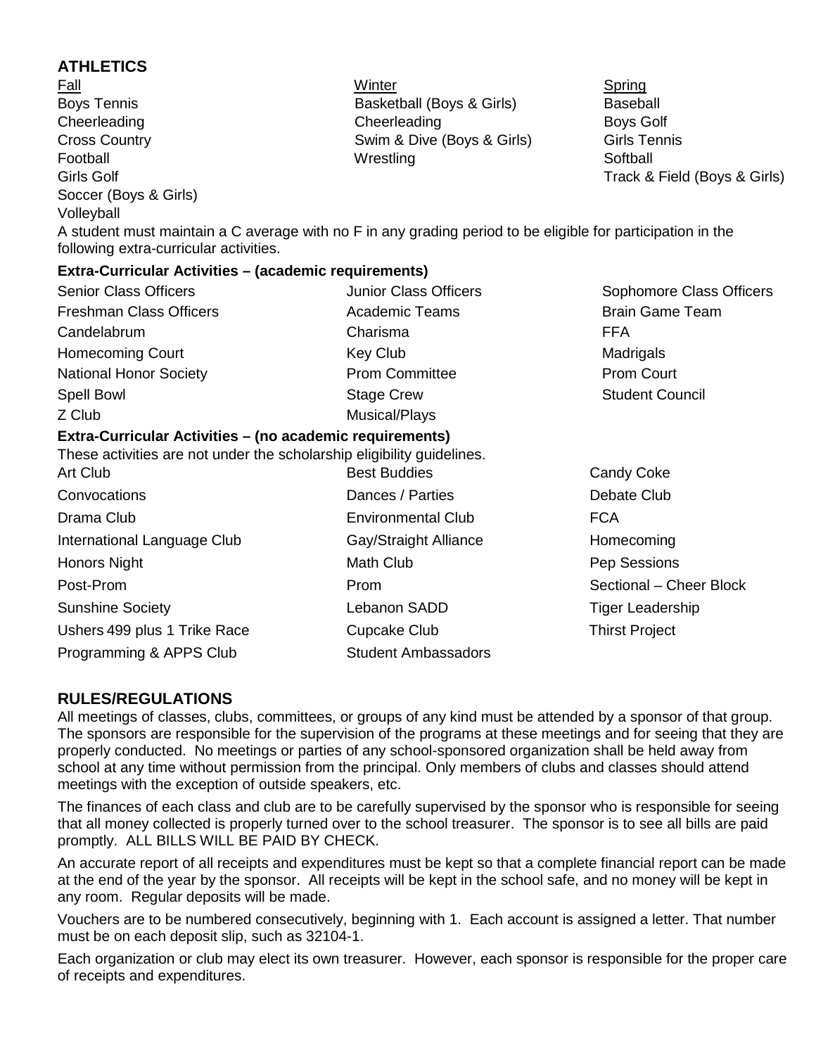## ATHLETICS

| Fall | Winter | Spring |
|---|---|---|
| Boys Tennis | Basketball (Boys & Girls) | Baseball |
| Cheerleading | Cheerleading | Boys Golf |
| Cross Country | Swim & Dive (Boys & Girls) | Girls Tennis |
| Football | Wrestling | Softball |
| Girls Golf | | Track & Field (Boys & Girls) |
| Soccer (Boys & Girls) | | |
| Volleyball | | |

A student must maintain a C average with no F in any grading period to be eligible for participation in the following extra-curricular activities.

### Extra-Curricular Activities – (academic requirements)

| | | |
|---|---|---|
| Senior Class Officers | Junior Class Officers | Sophomore Class Officers |
| Freshman Class Officers | Academic Teams | Brain Game Team |
| Candelabrum | Charisma | FFA |
| Homecoming Court | Key Club | Madrigals |
| National Honor Society | Prom Committee | Prom Court |
| Spell Bowl | Stage Crew | Student Council |
| Z Club | Musical/Plays | |

### Extra-Curricular Activities – (no academic requirements)

These activities are not under the scholarship eligibility guidelines.

| | | |
|---|---|---|
| Art Club | Best Buddies | Candy Coke |
| Convocations | Dances / Parties | Debate Club |
| Drama Club | Environmental Club | FCA |
| International Language Club | Gay/Straight Alliance | Homecoming |
| Honors Night | Math Club | Pep Sessions |
| Post-Prom | Prom | Sectional – Cheer Block |
| Sunshine Society | Lebanon SADD | Tiger Leadership |
| Ushers 499 plus 1 Trike Race | Cupcake Club | Thirst Project |
| Programming & APPS Club | Student Ambassadors | |

## RULES/REGULATIONS

All meetings of classes, clubs, committees, or groups of any kind must be attended by a sponsor of that group. The sponsors are responsible for the supervision of the programs at these meetings and for seeing that they are properly conducted. No meetings or parties of any school-sponsored organization shall be held away from school at any time without permission from the principal. Only members of clubs and classes should attend meetings with the exception of outside speakers, etc.

The finances of each class and club are to be carefully supervised by the sponsor who is responsible for seeing that all money collected is properly turned over to the school treasurer. The sponsor is to see all bills are paid promptly. ALL BILLS WILL BE PAID BY CHECK.

An accurate report of all receipts and expenditures must be kept so that a complete financial report can be made at the end of the year by the sponsor. All receipts will be kept in the school safe, and no money will be kept in any room. Regular deposits will be made.

Vouchers are to be numbered consecutively, beginning with 1. Each account is assigned a letter. That number must be on each deposit slip, such as 32104-1.

Each organization or club may elect its own treasurer. However, each sponsor is responsible for the proper care of receipts and expenditures.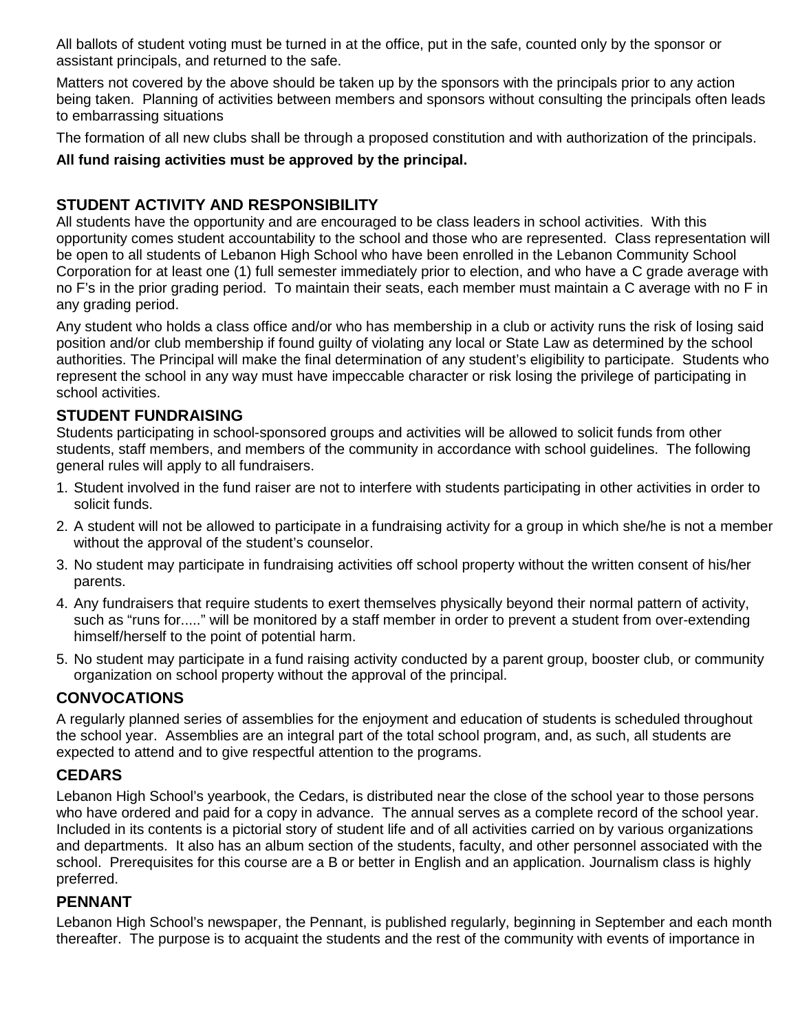All ballots of student voting must be turned in at the office, put in the safe, counted only by the sponsor or assistant principals, and returned to the safe.

Matters not covered by the above should be taken up by the sponsors with the principals prior to any action being taken. Planning of activities between members and sponsors without consulting the principals often leads to embarrassing situations

The formation of all new clubs shall be through a proposed constitution and with authorization of the principals.

**All fund raising activities must be approved by the principal.**

## STUDENT ACTIVITY AND RESPONSIBILITY

All students have the opportunity and are encouraged to be class leaders in school activities. With this opportunity comes student accountability to the school and those who are represented. Class representation will be open to all students of Lebanon High School who have been enrolled in the Lebanon Community School Corporation for at least one (1) full semester immediately prior to election, and who have a C grade average with no F's in the prior grading period. To maintain their seats, each member must maintain a C average with no F in any grading period.

Any student who holds a class office and/or who has membership in a club or activity runs the risk of losing said position and/or club membership if found guilty of violating any local or State Law as determined by the school authorities. The Principal will make the final determination of any student's eligibility to participate. Students who represent the school in any way must have impeccable character or risk losing the privilege of participating in school activities.

## STUDENT FUNDRAISING

Students participating in school-sponsored groups and activities will be allowed to solicit funds from other students, staff members, and members of the community in accordance with school guidelines. The following general rules will apply to all fundraisers.

1. Student involved in the fund raiser are not to interfere with students participating in other activities in order to solicit funds.
2. A student will not be allowed to participate in a fundraising activity for a group in which she/he is not a member without the approval of the student's counselor.
3. No student may participate in fundraising activities off school property without the written consent of his/her parents.
4. Any fundraisers that require students to exert themselves physically beyond their normal pattern of activity, such as "runs for....." will be monitored by a staff member in order to prevent a student from over-extending himself/herself to the point of potential harm.
5. No student may participate in a fund raising activity conducted by a parent group, booster club, or community organization on school property without the approval of the principal.

## CONVOCATIONS

A regularly planned series of assemblies for the enjoyment and education of students is scheduled throughout the school year. Assemblies are an integral part of the total school program, and, as such, all students are expected to attend and to give respectful attention to the programs.

## CEDARS

Lebanon High School's yearbook, the Cedars, is distributed near the close of the school year to those persons who have ordered and paid for a copy in advance. The annual serves as a complete record of the school year. Included in its contents is a pictorial story of student life and of all activities carried on by various organizations and departments. It also has an album section of the students, faculty, and other personnel associated with the school. Prerequisites for this course are a B or better in English and an application. Journalism class is highly preferred.

## PENNANT

Lebanon High School's newspaper, the Pennant, is published regularly, beginning in September and each month thereafter. The purpose is to acquaint the students and the rest of the community with events of importance in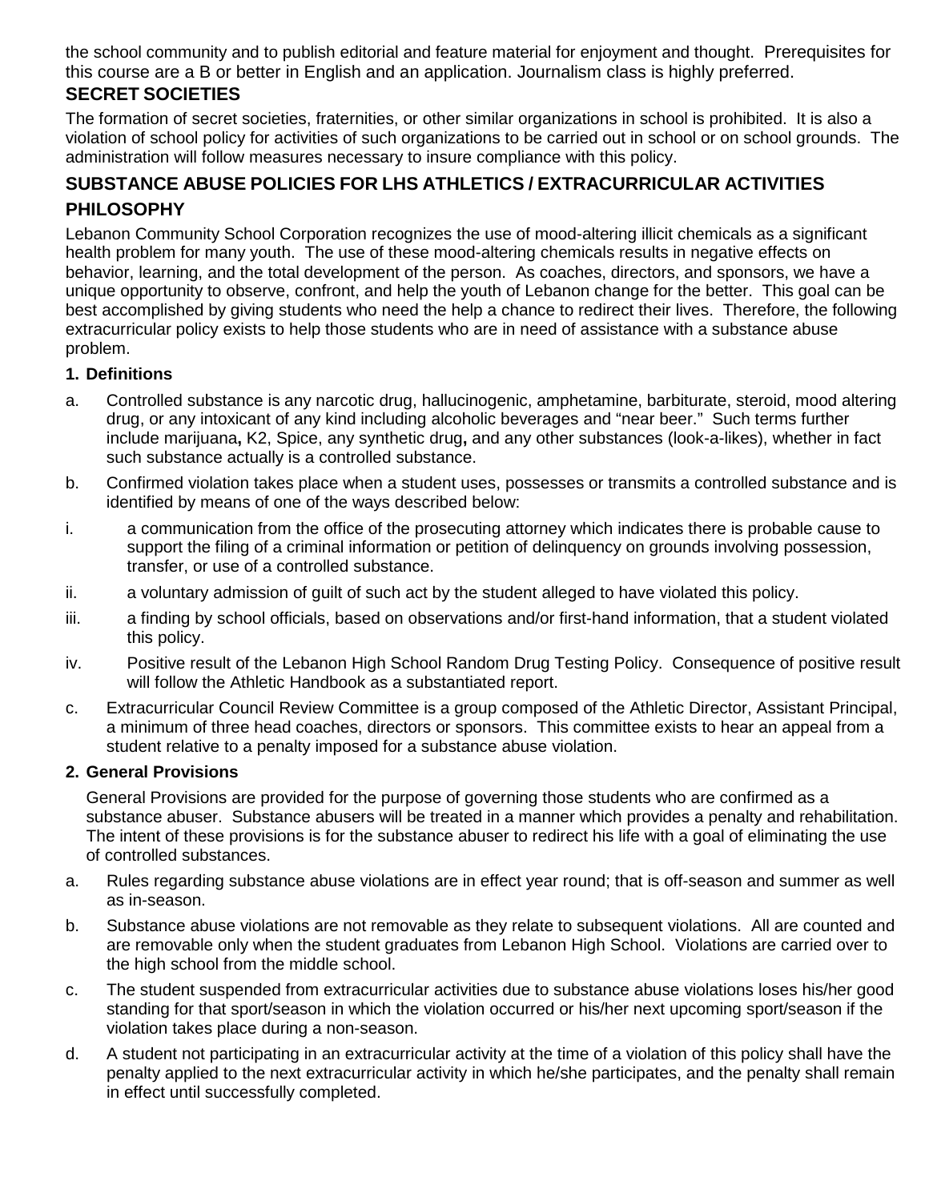the school community and to publish editorial and feature material for enjoyment and thought. Prerequisites for this course are a B or better in English and an application. Journalism class is highly preferred.

## SECRET SOCIETIES

The formation of secret societies, fraternities, or other similar organizations in school is prohibited. It is also a violation of school policy for activities of such organizations to be carried out in school or on school grounds. The administration will follow measures necessary to insure compliance with this policy.

## SUBSTANCE ABUSE POLICIES FOR LHS ATHLETICS / EXTRACURRICULAR ACTIVITIES

## PHILOSOPHY

Lebanon Community School Corporation recognizes the use of mood-altering illicit chemicals as a significant health problem for many youth. The use of these mood-altering chemicals results in negative effects on behavior, learning, and the total development of the person. As coaches, directors, and sponsors, we have a unique opportunity to observe, confront, and help the youth of Lebanon change for the better. This goal can be best accomplished by giving students who need the help a chance to redirect their lives. Therefore, the following extracurricular policy exists to help those students who are in need of assistance with a substance abuse problem.

### 1. Definitions

a. Controlled substance is any narcotic drug, hallucinogenic, amphetamine, barbiturate, steroid, mood altering drug, or any intoxicant of any kind including alcoholic beverages and "near beer." Such terms further include marijuana**,** K2, Spice, any synthetic drug**,** and any other substances (look-a-likes), whether in fact such substance actually is a controlled substance.

b. Confirmed violation takes place when a student uses, possesses or transmits a controlled substance and is identified by means of one of the ways described below:

i. a communication from the office of the prosecuting attorney which indicates there is probable cause to support the filing of a criminal information or petition of delinquency on grounds involving possession, transfer, or use of a controlled substance.

ii. a voluntary admission of guilt of such act by the student alleged to have violated this policy.

iii. a finding by school officials, based on observations and/or first-hand information, that a student violated this policy.

iv. Positive result of the Lebanon High School Random Drug Testing Policy. Consequence of positive result will follow the Athletic Handbook as a substantiated report.

c. Extracurricular Council Review Committee is a group composed of the Athletic Director, Assistant Principal, a minimum of three head coaches, directors or sponsors. This committee exists to hear an appeal from a student relative to a penalty imposed for a substance abuse violation.

### 2. General Provisions

General Provisions are provided for the purpose of governing those students who are confirmed as a substance abuser. Substance abusers will be treated in a manner which provides a penalty and rehabilitation. The intent of these provisions is for the substance abuser to redirect his life with a goal of eliminating the use of controlled substances.

a. Rules regarding substance abuse violations are in effect year round; that is off-season and summer as well as in-season.

b. Substance abuse violations are not removable as they relate to subsequent violations. All are counted and are removable only when the student graduates from Lebanon High School. Violations are carried over to the high school from the middle school.

c. The student suspended from extracurricular activities due to substance abuse violations loses his/her good standing for that sport/season in which the violation occurred or his/her next upcoming sport/season if the violation takes place during a non-season.

d. A student not participating in an extracurricular activity at the time of a violation of this policy shall have the penalty applied to the next extracurricular activity in which he/she participates, and the penalty shall remain in effect until successfully completed.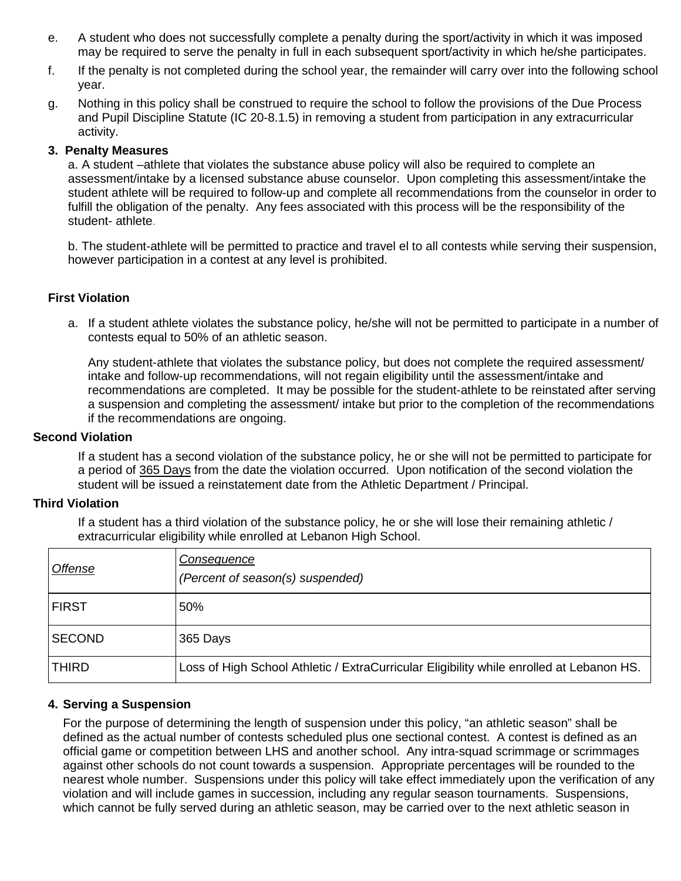e. A student who does not successfully complete a penalty during the sport/activity in which it was imposed may be required to serve the penalty in full in each subsequent sport/activity in which he/she participates.

f. If the penalty is not completed during the school year, the remainder will carry over into the following school year.

g. Nothing in this policy shall be construed to require the school to follow the provisions of the Due Process and Pupil Discipline Statute (IC 20-8.1.5) in removing a student from participation in any extracurricular activity.

**3. Penalty Measures**

a. A student –athlete that violates the substance abuse policy will also be required to complete an assessment/intake by a licensed substance abuse counselor. Upon completing this assessment/intake the student athlete will be required to follow-up and complete all recommendations from the counselor in order to fulfill the obligation of the penalty. Any fees associated with this process will be the responsibility of the student- athlete.

b. The student-athlete will be permitted to practice and travel el to all contests while serving their suspension, however participation in a contest at any level is prohibited.

**First Violation**

a. If a student athlete violates the substance policy, he/she will not be permitted to participate in a number of contests equal to 50% of an athletic season.

Any student-athlete that violates the substance policy, but does not complete the required assessment/ intake and follow-up recommendations, will not regain eligibility until the assessment/intake and recommendations are completed. It may be possible for the student-athlete to be reinstated after serving a suspension and completing the assessment/ intake but prior to the completion of the recommendations if the recommendations are ongoing.

**Second Violation**

If a student has a second violation of the substance policy, he or she will not be permitted to participate for a period of 365 Days from the date the violation occurred. Upon notification of the second violation the student will be issued a reinstatement date from the Athletic Department / Principal.

**Third Violation**

If a student has a third violation of the substance policy, he or she will lose their remaining athletic / extracurricular eligibility while enrolled at Lebanon High School.

| *Offense* | *Consequence* *(Percent of season(s) suspended)* |
|---|---|
| FIRST | 50% |
| SECOND | 365 Days |
| THIRD | Loss of High School Athletic / ExtraCurricular Eligibility while enrolled at Lebanon HS. |

**4. Serving a Suspension**

For the purpose of determining the length of suspension under this policy, "an athletic season" shall be defined as the actual number of contests scheduled plus one sectional contest. A contest is defined as an official game or competition between LHS and another school. Any intra-squad scrimmage or scrimmages against other schools do not count towards a suspension. Appropriate percentages will be rounded to the nearest whole number. Suspensions under this policy will take effect immediately upon the verification of any violation and will include games in succession, including any regular season tournaments. Suspensions, which cannot be fully served during an athletic season, may be carried over to the next athletic season in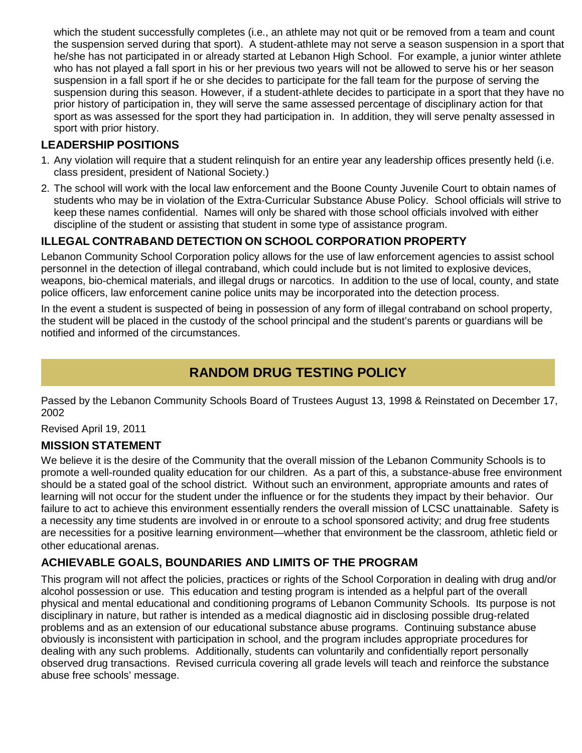which the student successfully completes (i.e., an athlete may not quit or be removed from a team and count the suspension served during that sport). A student-athlete may not serve a season suspension in a sport that he/she has not participated in or already started at Lebanon High School. For example, a junior winter athlete who has not played a fall sport in his or her previous two years will not be allowed to serve his or her season suspension in a fall sport if he or she decides to participate for the fall team for the purpose of serving the suspension during this season. However, if a student-athlete decides to participate in a sport that they have no prior history of participation in, they will serve the same assessed percentage of disciplinary action for that sport as was assessed for the sport they had participation in. In addition, they will serve penalty assessed in sport with prior history.

### LEADERSHIP POSITIONS

1. Any violation will require that a student relinquish for an entire year any leadership offices presently held (i.e. class president, president of National Society.)
2. The school will work with the local law enforcement and the Boone County Juvenile Court to obtain names of students who may be in violation of the Extra-Curricular Substance Abuse Policy. School officials will strive to keep these names confidential. Names will only be shared with those school officials involved with either discipline of the student or assisting that student in some type of assistance program.

### ILLEGAL CONTRABAND DETECTION ON SCHOOL CORPORATION PROPERTY

Lebanon Community School Corporation policy allows for the use of law enforcement agencies to assist school personnel in the detection of illegal contraband, which could include but is not limited to explosive devices, weapons, bio-chemical materials, and illegal drugs or narcotics. In addition to the use of local, county, and state police officers, law enforcement canine police units may be incorporated into the detection process.

In the event a student is suspected of being in possession of any form of illegal contraband on school property, the student will be placed in the custody of the school principal and the student's parents or guardians will be notified and informed of the circumstances.

## RANDOM DRUG TESTING POLICY

Passed by the Lebanon Community Schools Board of Trustees August 13, 1998 & Reinstated on December 17, 2002

Revised April 19, 2011

### MISSION STATEMENT

We believe it is the desire of the Community that the overall mission of the Lebanon Community Schools is to promote a well-rounded quality education for our children. As a part of this, a substance-abuse free environment should be a stated goal of the school district. Without such an environment, appropriate amounts and rates of learning will not occur for the student under the influence or for the students they impact by their behavior. Our failure to act to achieve this environment essentially renders the overall mission of LCSC unattainable. Safety is a necessity any time students are involved in or enroute to a school sponsored activity; and drug free students are necessities for a positive learning environment—whether that environment be the classroom, athletic field or other educational arenas.

### ACHIEVABLE GOALS, BOUNDARIES AND LIMITS OF THE PROGRAM

This program will not affect the policies, practices or rights of the School Corporation in dealing with drug and/or alcohol possession or use. This education and testing program is intended as a helpful part of the overall physical and mental educational and conditioning programs of Lebanon Community Schools. Its purpose is not disciplinary in nature, but rather is intended as a medical diagnostic aid in disclosing possible drug-related problems and as an extension of our educational substance abuse programs. Continuing substance abuse obviously is inconsistent with participation in school, and the program includes appropriate procedures for dealing with any such problems. Additionally, students can voluntarily and confidentially report personally observed drug transactions. Revised curricula covering all grade levels will teach and reinforce the substance abuse free schools' message.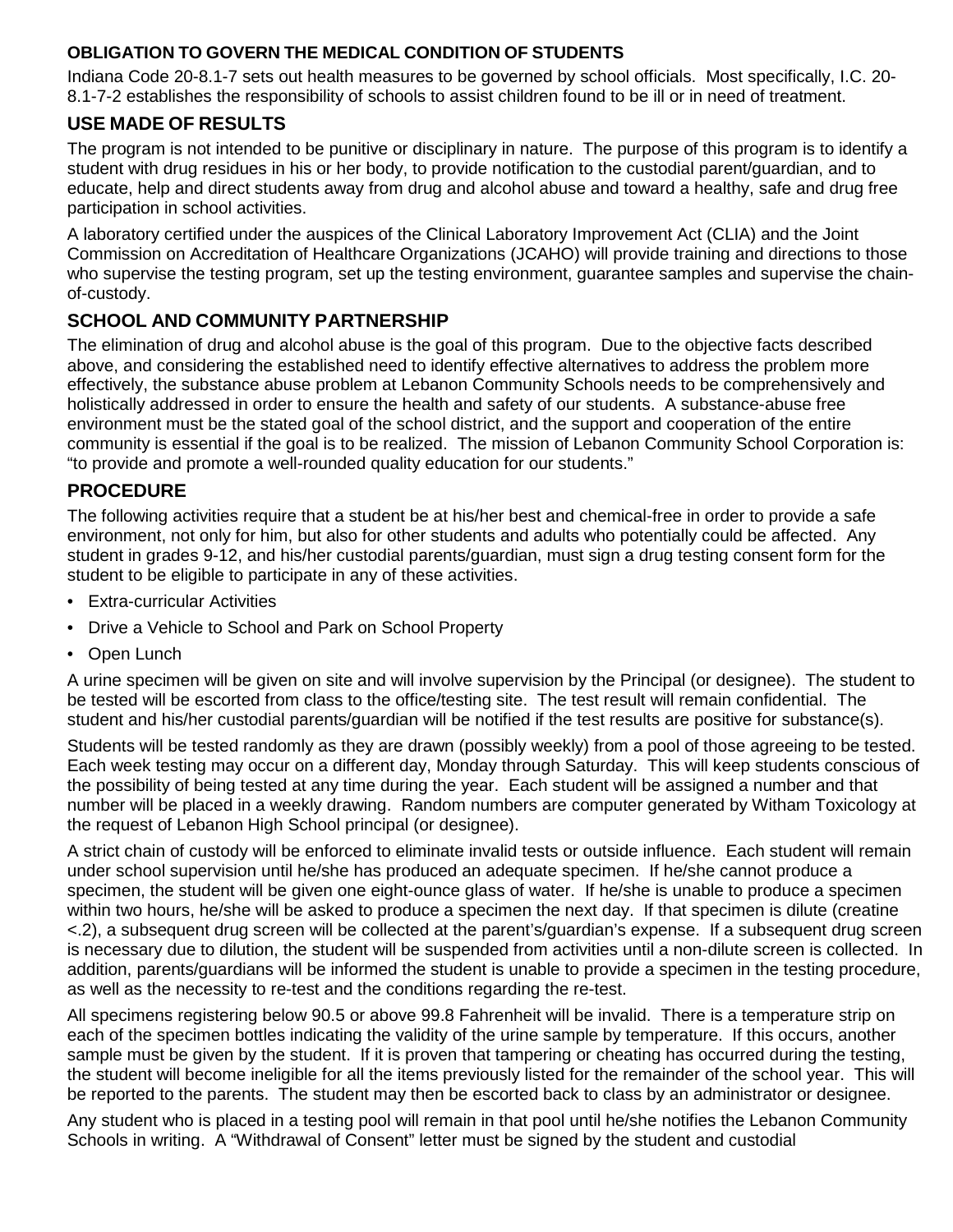**OBLIGATION TO GOVERN THE MEDICAL CONDITION OF STUDENTS**

Indiana Code 20-8.1-7 sets out health measures to be governed by school officials. Most specifically, I.C. 20-8.1-7-2 establishes the responsibility of schools to assist children found to be ill or in need of treatment.

## USE MADE OF RESULTS

The program is not intended to be punitive or disciplinary in nature. The purpose of this program is to identify a student with drug residues in his or her body, to provide notification to the custodial parent/guardian, and to educate, help and direct students away from drug and alcohol abuse and toward a healthy, safe and drug free participation in school activities.

A laboratory certified under the auspices of the Clinical Laboratory Improvement Act (CLIA) and the Joint Commission on Accreditation of Healthcare Organizations (JCAHO) will provide training and directions to those who supervise the testing program, set up the testing environment, guarantee samples and supervise the chain-of-custody.

## SCHOOL AND COMMUNITY PARTNERSHIP

The elimination of drug and alcohol abuse is the goal of this program. Due to the objective facts described above, and considering the established need to identify effective alternatives to address the problem more effectively, the substance abuse problem at Lebanon Community Schools needs to be comprehensively and holistically addressed in order to ensure the health and safety of our students. A substance-abuse free environment must be the stated goal of the school district, and the support and cooperation of the entire community is essential if the goal is to be realized. The mission of Lebanon Community School Corporation is: "to provide and promote a well-rounded quality education for our students."

## PROCEDURE

The following activities require that a student be at his/her best and chemical-free in order to provide a safe environment, not only for him, but also for other students and adults who potentially could be affected. Any student in grades 9-12, and his/her custodial parents/guardian, must sign a drug testing consent form for the student to be eligible to participate in any of these activities.

- Extra-curricular Activities
- Drive a Vehicle to School and Park on School Property
- Open Lunch

A urine specimen will be given on site and will involve supervision by the Principal (or designee). The student to be tested will be escorted from class to the office/testing site. The test result will remain confidential. The student and his/her custodial parents/guardian will be notified if the test results are positive for substance(s).

Students will be tested randomly as they are drawn (possibly weekly) from a pool of those agreeing to be tested. Each week testing may occur on a different day, Monday through Saturday. This will keep students conscious of the possibility of being tested at any time during the year. Each student will be assigned a number and that number will be placed in a weekly drawing. Random numbers are computer generated by Witham Toxicology at the request of Lebanon High School principal (or designee).

A strict chain of custody will be enforced to eliminate invalid tests or outside influence. Each student will remain under school supervision until he/she has produced an adequate specimen. If he/she cannot produce a specimen, the student will be given one eight-ounce glass of water. If he/she is unable to produce a specimen within two hours, he/she will be asked to produce a specimen the next day. If that specimen is dilute (creatine <.2), a subsequent drug screen will be collected at the parent's/guardian's expense. If a subsequent drug screen is necessary due to dilution, the student will be suspended from activities until a non-dilute screen is collected. In addition, parents/guardians will be informed the student is unable to provide a specimen in the testing procedure, as well as the necessity to re-test and the conditions regarding the re-test.

All specimens registering below 90.5 or above 99.8 Fahrenheit will be invalid. There is a temperature strip on each of the specimen bottles indicating the validity of the urine sample by temperature. If this occurs, another sample must be given by the student. If it is proven that tampering or cheating has occurred during the testing, the student will become ineligible for all the items previously listed for the remainder of the school year. This will be reported to the parents. The student may then be escorted back to class by an administrator or designee.

Any student who is placed in a testing pool will remain in that pool until he/she notifies the Lebanon Community Schools in writing. A "Withdrawal of Consent" letter must be signed by the student and custodial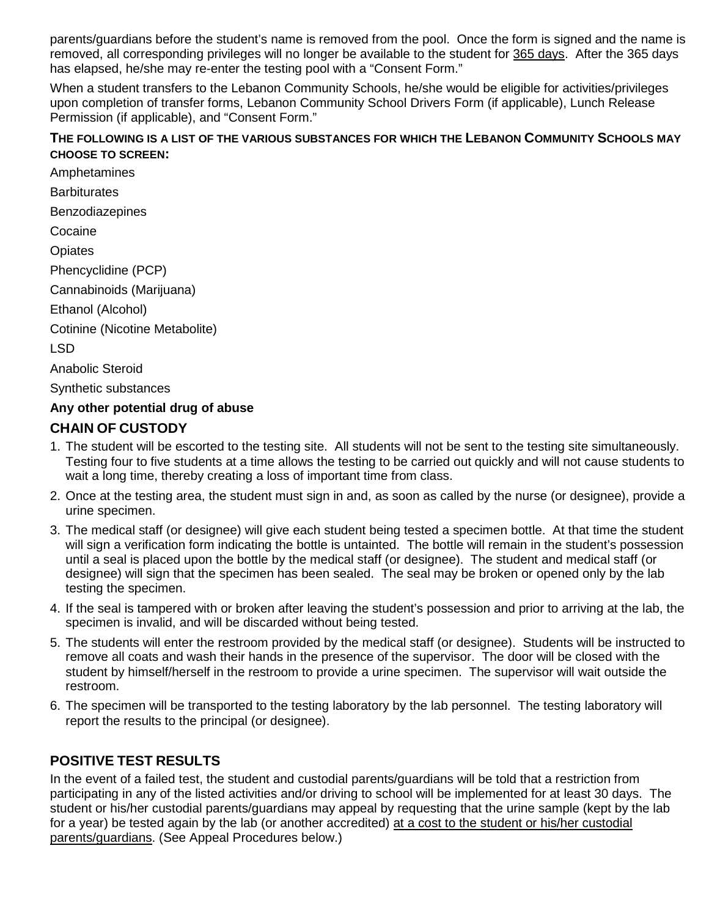parents/guardians before the student's name is removed from the pool. Once the form is signed and the name is removed, all corresponding privileges will no longer be available to the student for 365 days. After the 365 days has elapsed, he/she may re-enter the testing pool with a "Consent Form."

When a student transfers to the Lebanon Community Schools, he/she would be eligible for activities/privileges upon completion of transfer forms, Lebanon Community School Drivers Form (if applicable), Lunch Release Permission (if applicable), and "Consent Form."

**THE FOLLOWING IS A LIST OF THE VARIOUS SUBSTANCES FOR WHICH THE LEBANON COMMUNITY SCHOOLS MAY CHOOSE TO SCREEN:**

Amphetamines

Barbiturates

Benzodiazepines

Cocaine

Opiates

Phencyclidine (PCP)

Cannabinoids (Marijuana)

Ethanol (Alcohol)

Cotinine (Nicotine Metabolite)

LSD

Anabolic Steroid

Synthetic substances

**Any other potential drug of abuse**

## CHAIN OF CUSTODY

1. The student will be escorted to the testing site. All students will not be sent to the testing site simultaneously. Testing four to five students at a time allows the testing to be carried out quickly and will not cause students to wait a long time, thereby creating a loss of important time from class.
2. Once at the testing area, the student must sign in and, as soon as called by the nurse (or designee), provide a urine specimen.
3. The medical staff (or designee) will give each student being tested a specimen bottle. At that time the student will sign a verification form indicating the bottle is untainted. The bottle will remain in the student's possession until a seal is placed upon the bottle by the medical staff (or designee). The student and medical staff (or designee) will sign that the specimen has been sealed. The seal may be broken or opened only by the lab testing the specimen.
4. If the seal is tampered with or broken after leaving the student's possession and prior to arriving at the lab, the specimen is invalid, and will be discarded without being tested.
5. The students will enter the restroom provided by the medical staff (or designee). Students will be instructed to remove all coats and wash their hands in the presence of the supervisor. The door will be closed with the student by himself/herself in the restroom to provide a urine specimen. The supervisor will wait outside the restroom.
6. The specimen will be transported to the testing laboratory by the lab personnel. The testing laboratory will report the results to the principal (or designee).

## POSITIVE TEST RESULTS

In the event of a failed test, the student and custodial parents/guardians will be told that a restriction from participating in any of the listed activities and/or driving to school will be implemented for at least 30 days. The student or his/her custodial parents/guardians may appeal by requesting that the urine sample (kept by the lab for a year) be tested again by the lab (or another accredited) at a cost to the student or his/her custodial parents/guardians. (See Appeal Procedures below.)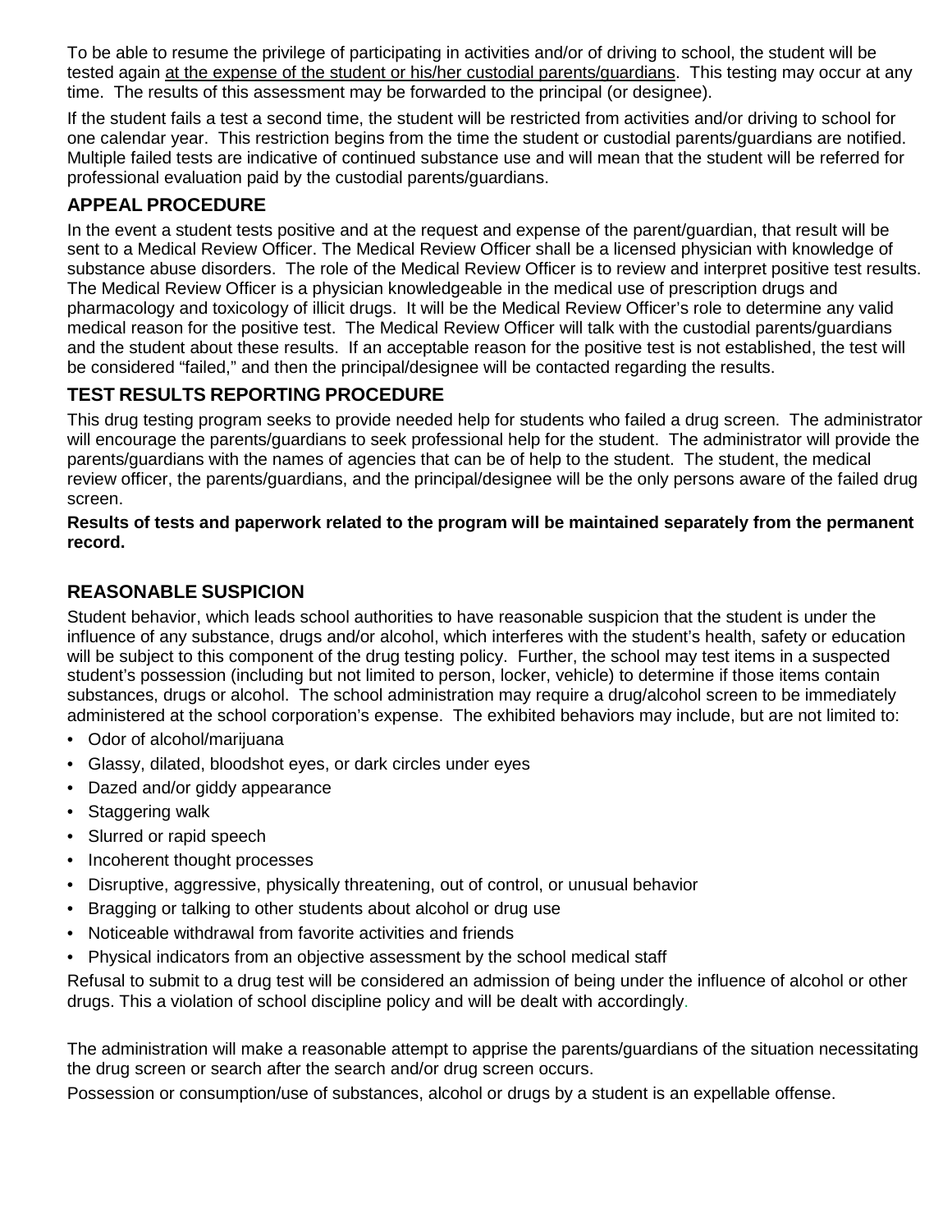To be able to resume the privilege of participating in activities and/or of driving to school, the student will be tested again <u>at the expense of the student or his/her custodial parents/guardians</u>. This testing may occur at any time. The results of this assessment may be forwarded to the principal (or designee).

If the student fails a test a second time, the student will be restricted from activities and/or driving to school for one calendar year. This restriction begins from the time the student or custodial parents/guardians are notified. Multiple failed tests are indicative of continued substance use and will mean that the student will be referred for professional evaluation paid by the custodial parents/guardians.

## APPEAL PROCEDURE

In the event a student tests positive and at the request and expense of the parent/guardian, that result will be sent to a Medical Review Officer. The Medical Review Officer shall be a licensed physician with knowledge of substance abuse disorders. The role of the Medical Review Officer is to review and interpret positive test results. The Medical Review Officer is a physician knowledgeable in the medical use of prescription drugs and pharmacology and toxicology of illicit drugs. It will be the Medical Review Officer's role to determine any valid medical reason for the positive test. The Medical Review Officer will talk with the custodial parents/guardians and the student about these results. If an acceptable reason for the positive test is not established, the test will be considered "failed," and then the principal/designee will be contacted regarding the results.

## TEST RESULTS REPORTING PROCEDURE

This drug testing program seeks to provide needed help for students who failed a drug screen. The administrator will encourage the parents/guardians to seek professional help for the student. The administrator will provide the parents/guardians with the names of agencies that can be of help to the student. The student, the medical review officer, the parents/guardians, and the principal/designee will be the only persons aware of the failed drug screen.

**Results of tests and paperwork related to the program will be maintained separately from the permanent record.**

## REASONABLE SUSPICION

Student behavior, which leads school authorities to have reasonable suspicion that the student is under the influence of any substance, drugs and/or alcohol, which interferes with the student's health, safety or education will be subject to this component of the drug testing policy. Further, the school may test items in a suspected student's possession (including but not limited to person, locker, vehicle) to determine if those items contain substances, drugs or alcohol. The school administration may require a drug/alcohol screen to be immediately administered at the school corporation's expense. The exhibited behaviors may include, but are not limited to:

- Odor of alcohol/marijuana
- Glassy, dilated, bloodshot eyes, or dark circles under eyes
- Dazed and/or giddy appearance
- Staggering walk
- Slurred or rapid speech
- Incoherent thought processes
- Disruptive, aggressive, physically threatening, out of control, or unusual behavior
- Bragging or talking to other students about alcohol or drug use
- Noticeable withdrawal from favorite activities and friends
- Physical indicators from an objective assessment by the school medical staff

Refusal to submit to a drug test will be considered an admission of being under the influence of alcohol or other drugs. This a violation of school discipline policy and will be dealt with accordingly.

The administration will make a reasonable attempt to apprise the parents/guardians of the situation necessitating the drug screen or search after the search and/or drug screen occurs.

Possession or consumption/use of substances, alcohol or drugs by a student is an expellable offense.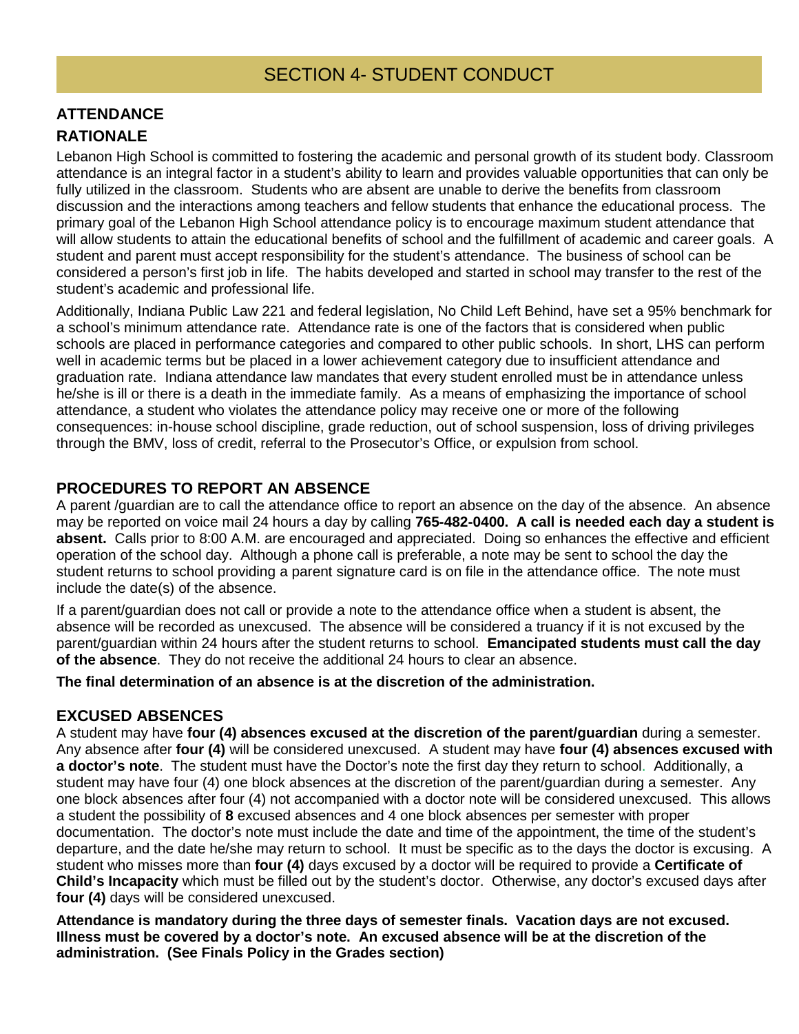# SECTION 4- STUDENT CONDUCT

## ATTENDANCE

### RATIONALE

Lebanon High School is committed to fostering the academic and personal growth of its student body. Classroom attendance is an integral factor in a student's ability to learn and provides valuable opportunities that can only be fully utilized in the classroom. Students who are absent are unable to derive the benefits from classroom discussion and the interactions among teachers and fellow students that enhance the educational process. The primary goal of the Lebanon High School attendance policy is to encourage maximum student attendance that will allow students to attain the educational benefits of school and the fulfillment of academic and career goals. A student and parent must accept responsibility for the student's attendance. The business of school can be considered a person's first job in life. The habits developed and started in school may transfer to the rest of the student's academic and professional life.

Additionally, Indiana Public Law 221 and federal legislation, No Child Left Behind, have set a 95% benchmark for a school's minimum attendance rate. Attendance rate is one of the factors that is considered when public schools are placed in performance categories and compared to other public schools. In short, LHS can perform well in academic terms but be placed in a lower achievement category due to insufficient attendance and graduation rate. Indiana attendance law mandates that every student enrolled must be in attendance unless he/she is ill or there is a death in the immediate family. As a means of emphasizing the importance of school attendance, a student who violates the attendance policy may receive one or more of the following consequences: in-house school discipline, grade reduction, out of school suspension, loss of driving privileges through the BMV, loss of credit, referral to the Prosecutor's Office, or expulsion from school.

### PROCEDURES TO REPORT AN ABSENCE

A parent /guardian are to call the attendance office to report an absence on the day of the absence. An absence may be reported on voice mail 24 hours a day by calling **765-482-0400. A call is needed each day a student is absent.** Calls prior to 8:00 A.M. are encouraged and appreciated. Doing so enhances the effective and efficient operation of the school day. Although a phone call is preferable, a note may be sent to school the day the student returns to school providing a parent signature card is on file in the attendance office. The note must include the date(s) of the absence.

If a parent/guardian does not call or provide a note to the attendance office when a student is absent, the absence will be recorded as unexcused. The absence will be considered a truancy if it is not excused by the parent/guardian within 24 hours after the student returns to school. **Emancipated students must call the day of the absence**. They do not receive the additional 24 hours to clear an absence.

**The final determination of an absence is at the discretion of the administration.**

### EXCUSED ABSENCES

A student may have **four (4) absences excused at the discretion of the parent/guardian** during a semester. Any absence after **four (4)** will be considered unexcused. A student may have **four (4) absences excused with a doctor's note**. The student must have the Doctor's note the first day they return to school. Additionally, a student may have four (4) one block absences at the discretion of the parent/guardian during a semester. Any one block absences after four (4) not accompanied with a doctor note will be considered unexcused. This allows a student the possibility of **8** excused absences and 4 one block absences per semester with proper documentation. The doctor's note must include the date and time of the appointment, the time of the student's departure, and the date he/she may return to school. It must be specific as to the days the doctor is excusing. A student who misses more than **four (4)** days excused by a doctor will be required to provide a **Certificate of Child's Incapacity** which must be filled out by the student's doctor. Otherwise, any doctor's excused days after **four (4)** days will be considered unexcused.

**Attendance is mandatory during the three days of semester finals. Vacation days are not excused. Illness must be covered by a doctor's note. An excused absence will be at the discretion of the administration. (See Finals Policy in the Grades section)**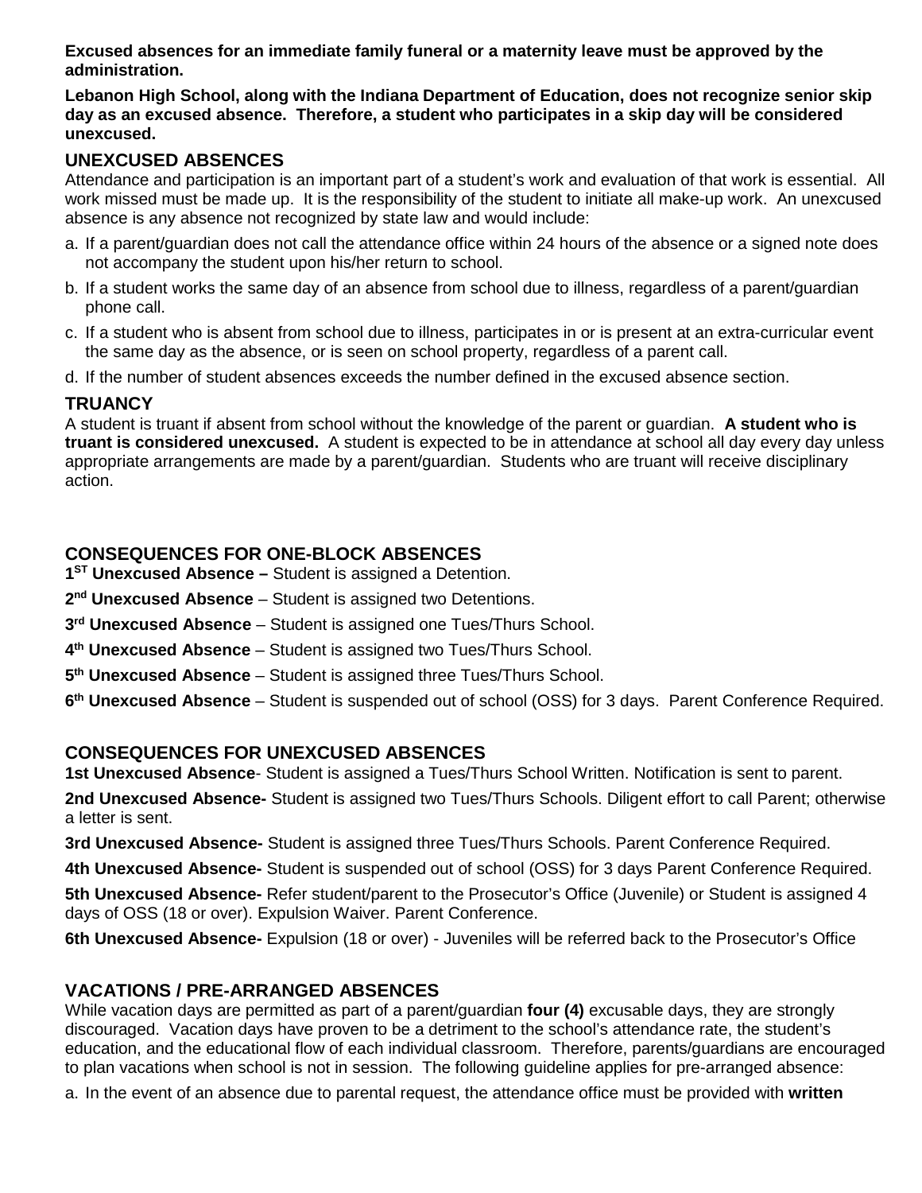**Excused absences for an immediate family funeral or a maternity leave must be approved by the administration.**

**Lebanon High School, along with the Indiana Department of Education, does not recognize senior skip day as an excused absence. Therefore, a student who participates in a skip day will be considered unexcused.**

## UNEXCUSED ABSENCES

Attendance and participation is an important part of a student's work and evaluation of that work is essential. All work missed must be made up. It is the responsibility of the student to initiate all make-up work. An unexcused absence is any absence not recognized by state law and would include:

a. If a parent/guardian does not call the attendance office within 24 hours of the absence or a signed note does not accompany the student upon his/her return to school.
b. If a student works the same day of an absence from school due to illness, regardless of a parent/guardian phone call.
c. If a student who is absent from school due to illness, participates in or is present at an extra-curricular event the same day as the absence, or is seen on school property, regardless of a parent call.
d. If the number of student absences exceeds the number defined in the excused absence section.

## TRUANCY

A student is truant if absent from school without the knowledge of the parent or guardian. **A student who is truant is considered unexcused.** A student is expected to be in attendance at school all day every day unless appropriate arrangements are made by a parent/guardian. Students who are truant will receive disciplinary action.

## CONSEQUENCES FOR ONE-BLOCK ABSENCES

**1ST Unexcused Absence –** Student is assigned a Detention.

**2nd Unexcused Absence** – Student is assigned two Detentions.

**3rd Unexcused Absence** – Student is assigned one Tues/Thurs School.

**4th Unexcused Absence** – Student is assigned two Tues/Thurs School.

**5th Unexcused Absence** – Student is assigned three Tues/Thurs School.

**6th Unexcused Absence** – Student is suspended out of school (OSS) for 3 days. Parent Conference Required.

## CONSEQUENCES FOR UNEXCUSED ABSENCES

**1st Unexcused Absence**- Student is assigned a Tues/Thurs School Written. Notification is sent to parent.

**2nd Unexcused Absence-** Student is assigned two Tues/Thurs Schools. Diligent effort to call Parent; otherwise a letter is sent.

**3rd Unexcused Absence-** Student is assigned three Tues/Thurs Schools. Parent Conference Required.

**4th Unexcused Absence-** Student is suspended out of school (OSS) for 3 days Parent Conference Required.

**5th Unexcused Absence-** Refer student/parent to the Prosecutor's Office (Juvenile) or Student is assigned 4 days of OSS (18 or over). Expulsion Waiver. Parent Conference.

**6th Unexcused Absence-** Expulsion (18 or over) - Juveniles will be referred back to the Prosecutor's Office

## VACATIONS / PRE-ARRANGED ABSENCES

While vacation days are permitted as part of a parent/guardian **four (4)** excusable days, they are strongly discouraged. Vacation days have proven to be a detriment to the school's attendance rate, the student's education, and the educational flow of each individual classroom. Therefore, parents/guardians are encouraged to plan vacations when school is not in session. The following guideline applies for pre-arranged absence:

a. In the event of an absence due to parental request, the attendance office must be provided with **written**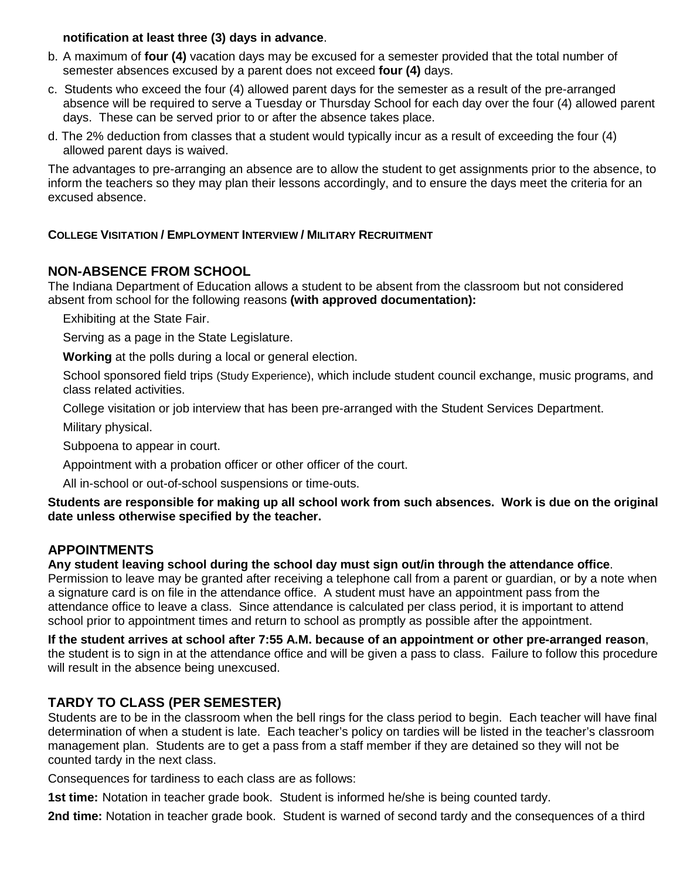**notification at least three (3) days in advance**.

b. A maximum of **four (4)** vacation days may be excused for a semester provided that the total number of semester absences excused by a parent does not exceed **four (4)** days.

c. Students who exceed the four (4) allowed parent days for the semester as a result of the pre-arranged absence will be required to serve a Tuesday or Thursday School for each day over the four (4) allowed parent days. These can be served prior to or after the absence takes place.

d. The 2% deduction from classes that a student would typically incur as a result of exceeding the four (4) allowed parent days is waived.

The advantages to pre-arranging an absence are to allow the student to get assignments prior to the absence, to inform the teachers so they may plan their lessons accordingly, and to ensure the days meet the criteria for an excused absence.

**COLLEGE VISITATION / EMPLOYMENT INTERVIEW / MILITARY RECRUITMENT**

## NON-ABSENCE FROM SCHOOL

The Indiana Department of Education allows a student to be absent from the classroom but not considered absent from school for the following reasons **(with approved documentation):**

- Exhibiting at the State Fair.
- Serving as a page in the State Legislature.
- **Working** at the polls during a local or general election.
- School sponsored field trips (Study Experience), which include student council exchange, music programs, and class related activities.
- College visitation or job interview that has been pre-arranged with the Student Services Department.
- Military physical.
- Subpoena to appear in court.
- Appointment with a probation officer or other officer of the court.
- All in-school or out-of-school suspensions or time-outs.

**Students are responsible for making up all school work from such absences. Work is due on the original date unless otherwise specified by the teacher.**

## APPOINTMENTS

**Any student leaving school during the school day must sign out/in through the attendance office**. Permission to leave may be granted after receiving a telephone call from a parent or guardian, or by a note when a signature card is on file in the attendance office. A student must have an appointment pass from the attendance office to leave a class. Since attendance is calculated per class period, it is important to attend school prior to appointment times and return to school as promptly as possible after the appointment.

**If the student arrives at school after 7:55 A.M. because of an appointment or other pre-arranged reason**, the student is to sign in at the attendance office and will be given a pass to class. Failure to follow this procedure will result in the absence being unexcused.

## TARDY TO CLASS (PER SEMESTER)

Students are to be in the classroom when the bell rings for the class period to begin. Each teacher will have final determination of when a student is late. Each teacher's policy on tardies will be listed in the teacher's classroom management plan. Students are to get a pass from a staff member if they are detained so they will not be counted tardy in the next class.

Consequences for tardiness to each class are as follows:

**1st time:** Notation in teacher grade book. Student is informed he/she is being counted tardy.

**2nd time:** Notation in teacher grade book. Student is warned of second tardy and the consequences of a third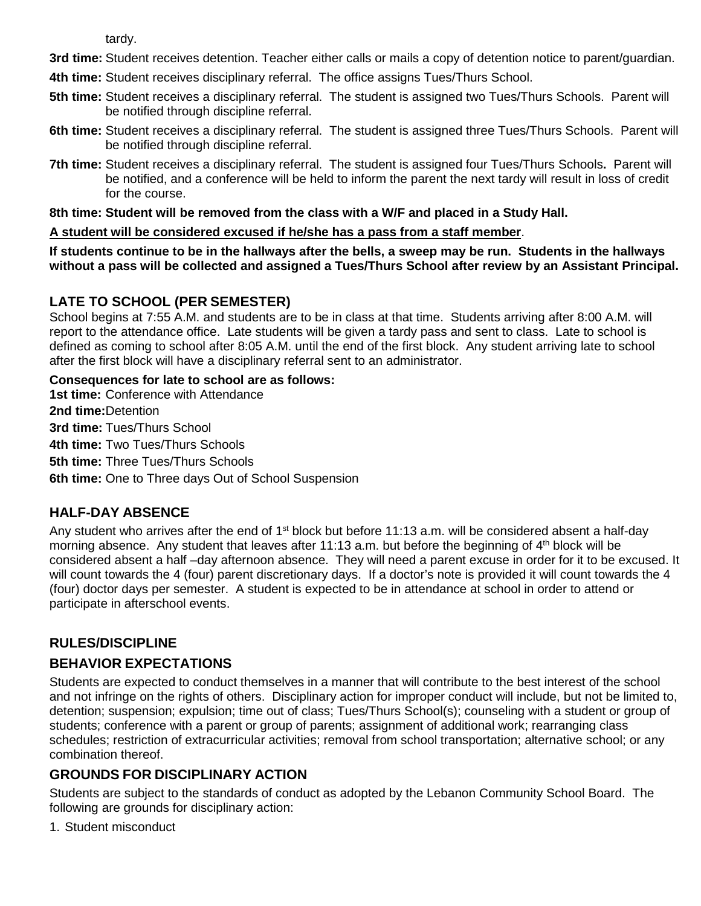tardy.

**3rd time:** Student receives detention. Teacher either calls or mails a copy of detention notice to parent/guardian.

**4th time:** Student receives disciplinary referral. The office assigns Tues/Thurs School.

**5th time:** Student receives a disciplinary referral. The student is assigned two Tues/Thurs Schools. Parent will be notified through discipline referral.

**6th time:** Student receives a disciplinary referral. The student is assigned three Tues/Thurs Schools. Parent will be notified through discipline referral.

**7th time:** Student receives a disciplinary referral. The student is assigned four Tues/Thurs Schools**.** Parent will be notified, and a conference will be held to inform the parent the next tardy will result in loss of credit for the course.

**8th time: Student will be removed from the class with a W/F and placed in a Study Hall.**

**<u>A student will be considered excused if he/she has a pass from a staff member</u>**.

**If students continue to be in the hallways after the bells, a sweep may be run. Students in the hallways without a pass will be collected and assigned a Tues/Thurs School after review by an Assistant Principal.**

## LATE TO SCHOOL (PER SEMESTER)

School begins at 7:55 A.M. and students are to be in class at that time. Students arriving after 8:00 A.M. will report to the attendance office. Late students will be given a tardy pass and sent to class. Late to school is defined as coming to school after 8:05 A.M. until the end of the first block. Any student arriving late to school after the first block will have a disciplinary referral sent to an administrator.

**Consequences for late to school are as follows:**

**1st time:** Conference with Attendance

**2nd time:** Detention

**3rd time:** Tues/Thurs School

**4th time:** Two Tues/Thurs Schools

**5th time:** Three Tues/Thurs Schools

**6th time:** One to Three days Out of School Suspension

## HALF-DAY ABSENCE

Any student who arrives after the end of 1st block but before 11:13 a.m. will be considered absent a half-day morning absence. Any student that leaves after 11:13 a.m. but before the beginning of 4th block will be considered absent a half –day afternoon absence. They will need a parent excuse in order for it to be excused. It will count towards the 4 (four) parent discretionary days. If a doctor's note is provided it will count towards the 4 (four) doctor days per semester. A student is expected to be in attendance at school in order to attend or participate in afterschool events.

## RULES/DISCIPLINE

## BEHAVIOR EXPECTATIONS

Students are expected to conduct themselves in a manner that will contribute to the best interest of the school and not infringe on the rights of others. Disciplinary action for improper conduct will include, but not be limited to, detention; suspension; expulsion; time out of class; Tues/Thurs School(s); counseling with a student or group of students; conference with a parent or group of parents; assignment of additional work; rearranging class schedules; restriction of extracurricular activities; removal from school transportation; alternative school; or any combination thereof.

## GROUNDS FOR DISCIPLINARY ACTION

Students are subject to the standards of conduct as adopted by the Lebanon Community School Board. The following are grounds for disciplinary action:

1. Student misconduct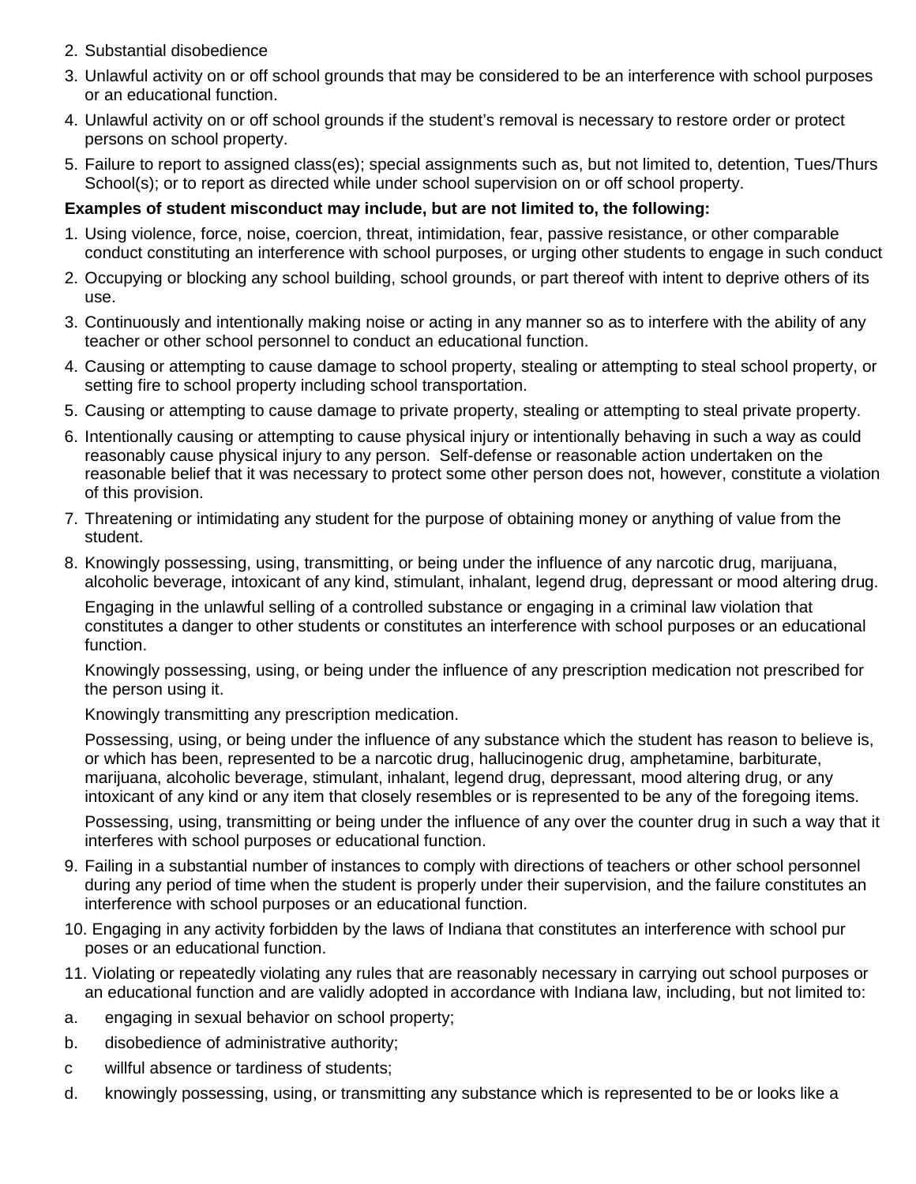2. Substantial disobedience
3. Unlawful activity on or off school grounds that may be considered to be an interference with school purposes or an educational function.
4. Unlawful activity on or off school grounds if the student's removal is necessary to restore order or protect persons on school property.
5. Failure to report to assigned class(es); special assignments such as, but not limited to, detention, Tues/Thurs School(s); or to report as directed while under school supervision on or off school property.

**Examples of student misconduct may include, but are not limited to, the following:**

1. Using violence, force, noise, coercion, threat, intimidation, fear, passive resistance, or other comparable conduct constituting an interference with school purposes, or urging other students to engage in such conduct
2. Occupying or blocking any school building, school grounds, or part thereof with intent to deprive others of its use.
3. Continuously and intentionally making noise or acting in any manner so as to interfere with the ability of any teacher or other school personnel to conduct an educational function.
4. Causing or attempting to cause damage to school property, stealing or attempting to steal school property, or setting fire to school property including school transportation.
5. Causing or attempting to cause damage to private property, stealing or attempting to steal private property.
6. Intentionally causing or attempting to cause physical injury or intentionally behaving in such a way as could reasonably cause physical injury to any person. Self-defense or reasonable action undertaken on the reasonable belief that it was necessary to protect some other person does not, however, constitute a violation of this provision.
7. Threatening or intimidating any student for the purpose of obtaining money or anything of value from the student.
8. Knowingly possessing, using, transmitting, or being under the influence of any narcotic drug, marijuana, alcoholic beverage, intoxicant of any kind, stimulant, inhalant, legend drug, depressant or mood altering drug.

   Engaging in the unlawful selling of a controlled substance or engaging in a criminal law violation that constitutes a danger to other students or constitutes an interference with school purposes or an educational function.

   Knowingly possessing, using, or being under the influence of any prescription medication not prescribed for the person using it.

   Knowingly transmitting any prescription medication.

   Possessing, using, or being under the influence of any substance which the student has reason to believe is, or which has been, represented to be a narcotic drug, hallucinogenic drug, amphetamine, barbiturate, marijuana, alcoholic beverage, stimulant, inhalant, legend drug, depressant, mood altering drug, or any intoxicant of any kind or any item that closely resembles or is represented to be any of the foregoing items.

   Possessing, using, transmitting or being under the influence of any over the counter drug in such a way that it interferes with school purposes or educational function.
9. Failing in a substantial number of instances to comply with directions of teachers or other school personnel during any period of time when the student is properly under their supervision, and the failure constitutes an interference with school purposes or an educational function.
10. Engaging in any activity forbidden by the laws of Indiana that constitutes an interference with school pur poses or an educational function.
11. Violating or repeatedly violating any rules that are reasonably necessary in carrying out school purposes or an educational function and are validly adopted in accordance with Indiana law, including, but not limited to:

a. engaging in sexual behavior on school property;

b. disobedience of administrative authority;

c willful absence or tardiness of students;

d. knowingly possessing, using, or transmitting any substance which is represented to be or looks like a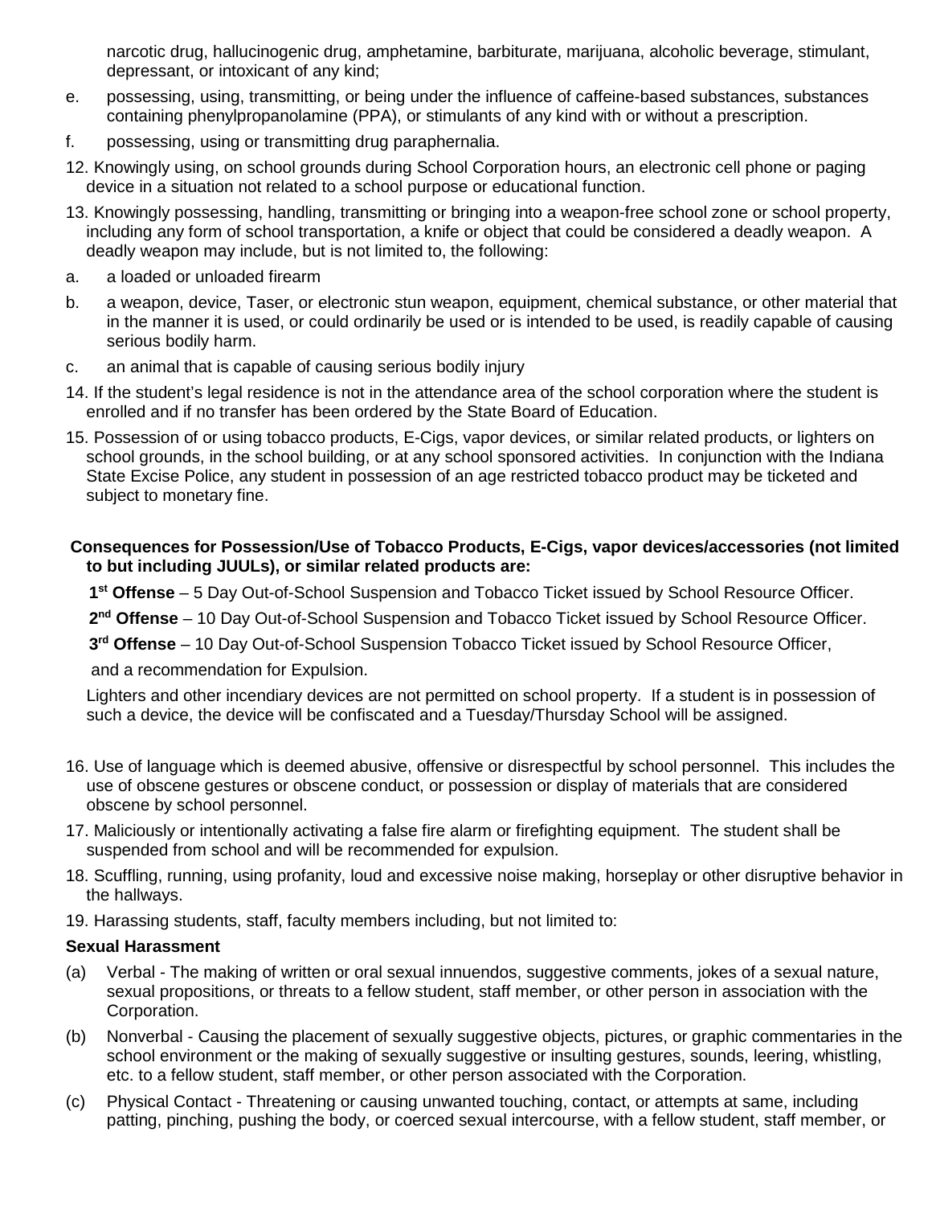narcotic drug, hallucinogenic drug, amphetamine, barbiturate, marijuana, alcoholic beverage, stimulant, depressant, or intoxicant of any kind;

e. possessing, using, transmitting, or being under the influence of caffeine-based substances, substances containing phenylpropanolamine (PPA), or stimulants of any kind with or without a prescription.

f. possessing, using or transmitting drug paraphernalia.

12. Knowingly using, on school grounds during School Corporation hours, an electronic cell phone or paging device in a situation not related to a school purpose or educational function.

13. Knowingly possessing, handling, transmitting or bringing into a weapon-free school zone or school property, including any form of school transportation, a knife or object that could be considered a deadly weapon. A deadly weapon may include, but is not limited to, the following:

a. a loaded or unloaded firearm

b. a weapon, device, Taser, or electronic stun weapon, equipment, chemical substance, or other material that in the manner it is used, or could ordinarily be used or is intended to be used, is readily capable of causing serious bodily harm.

c. an animal that is capable of causing serious bodily injury

14. If the student's legal residence is not in the attendance area of the school corporation where the student is enrolled and if no transfer has been ordered by the State Board of Education.

15. Possession of or using tobacco products, E-Cigs, vapor devices, or similar related products, or lighters on school grounds, in the school building, or at any school sponsored activities. In conjunction with the Indiana State Excise Police, any student in possession of an age restricted tobacco product may be ticketed and subject to monetary fine.

**Consequences for Possession/Use of Tobacco Products, E-Cigs, vapor devices/accessories (not limited to but including JUULs), or similar related products are:**

**1st Offense** – 5 Day Out-of-School Suspension and Tobacco Ticket issued by School Resource Officer.

**2nd Offense** – 10 Day Out-of-School Suspension and Tobacco Ticket issued by School Resource Officer.

**3rd Offense** – 10 Day Out-of-School Suspension Tobacco Ticket issued by School Resource Officer, and a recommendation for Expulsion.

Lighters and other incendiary devices are not permitted on school property. If a student is in possession of such a device, the device will be confiscated and a Tuesday/Thursday School will be assigned.

16. Use of language which is deemed abusive, offensive or disrespectful by school personnel. This includes the use of obscene gestures or obscene conduct, or possession or display of materials that are considered obscene by school personnel.

17. Maliciously or intentionally activating a false fire alarm or firefighting equipment. The student shall be suspended from school and will be recommended for expulsion.

18. Scuffling, running, using profanity, loud and excessive noise making, horseplay or other disruptive behavior in the hallways.

19. Harassing students, staff, faculty members including, but not limited to:

**Sexual Harassment**

(a) Verbal - The making of written or oral sexual innuendos, suggestive comments, jokes of a sexual nature, sexual propositions, or threats to a fellow student, staff member, or other person in association with the Corporation.

(b) Nonverbal - Causing the placement of sexually suggestive objects, pictures, or graphic commentaries in the school environment or the making of sexually suggestive or insulting gestures, sounds, leering, whistling, etc. to a fellow student, staff member, or other person associated with the Corporation.

(c) Physical Contact - Threatening or causing unwanted touching, contact, or attempts at same, including patting, pinching, pushing the body, or coerced sexual intercourse, with a fellow student, staff member, or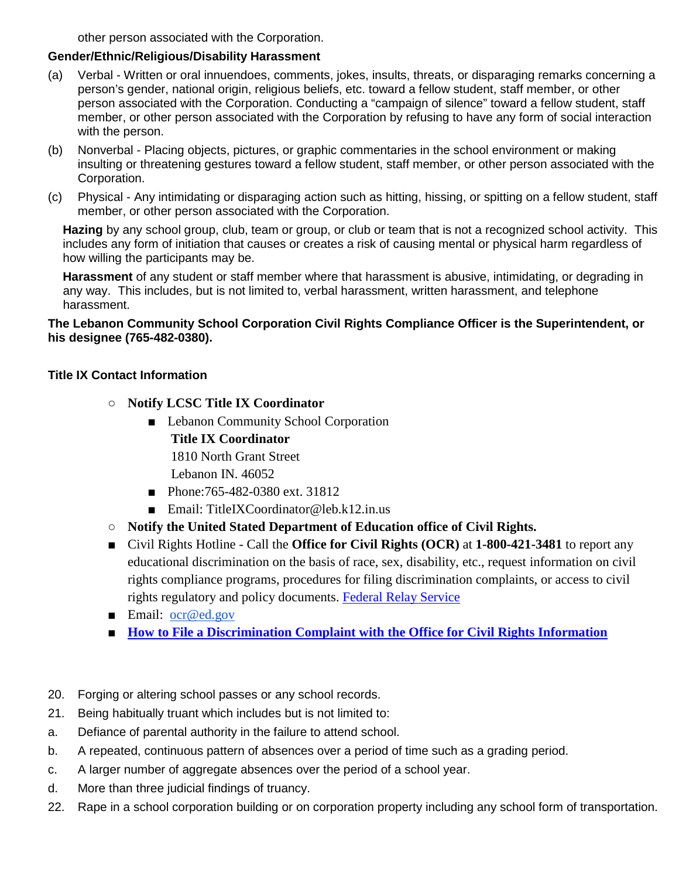other person associated with the Corporation.

**Gender/Ethnic/Religious/Disability Harassment**

(a) Verbal - Written or oral innuendoes, comments, jokes, insults, threats, or disparaging remarks concerning a person's gender, national origin, religious beliefs, etc. toward a fellow student, staff member, or other person associated with the Corporation. Conducting a "campaign of silence" toward a fellow student, staff member, or other person associated with the Corporation by refusing to have any form of social interaction with the person.

(b) Nonverbal - Placing objects, pictures, or graphic commentaries in the school environment or making insulting or threatening gestures toward a fellow student, staff member, or other person associated with the Corporation.

(c) Physical - Any intimidating or disparaging action such as hitting, hissing, or spitting on a fellow student, staff member, or other person associated with the Corporation.

**Hazing** by any school group, club, team or group, or club or team that is not a recognized school activity. This includes any form of initiation that causes or creates a risk of causing mental or physical harm regardless of how willing the participants may be.

**Harassment** of any student or staff member where that harassment is abusive, intimidating, or degrading in any way. This includes, but is not limited to, verbal harassment, written harassment, and telephone harassment.

**The Lebanon Community School Corporation Civil Rights Compliance Officer is the Superintendent, or his designee (765-482-0380).**

**Title IX Contact Information**

- **Notify LCSC Title IX Coordinator**
  - Lebanon Community School Corporation
    **Title IX Coordinator**
    1810 North Grant Street
    Lebanon IN. 46052
  - Phone:765-482-0380 ext. 31812
  - Email: TitleIXCoordinator@leb.k12.in.us
- **Notify the United Stated Department of Education office of Civil Rights.**
  - Civil Rights Hotline - Call the **Office for Civil Rights (OCR)** at **1-800-421-3481** to report any educational discrimination on the basis of race, sex, disability, etc., request information on civil rights compliance programs, procedures for filing discrimination complaints, or access to civil rights regulatory and policy documents. Federal Relay Service
  - Email: ocr@ed.gov
  - **How to File a Discrimination Complaint with the Office for Civil Rights Information**

20. Forging or altering school passes or any school records.
21. Being habitually truant which includes but is not limited to:
    a. Defiance of parental authority in the failure to attend school.
    b. A repeated, continuous pattern of absences over a period of time such as a grading period.
    c. A larger number of aggregate absences over the period of a school year.
    d. More than three judicial findings of truancy.
22. Rape in a school corporation building or on corporation property including any school form of transportation.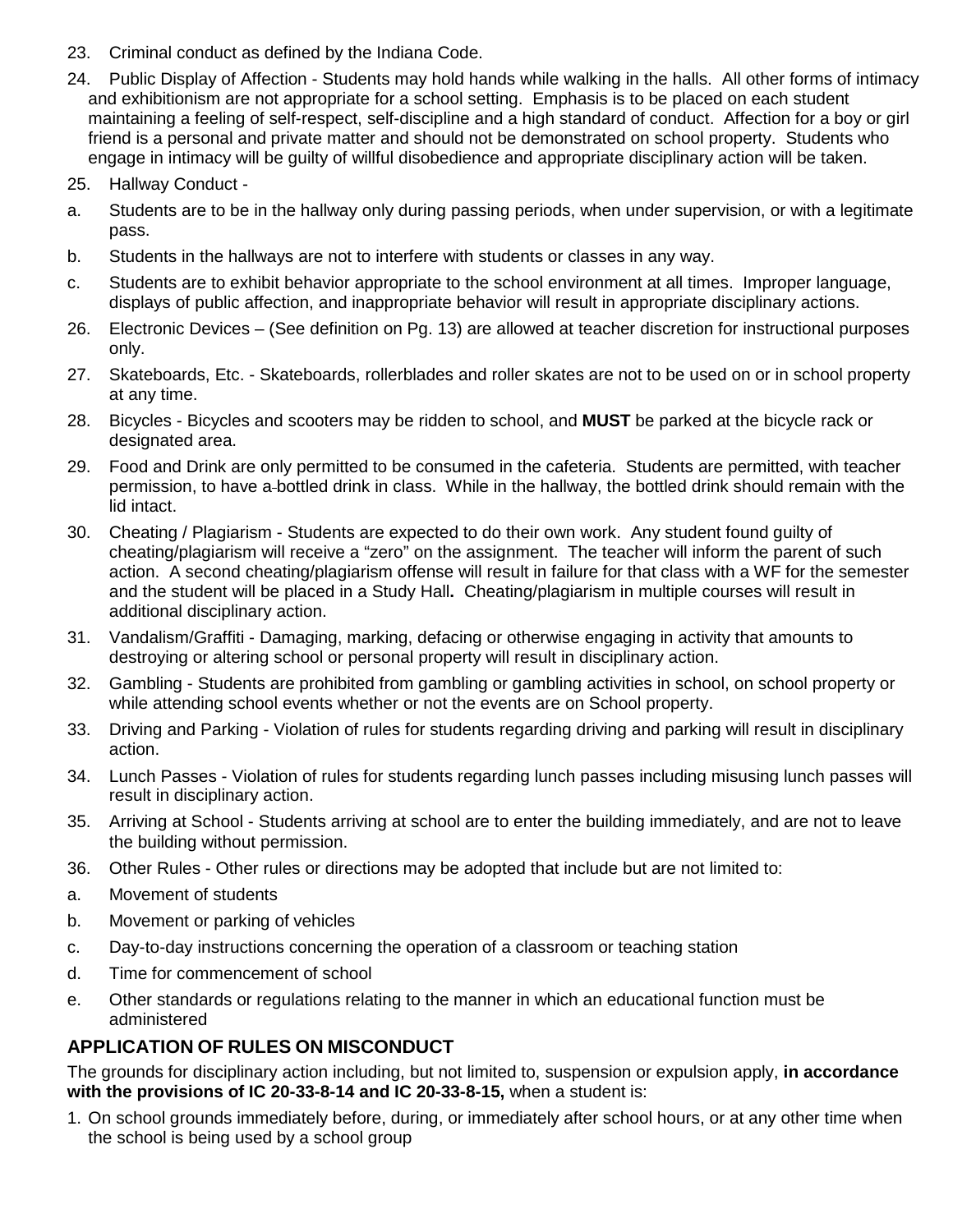23. Criminal conduct as defined by the Indiana Code.

24. Public Display of Affection - Students may hold hands while walking in the halls. All other forms of intimacy and exhibitionism are not appropriate for a school setting. Emphasis is to be placed on each student maintaining a feeling of self-respect, self-discipline and a high standard of conduct. Affection for a boy or girl friend is a personal and private matter and should not be demonstrated on school property. Students who engage in intimacy will be guilty of willful disobedience and appropriate disciplinary action will be taken.

25. Hallway Conduct -

a. Students are to be in the hallway only during passing periods, when under supervision, or with a legitimate pass.

b. Students in the hallways are not to interfere with students or classes in any way.

c. Students are to exhibit behavior appropriate to the school environment at all times. Improper language, displays of public affection, and inappropriate behavior will result in appropriate disciplinary actions.

26. Electronic Devices – (See definition on Pg. 13) are allowed at teacher discretion for instructional purposes only.

27. Skateboards, Etc. - Skateboards, rollerblades and roller skates are not to be used on or in school property at any time.

28. Bicycles - Bicycles and scooters may be ridden to school, and **MUST** be parked at the bicycle rack or designated area.

29. Food and Drink are only permitted to be consumed in the cafeteria. Students are permitted, with teacher permission, to have a bottled drink in class. While in the hallway, the bottled drink should remain with the lid intact.

30. Cheating / Plagiarism - Students are expected to do their own work. Any student found guilty of cheating/plagiarism will receive a "zero" on the assignment. The teacher will inform the parent of such action. A second cheating/plagiarism offense will result in failure for that class with a WF for the semester and the student will be placed in a Study Hall**.** Cheating/plagiarism in multiple courses will result in additional disciplinary action.

31. Vandalism/Graffiti - Damaging, marking, defacing or otherwise engaging in activity that amounts to destroying or altering school or personal property will result in disciplinary action.

32. Gambling - Students are prohibited from gambling or gambling activities in school, on school property or while attending school events whether or not the events are on School property.

33. Driving and Parking - Violation of rules for students regarding driving and parking will result in disciplinary action.

34. Lunch Passes - Violation of rules for students regarding lunch passes including misusing lunch passes will result in disciplinary action.

35. Arriving at School - Students arriving at school are to enter the building immediately, and are not to leave the building without permission.

36. Other Rules - Other rules or directions may be adopted that include but are not limited to:

a. Movement of students

b. Movement or parking of vehicles

c. Day-to-day instructions concerning the operation of a classroom or teaching station

d. Time for commencement of school

e. Other standards or regulations relating to the manner in which an educational function must be administered

## APPLICATION OF RULES ON MISCONDUCT

The grounds for disciplinary action including, but not limited to, suspension or expulsion apply, **in accordance with the provisions of IC 20-33-8-14 and IC 20-33-8-15,** when a student is:

1. On school grounds immediately before, during, or immediately after school hours, or at any other time when the school is being used by a school group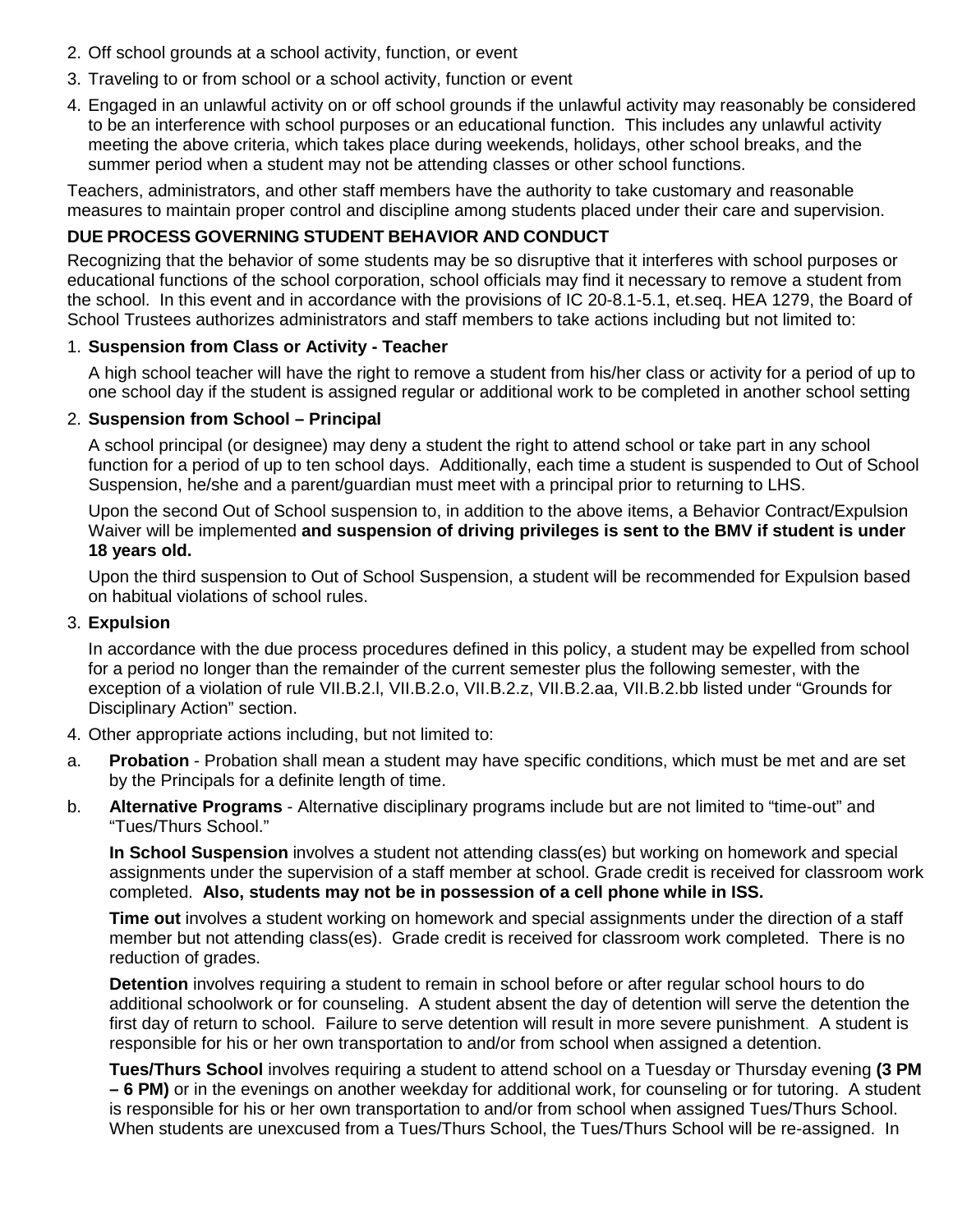2. Off school grounds at a school activity, function, or event
3. Traveling to or from school or a school activity, function or event
4. Engaged in an unlawful activity on or off school grounds if the unlawful activity may reasonably be considered to be an interference with school purposes or an educational function. This includes any unlawful activity meeting the above criteria, which takes place during weekends, holidays, other school breaks, and the summer period when a student may not be attending classes or other school functions.

Teachers, administrators, and other staff members have the authority to take customary and reasonable measures to maintain proper control and discipline among students placed under their care and supervision.

**DUE PROCESS GOVERNING STUDENT BEHAVIOR AND CONDUCT**

Recognizing that the behavior of some students may be so disruptive that it interferes with school purposes or educational functions of the school corporation, school officials may find it necessary to remove a student from the school. In this event and in accordance with the provisions of IC 20-8.1-5.1, et.seq. HEA 1279, the Board of School Trustees authorizes administrators and staff members to take actions including but not limited to:

1. **Suspension from Class or Activity - Teacher**

   A high school teacher will have the right to remove a student from his/her class or activity for a period of up to one school day if the student is assigned regular or additional work to be completed in another school setting

2. **Suspension from School – Principal**

   A school principal (or designee) may deny a student the right to attend school or take part in any school function for a period of up to ten school days. Additionally, each time a student is suspended to Out of School Suspension, he/she and a parent/guardian must meet with a principal prior to returning to LHS.

   Upon the second Out of School suspension to, in addition to the above items, a Behavior Contract/Expulsion Waiver will be implemented **and suspension of driving privileges is sent to the BMV if student is under 18 years old.**

   Upon the third suspension to Out of School Suspension, a student will be recommended for Expulsion based on habitual violations of school rules.

3. **Expulsion**

   In accordance with the due process procedures defined in this policy, a student may be expelled from school for a period no longer than the remainder of the current semester plus the following semester, with the exception of a violation of rule VII.B.2.l, VII.B.2.o, VII.B.2.z, VII.B.2.aa, VII.B.2.bb listed under "Grounds for Disciplinary Action" section.

4. Other appropriate actions including, but not limited to:

a. **Probation** - Probation shall mean a student may have specific conditions, which must be met and are set by the Principals for a definite length of time.

b. **Alternative Programs** - Alternative disciplinary programs include but are not limited to "time-out" and "Tues/Thurs School."

   **In School Suspension** involves a student not attending class(es) but working on homework and special assignments under the supervision of a staff member at school. Grade credit is received for classroom work completed. **Also, students may not be in possession of a cell phone while in ISS.**

   **Time out** involves a student working on homework and special assignments under the direction of a staff member but not attending class(es). Grade credit is received for classroom work completed. There is no reduction of grades.

   **Detention** involves requiring a student to remain in school before or after regular school hours to do additional schoolwork or for counseling. A student absent the day of detention will serve the detention the first day of return to school. Failure to serve detention will result in more severe punishment. A student is responsible for his or her own transportation to and/or from school when assigned a detention.

   **Tues/Thurs School** involves requiring a student to attend school on a Tuesday or Thursday evening **(3 PM – 6 PM)** or in the evenings on another weekday for additional work, for counseling or for tutoring. A student is responsible for his or her own transportation to and/or from school when assigned Tues/Thurs School. When students are unexcused from a Tues/Thurs School, the Tues/Thurs School will be re-assigned. In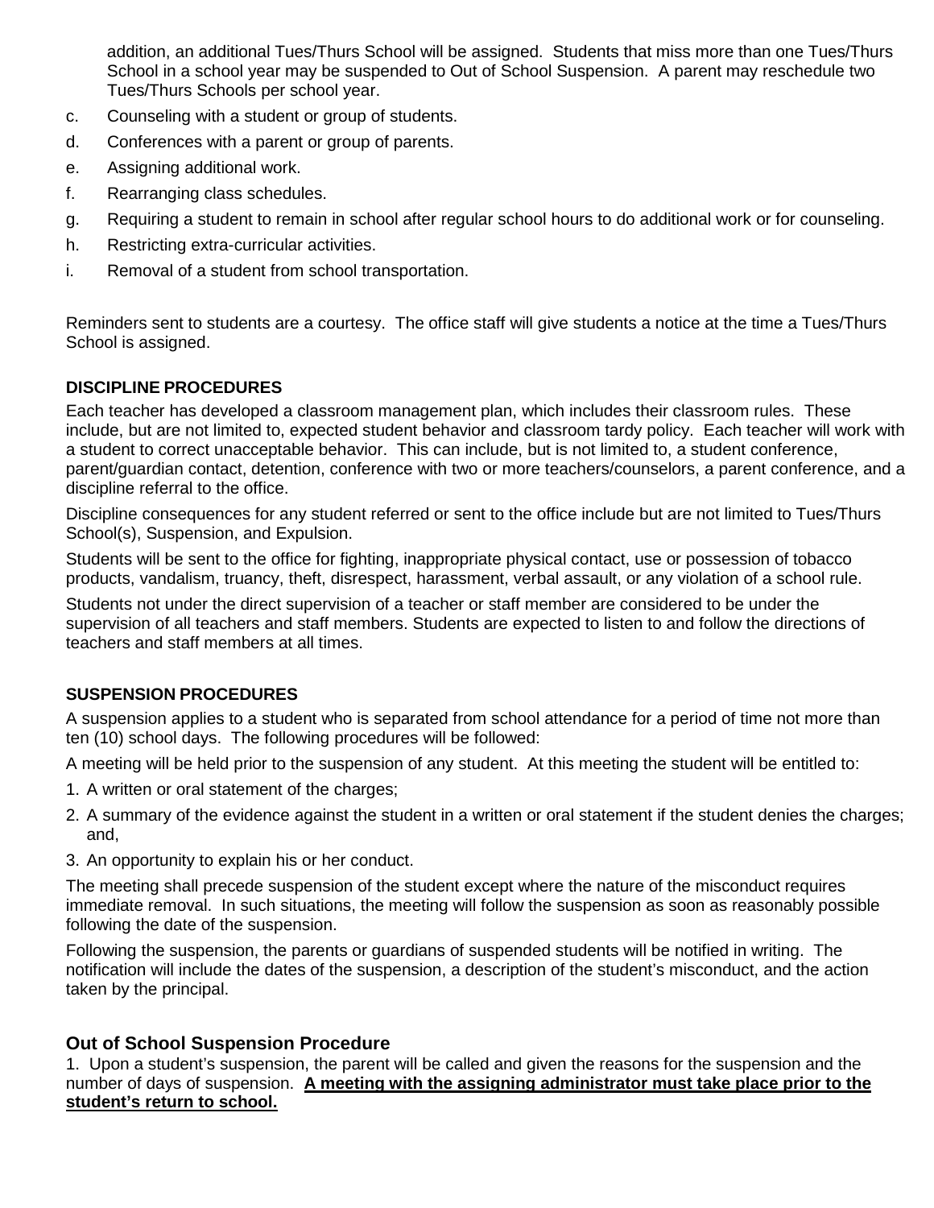addition, an additional Tues/Thurs School will be assigned. Students that miss more than one Tues/Thurs School in a school year may be suspended to Out of School Suspension. A parent may reschedule two Tues/Thurs Schools per school year.

c. Counseling with a student or group of students.
d. Conferences with a parent or group of parents.
e. Assigning additional work.
f. Rearranging class schedules.
g. Requiring a student to remain in school after regular school hours to do additional work or for counseling.
h. Restricting extra-curricular activities.
i. Removal of a student from school transportation.

Reminders sent to students are a courtesy. The office staff will give students a notice at the time a Tues/Thurs School is assigned.

**DISCIPLINE PROCEDURES**

Each teacher has developed a classroom management plan, which includes their classroom rules. These include, but are not limited to, expected student behavior and classroom tardy policy. Each teacher will work with a student to correct unacceptable behavior. This can include, but is not limited to, a student conference, parent/guardian contact, detention, conference with two or more teachers/counselors, a parent conference, and a discipline referral to the office.

Discipline consequences for any student referred or sent to the office include but are not limited to Tues/Thurs School(s), Suspension, and Expulsion.

Students will be sent to the office for fighting, inappropriate physical contact, use or possession of tobacco products, vandalism, truancy, theft, disrespect, harassment, verbal assault, or any violation of a school rule.

Students not under the direct supervision of a teacher or staff member are considered to be under the supervision of all teachers and staff members. Students are expected to listen to and follow the directions of teachers and staff members at all times.

**SUSPENSION PROCEDURES**

A suspension applies to a student who is separated from school attendance for a period of time not more than ten (10) school days. The following procedures will be followed:

A meeting will be held prior to the suspension of any student. At this meeting the student will be entitled to:

1. A written or oral statement of the charges;
2. A summary of the evidence against the student in a written or oral statement if the student denies the charges; and,
3. An opportunity to explain his or her conduct.

The meeting shall precede suspension of the student except where the nature of the misconduct requires immediate removal. In such situations, the meeting will follow the suspension as soon as reasonably possible following the date of the suspension.

Following the suspension, the parents or guardians of suspended students will be notified in writing. The notification will include the dates of the suspension, a description of the student's misconduct, and the action taken by the principal.

## Out of School Suspension Procedure

1. Upon a student's suspension, the parent will be called and given the reasons for the suspension and the number of days of suspension. **A meeting with the assigning administrator must take place prior to the student's return to school.**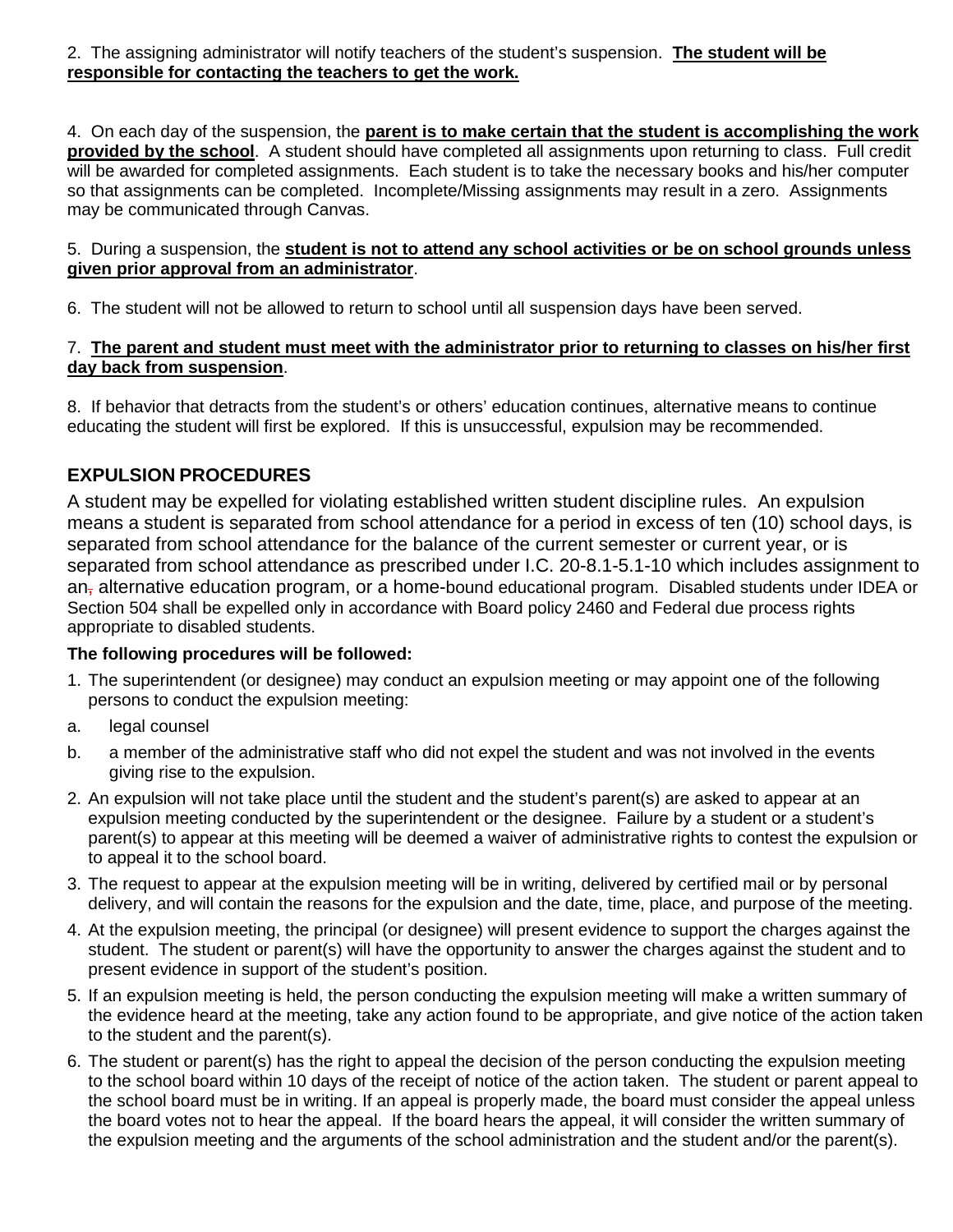2. The assigning administrator will notify teachers of the student's suspension. **The student will be responsible for contacting the teachers to get the work.**

4. On each day of the suspension, the **parent is to make certain that the student is accomplishing the work provided by the school**. A student should have completed all assignments upon returning to class. Full credit will be awarded for completed assignments. Each student is to take the necessary books and his/her computer so that assignments can be completed. Incomplete/Missing assignments may result in a zero. Assignments may be communicated through Canvas.

5. During a suspension, the **student is not to attend any school activities or be on school grounds unless given prior approval from an administrator**.

6. The student will not be allowed to return to school until all suspension days have been served.

7. **The parent and student must meet with the administrator prior to returning to classes on his/her first day back from suspension**.

8. If behavior that detracts from the student's or others' education continues, alternative means to continue educating the student will first be explored. If this is unsuccessful, expulsion may be recommended.

## EXPULSION PROCEDURES

A student may be expelled for violating established written student discipline rules. An expulsion means a student is separated from school attendance for a period in excess of ten (10) school days, is separated from school attendance for the balance of the current semester or current year, or is separated from school attendance as prescribed under I.C. 20-8.1-5.1-10 which includes assignment to an, alternative education program, or a home-bound educational program. Disabled students under IDEA or Section 504 shall be expelled only in accordance with Board policy 2460 and Federal due process rights appropriate to disabled students.

**The following procedures will be followed:**

1. The superintendent (or designee) may conduct an expulsion meeting or may appoint one of the following persons to conduct the expulsion meeting:
   a. legal counsel
   b. a member of the administrative staff who did not expel the student and was not involved in the events giving rise to the expulsion.
2. An expulsion will not take place until the student and the student's parent(s) are asked to appear at an expulsion meeting conducted by the superintendent or the designee. Failure by a student or a student's parent(s) to appear at this meeting will be deemed a waiver of administrative rights to contest the expulsion or to appeal it to the school board.
3. The request to appear at the expulsion meeting will be in writing, delivered by certified mail or by personal delivery, and will contain the reasons for the expulsion and the date, time, place, and purpose of the meeting.
4. At the expulsion meeting, the principal (or designee) will present evidence to support the charges against the student. The student or parent(s) will have the opportunity to answer the charges against the student and to present evidence in support of the student's position.
5. If an expulsion meeting is held, the person conducting the expulsion meeting will make a written summary of the evidence heard at the meeting, take any action found to be appropriate, and give notice of the action taken to the student and the parent(s).
6. The student or parent(s) has the right to appeal the decision of the person conducting the expulsion meeting to the school board within 10 days of the receipt of notice of the action taken. The student or parent appeal to the school board must be in writing. If an appeal is properly made, the board must consider the appeal unless the board votes not to hear the appeal. If the board hears the appeal, it will consider the written summary of the expulsion meeting and the arguments of the school administration and the student and/or the parent(s).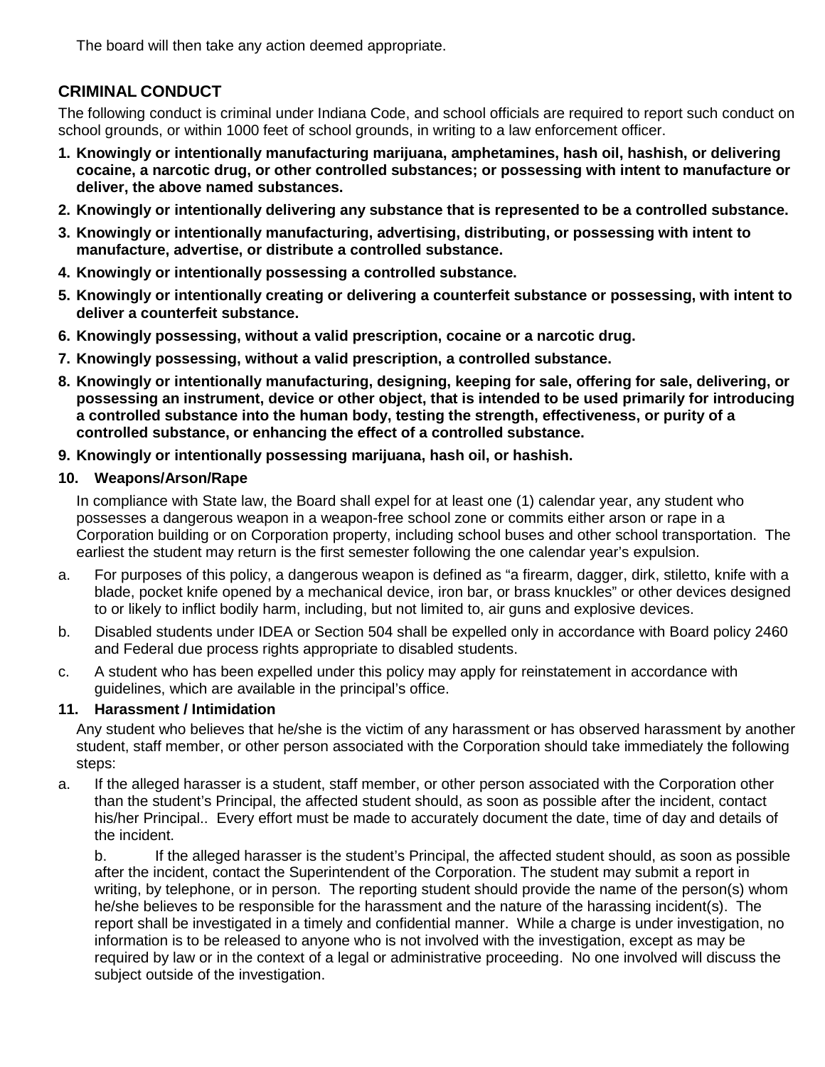The board will then take any action deemed appropriate.

## CRIMINAL CONDUCT

The following conduct is criminal under Indiana Code, and school officials are required to report such conduct on school grounds, or within 1000 feet of school grounds, in writing to a law enforcement officer.

1. **Knowingly or intentionally manufacturing marijuana, amphetamines, hash oil, hashish, or delivering cocaine, a narcotic drug, or other controlled substances; or possessing with intent to manufacture or deliver, the above named substances.**
2. **Knowingly or intentionally delivering any substance that is represented to be a controlled substance.**
3. **Knowingly or intentionally manufacturing, advertising, distributing, or possessing with intent to manufacture, advertise, or distribute a controlled substance.**
4. **Knowingly or intentionally possessing a controlled substance.**
5. **Knowingly or intentionally creating or delivering a counterfeit substance or possessing, with intent to deliver a counterfeit substance.**
6. **Knowingly possessing, without a valid prescription, cocaine or a narcotic drug.**
7. **Knowingly possessing, without a valid prescription, a controlled substance.**
8. **Knowingly or intentionally manufacturing, designing, keeping for sale, offering for sale, delivering, or possessing an instrument, device or other object, that is intended to be used primarily for introducing a controlled substance into the human body, testing the strength, effectiveness, or purity of a controlled substance, or enhancing the effect of a controlled substance.**
9. **Knowingly or intentionally possessing marijuana, hash oil, or hashish.**
10. **Weapons/Arson/Rape**

    In compliance with State law, the Board shall expel for at least one (1) calendar year, any student who possesses a dangerous weapon in a weapon-free school zone or commits either arson or rape in a Corporation building or on Corporation property, including school buses and other school transportation. The earliest the student may return is the first semester following the one calendar year's expulsion.

a. For purposes of this policy, a dangerous weapon is defined as "a firearm, dagger, dirk, stiletto, knife with a blade, pocket knife opened by a mechanical device, iron bar, or brass knuckles" or other devices designed to or likely to inflict bodily harm, including, but not limited to, air guns and explosive devices.

b. Disabled students under IDEA or Section 504 shall be expelled only in accordance with Board policy 2460 and Federal due process rights appropriate to disabled students.

c. A student who has been expelled under this policy may apply for reinstatement in accordance with guidelines, which are available in the principal's office.

11. **Harassment / Intimidation**

    Any student who believes that he/she is the victim of any harassment or has observed harassment by another student, staff member, or other person associated with the Corporation should take immediately the following steps:

a. If the alleged harasser is a student, staff member, or other person associated with the Corporation other than the student's Principal, the affected student should, as soon as possible after the incident, contact his/her Principal.. Every effort must be made to accurately document the date, time of day and details of the incident.

b. If the alleged harasser is the student's Principal, the affected student should, as soon as possible after the incident, contact the Superintendent of the Corporation. The student may submit a report in writing, by telephone, or in person. The reporting student should provide the name of the person(s) whom he/she believes to be responsible for the harassment and the nature of the harassing incident(s). The report shall be investigated in a timely and confidential manner. While a charge is under investigation, no information is to be released to anyone who is not involved with the investigation, except as may be required by law or in the context of a legal or administrative proceeding. No one involved will discuss the subject outside of the investigation.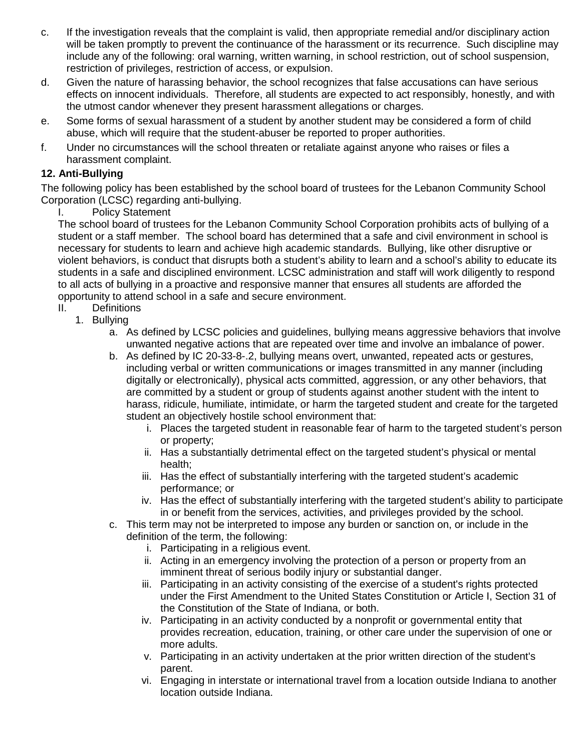c. If the investigation reveals that the complaint is valid, then appropriate remedial and/or disciplinary action will be taken promptly to prevent the continuance of the harassment or its recurrence. Such discipline may include any of the following: oral warning, written warning, in school restriction, out of school suspension, restriction of privileges, restriction of access, or expulsion.

d. Given the nature of harassing behavior, the school recognizes that false accusations can have serious effects on innocent individuals. Therefore, all students are expected to act responsibly, honestly, and with the utmost candor whenever they present harassment allegations or charges.

e. Some forms of sexual harassment of a student by another student may be considered a form of child abuse, which will require that the student-abuser be reported to proper authorities.

f. Under no circumstances will the school threaten or retaliate against anyone who raises or files a harassment complaint.

**12. Anti-Bullying**

The following policy has been established by the school board of trustees for the Lebanon Community School Corporation (LCSC) regarding anti-bullying.

I. Policy Statement

The school board of trustees for the Lebanon Community School Corporation prohibits acts of bullying of a student or a staff member. The school board has determined that a safe and civil environment in school is necessary for students to learn and achieve high academic standards. Bullying, like other disruptive or violent behaviors, is conduct that disrupts both a student's ability to learn and a school's ability to educate its students in a safe and disciplined environment. LCSC administration and staff will work diligently to respond to all acts of bullying in a proactive and responsive manner that ensures all students are afforded the opportunity to attend school in a safe and secure environment.

II. Definitions

1. Bullying
    a. As defined by LCSC policies and guidelines, bullying means aggressive behaviors that involve unwanted negative actions that are repeated over time and involve an imbalance of power.
    b. As defined by IC 20-33-8-.2, bullying means overt, unwanted, repeated acts or gestures, including verbal or written communications or images transmitted in any manner (including digitally or electronically), physical acts committed, aggression, or any other behaviors, that are committed by a student or group of students against another student with the intent to harass, ridicule, humiliate, intimidate, or harm the targeted student and create for the targeted student an objectively hostile school environment that:
        i. Places the targeted student in reasonable fear of harm to the targeted student's person or property;
        ii. Has a substantially detrimental effect on the targeted student's physical or mental health;
        iii. Has the effect of substantially interfering with the targeted student's academic performance; or
        iv. Has the effect of substantially interfering with the targeted student's ability to participate in or benefit from the services, activities, and privileges provided by the school.
    c. This term may not be interpreted to impose any burden or sanction on, or include in the definition of the term, the following:
        i. Participating in a religious event.
        ii. Acting in an emergency involving the protection of a person or property from an imminent threat of serious bodily injury or substantial danger.
        iii. Participating in an activity consisting of the exercise of a student's rights protected under the First Amendment to the United States Constitution or Article I, Section 31 of the Constitution of the State of Indiana, or both.
        iv. Participating in an activity conducted by a nonprofit or governmental entity that provides recreation, education, training, or other care under the supervision of one or more adults.
        v. Participating in an activity undertaken at the prior written direction of the student's parent.
        vi. Engaging in interstate or international travel from a location outside Indiana to another location outside Indiana.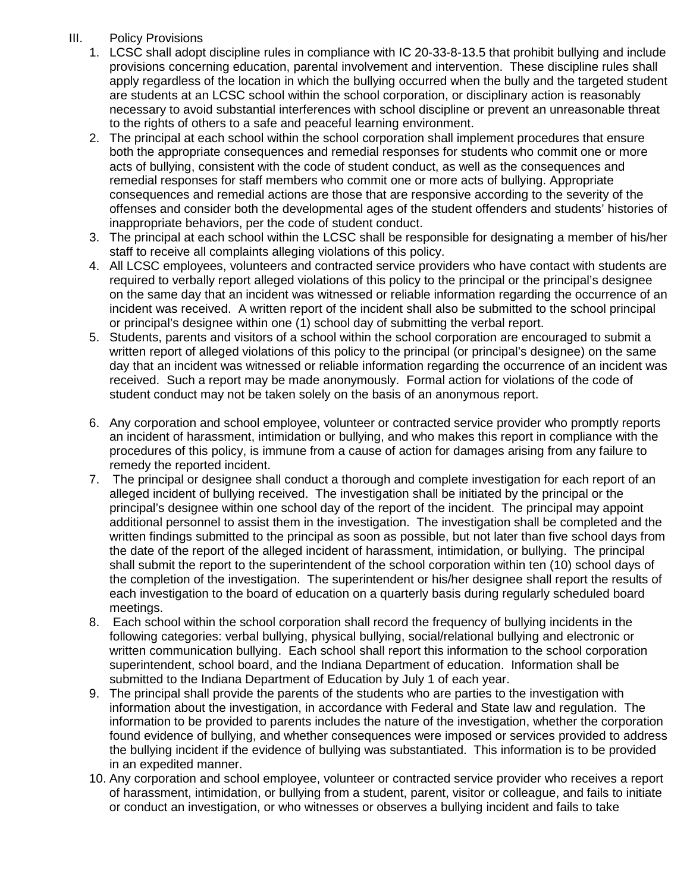III. Policy Provisions

1. LCSC shall adopt discipline rules in compliance with IC 20-33-8-13.5 that prohibit bullying and include provisions concerning education, parental involvement and intervention. These discipline rules shall apply regardless of the location in which the bullying occurred when the bully and the targeted student are students at an LCSC school within the school corporation, or disciplinary action is reasonably necessary to avoid substantial interferences with school discipline or prevent an unreasonable threat to the rights of others to a safe and peaceful learning environment.
2. The principal at each school within the school corporation shall implement procedures that ensure both the appropriate consequences and remedial responses for students who commit one or more acts of bullying, consistent with the code of student conduct, as well as the consequences and remedial responses for staff members who commit one or more acts of bullying. Appropriate consequences and remedial actions are those that are responsive according to the severity of the offenses and consider both the developmental ages of the student offenders and students' histories of inappropriate behaviors, per the code of student conduct.
3. The principal at each school within the LCSC shall be responsible for designating a member of his/her staff to receive all complaints alleging violations of this policy.
4. All LCSC employees, volunteers and contracted service providers who have contact with students are required to verbally report alleged violations of this policy to the principal or the principal's designee on the same day that an incident was witnessed or reliable information regarding the occurrence of an incident was received. A written report of the incident shall also be submitted to the school principal or principal's designee within one (1) school day of submitting the verbal report.
5. Students, parents and visitors of a school within the school corporation are encouraged to submit a written report of alleged violations of this policy to the principal (or principal's designee) on the same day that an incident was witnessed or reliable information regarding the occurrence of an incident was received. Such a report may be made anonymously. Formal action for violations of the code of student conduct may not be taken solely on the basis of an anonymous report.
6. Any corporation and school employee, volunteer or contracted service provider who promptly reports an incident of harassment, intimidation or bullying, and who makes this report in compliance with the procedures of this policy, is immune from a cause of action for damages arising from any failure to remedy the reported incident.
7. The principal or designee shall conduct a thorough and complete investigation for each report of an alleged incident of bullying received. The investigation shall be initiated by the principal or the principal's designee within one school day of the report of the incident. The principal may appoint additional personnel to assist them in the investigation. The investigation shall be completed and the written findings submitted to the principal as soon as possible, but not later than five school days from the date of the report of the alleged incident of harassment, intimidation, or bullying. The principal shall submit the report to the superintendent of the school corporation within ten (10) school days of the completion of the investigation. The superintendent or his/her designee shall report the results of each investigation to the board of education on a quarterly basis during regularly scheduled board meetings.
8. Each school within the school corporation shall record the frequency of bullying incidents in the following categories: verbal bullying, physical bullying, social/relational bullying and electronic or written communication bullying. Each school shall report this information to the school corporation superintendent, school board, and the Indiana Department of education. Information shall be submitted to the Indiana Department of Education by July 1 of each year.
9. The principal shall provide the parents of the students who are parties to the investigation with information about the investigation, in accordance with Federal and State law and regulation. The information to be provided to parents includes the nature of the investigation, whether the corporation found evidence of bullying, and whether consequences were imposed or services provided to address the bullying incident if the evidence of bullying was substantiated. This information is to be provided in an expedited manner.
10. Any corporation and school employee, volunteer or contracted service provider who receives a report of harassment, intimidation, or bullying from a student, parent, visitor or colleague, and fails to initiate or conduct an investigation, or who witnesses or observes a bullying incident and fails to take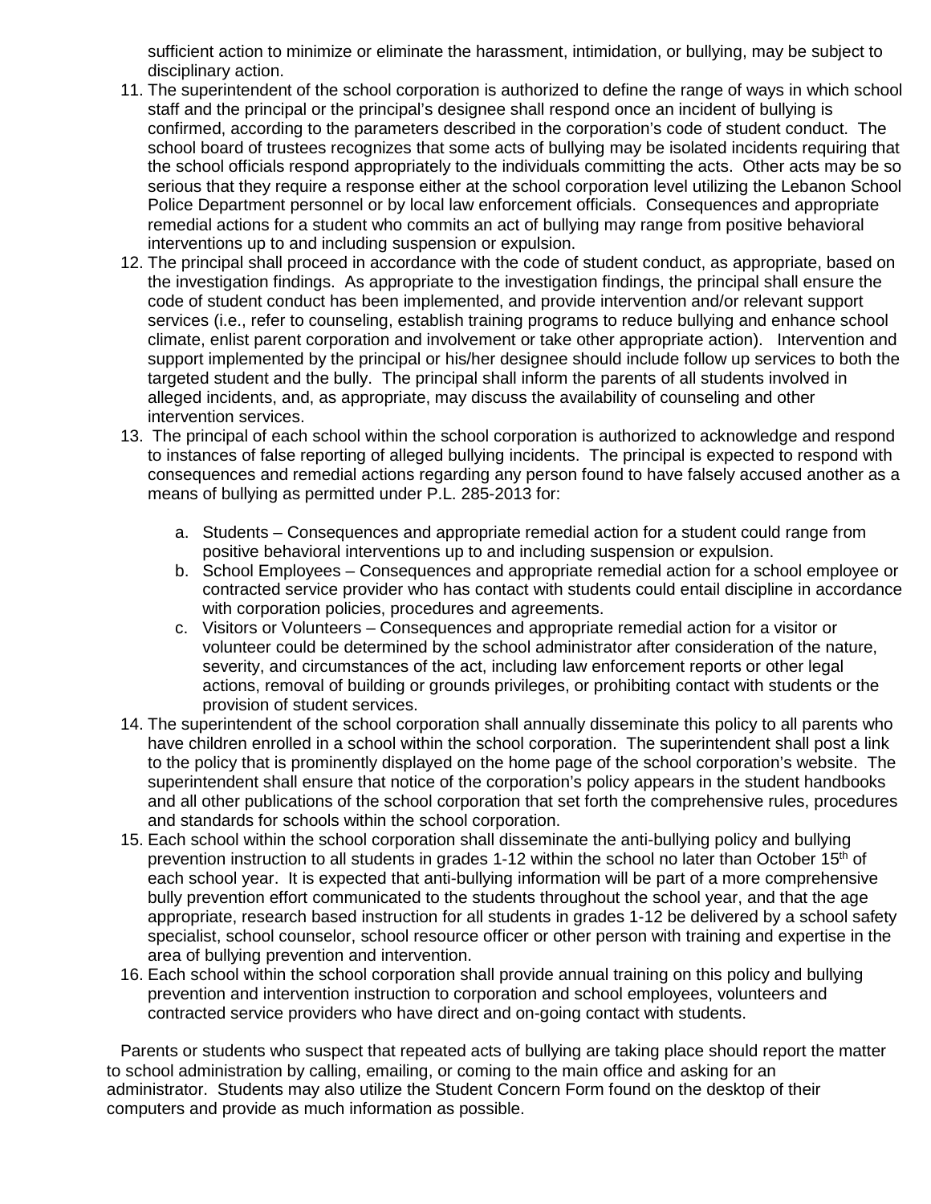sufficient action to minimize or eliminate the harassment, intimidation, or bullying, may be subject to disciplinary action.

11. The superintendent of the school corporation is authorized to define the range of ways in which school staff and the principal or the principal's designee shall respond once an incident of bullying is confirmed, according to the parameters described in the corporation's code of student conduct. The school board of trustees recognizes that some acts of bullying may be isolated incidents requiring that the school officials respond appropriately to the individuals committing the acts. Other acts may be so serious that they require a response either at the school corporation level utilizing the Lebanon School Police Department personnel or by local law enforcement officials. Consequences and appropriate remedial actions for a student who commits an act of bullying may range from positive behavioral interventions up to and including suspension or expulsion.
12. The principal shall proceed in accordance with the code of student conduct, as appropriate, based on the investigation findings. As appropriate to the investigation findings, the principal shall ensure the code of student conduct has been implemented, and provide intervention and/or relevant support services (i.e., refer to counseling, establish training programs to reduce bullying and enhance school climate, enlist parent corporation and involvement or take other appropriate action). Intervention and support implemented by the principal or his/her designee should include follow up services to both the targeted student and the bully. The principal shall inform the parents of all students involved in alleged incidents, and, as appropriate, may discuss the availability of counseling and other intervention services.
13. The principal of each school within the school corporation is authorized to acknowledge and respond to instances of false reporting of alleged bullying incidents. The principal is expected to respond with consequences and remedial actions regarding any person found to have falsely accused another as a means of bullying as permitted under P.L. 285-2013 for:
    a. Students – Consequences and appropriate remedial action for a student could range from positive behavioral interventions up to and including suspension or expulsion.
    b. School Employees – Consequences and appropriate remedial action for a school employee or contracted service provider who has contact with students could entail discipline in accordance with corporation policies, procedures and agreements.
    c. Visitors or Volunteers – Consequences and appropriate remedial action for a visitor or volunteer could be determined by the school administrator after consideration of the nature, severity, and circumstances of the act, including law enforcement reports or other legal actions, removal of building or grounds privileges, or prohibiting contact with students or the provision of student services.
14. The superintendent of the school corporation shall annually disseminate this policy to all parents who have children enrolled in a school within the school corporation. The superintendent shall post a link to the policy that is prominently displayed on the home page of the school corporation's website. The superintendent shall ensure that notice of the corporation's policy appears in the student handbooks and all other publications of the school corporation that set forth the comprehensive rules, procedures and standards for schools within the school corporation.
15. Each school within the school corporation shall disseminate the anti-bullying policy and bullying prevention instruction to all students in grades 1-12 within the school no later than October 15th of each school year. It is expected that anti-bullying information will be part of a more comprehensive bully prevention effort communicated to the students throughout the school year, and that the age appropriate, research based instruction for all students in grades 1-12 be delivered by a school safety specialist, school counselor, school resource officer or other person with training and expertise in the area of bullying prevention and intervention.
16. Each school within the school corporation shall provide annual training on this policy and bullying prevention and intervention instruction to corporation and school employees, volunteers and contracted service providers who have direct and on-going contact with students.

Parents or students who suspect that repeated acts of bullying are taking place should report the matter to school administration by calling, emailing, or coming to the main office and asking for an administrator. Students may also utilize the Student Concern Form found on the desktop of their computers and provide as much information as possible.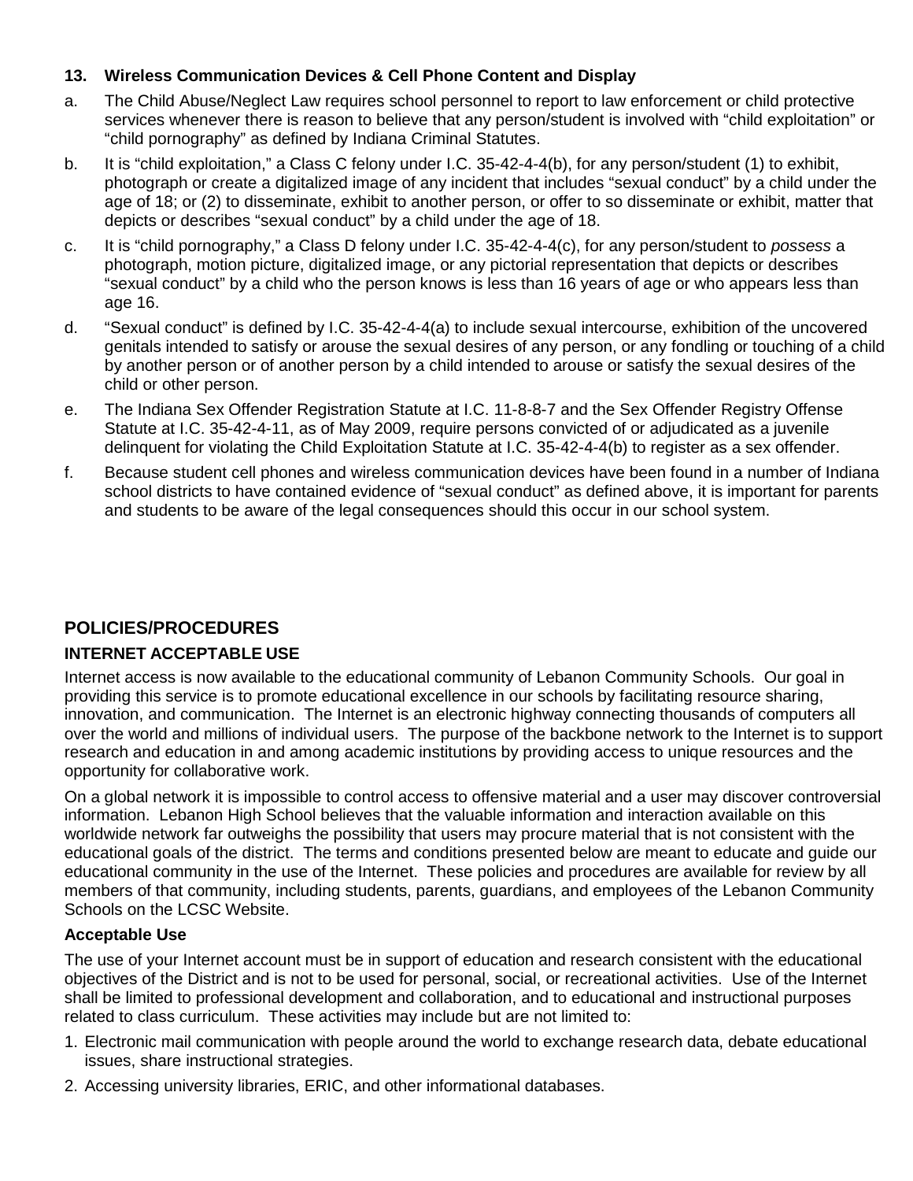**13. Wireless Communication Devices & Cell Phone Content and Display**

a. The Child Abuse/Neglect Law requires school personnel to report to law enforcement or child protective services whenever there is reason to believe that any person/student is involved with "child exploitation" or "child pornography" as defined by Indiana Criminal Statutes.

b. It is "child exploitation," a Class C felony under I.C. 35-42-4-4(b), for any person/student (1) to exhibit, photograph or create a digitalized image of any incident that includes "sexual conduct" by a child under the age of 18; or (2) to disseminate, exhibit to another person, or offer to so disseminate or exhibit, matter that depicts or describes "sexual conduct" by a child under the age of 18.

c. It is "child pornography," a Class D felony under I.C. 35-42-4-4(c), for any person/student to *possess* a photograph, motion picture, digitalized image, or any pictorial representation that depicts or describes "sexual conduct" by a child who the person knows is less than 16 years of age or who appears less than age 16.

d. "Sexual conduct" is defined by I.C. 35-42-4-4(a) to include sexual intercourse, exhibition of the uncovered genitals intended to satisfy or arouse the sexual desires of any person, or any fondling or touching of a child by another person or of another person by a child intended to arouse or satisfy the sexual desires of the child or other person.

e. The Indiana Sex Offender Registration Statute at I.C. 11-8-8-7 and the Sex Offender Registry Offense Statute at I.C. 35-42-4-11, as of May 2009, require persons convicted of or adjudicated as a juvenile delinquent for violating the Child Exploitation Statute at I.C. 35-42-4-4(b) to register as a sex offender.

f. Because student cell phones and wireless communication devices have been found in a number of Indiana school districts to have contained evidence of "sexual conduct" as defined above, it is important for parents and students to be aware of the legal consequences should this occur in our school system.

## POLICIES/PROCEDURES

### INTERNET ACCEPTABLE USE

Internet access is now available to the educational community of Lebanon Community Schools. Our goal in providing this service is to promote educational excellence in our schools by facilitating resource sharing, innovation, and communication. The Internet is an electronic highway connecting thousands of computers all over the world and millions of individual users. The purpose of the backbone network to the Internet is to support research and education in and among academic institutions by providing access to unique resources and the opportunity for collaborative work.

On a global network it is impossible to control access to offensive material and a user may discover controversial information. Lebanon High School believes that the valuable information and interaction available on this worldwide network far outweighs the possibility that users may procure material that is not consistent with the educational goals of the district. The terms and conditions presented below are meant to educate and guide our educational community in the use of the Internet. These policies and procedures are available for review by all members of that community, including students, parents, guardians, and employees of the Lebanon Community Schools on the LCSC Website.

**Acceptable Use**

The use of your Internet account must be in support of education and research consistent with the educational objectives of the District and is not to be used for personal, social, or recreational activities. Use of the Internet shall be limited to professional development and collaboration, and to educational and instructional purposes related to class curriculum. These activities may include but are not limited to:

1. Electronic mail communication with people around the world to exchange research data, debate educational issues, share instructional strategies.
2. Accessing university libraries, ERIC, and other informational databases.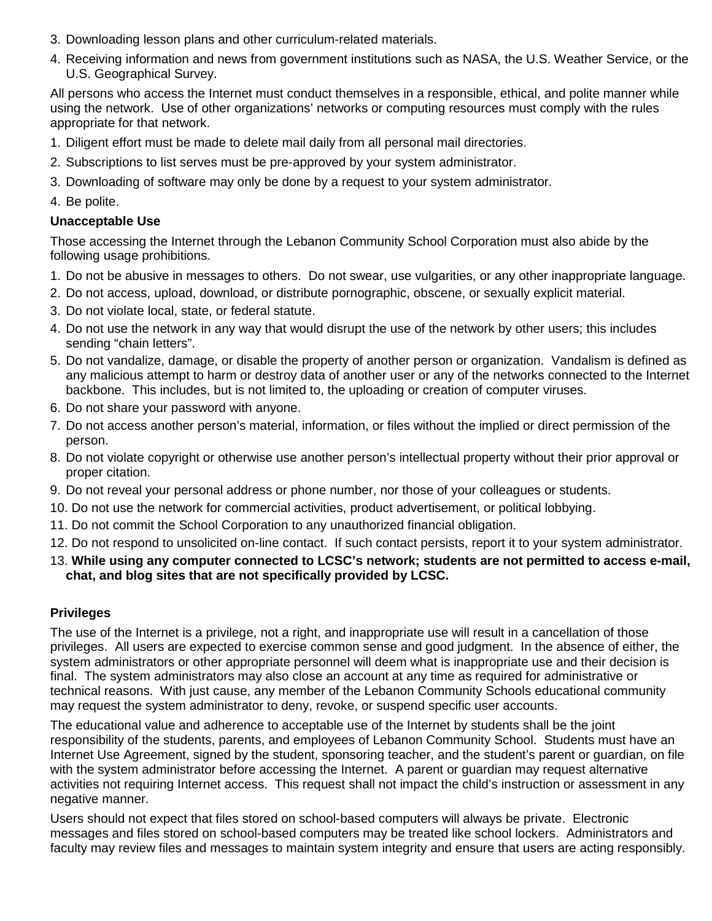3. Downloading lesson plans and other curriculum-related materials.
4. Receiving information and news from government institutions such as NASA, the U.S. Weather Service, or the U.S. Geographical Survey.

All persons who access the Internet must conduct themselves in a responsible, ethical, and polite manner while using the network. Use of other organizations' networks or computing resources must comply with the rules appropriate for that network.

1. Diligent effort must be made to delete mail daily from all personal mail directories.
2. Subscriptions to list serves must be pre-approved by your system administrator.
3. Downloading of software may only be done by a request to your system administrator.
4. Be polite.

**Unacceptable Use**

Those accessing the Internet through the Lebanon Community School Corporation must also abide by the following usage prohibitions.

1. Do not be abusive in messages to others. Do not swear, use vulgarities, or any other inappropriate language.
2. Do not access, upload, download, or distribute pornographic, obscene, or sexually explicit material.
3. Do not violate local, state, or federal statute.
4. Do not use the network in any way that would disrupt the use of the network by other users; this includes sending "chain letters".
5. Do not vandalize, damage, or disable the property of another person or organization. Vandalism is defined as any malicious attempt to harm or destroy data of another user or any of the networks connected to the Internet backbone. This includes, but is not limited to, the uploading or creation of computer viruses.
6. Do not share your password with anyone.
7. Do not access another person's material, information, or files without the implied or direct permission of the person.
8. Do not violate copyright or otherwise use another person's intellectual property without their prior approval or proper citation.
9. Do not reveal your personal address or phone number, nor those of your colleagues or students.
10. Do not use the network for commercial activities, product advertisement, or political lobbying.
11. Do not commit the School Corporation to any unauthorized financial obligation.
12. Do not respond to unsolicited on-line contact. If such contact persists, report it to your system administrator.
13. **While using any computer connected to LCSC's network; students are not permitted to access e-mail, chat, and blog sites that are not specifically provided by LCSC.**

**Privileges**

The use of the Internet is a privilege, not a right, and inappropriate use will result in a cancellation of those privileges. All users are expected to exercise common sense and good judgment. In the absence of either, the system administrators or other appropriate personnel will deem what is inappropriate use and their decision is final. The system administrators may also close an account at any time as required for administrative or technical reasons. With just cause, any member of the Lebanon Community Schools educational community may request the system administrator to deny, revoke, or suspend specific user accounts.

The educational value and adherence to acceptable use of the Internet by students shall be the joint responsibility of the students, parents, and employees of Lebanon Community School. Students must have an Internet Use Agreement, signed by the student, sponsoring teacher, and the student's parent or guardian, on file with the system administrator before accessing the Internet. A parent or guardian may request alternative activities not requiring Internet access. This request shall not impact the child's instruction or assessment in any negative manner.

Users should not expect that files stored on school-based computers will always be private. Electronic messages and files stored on school-based computers may be treated like school lockers. Administrators and faculty may review files and messages to maintain system integrity and ensure that users are acting responsibly.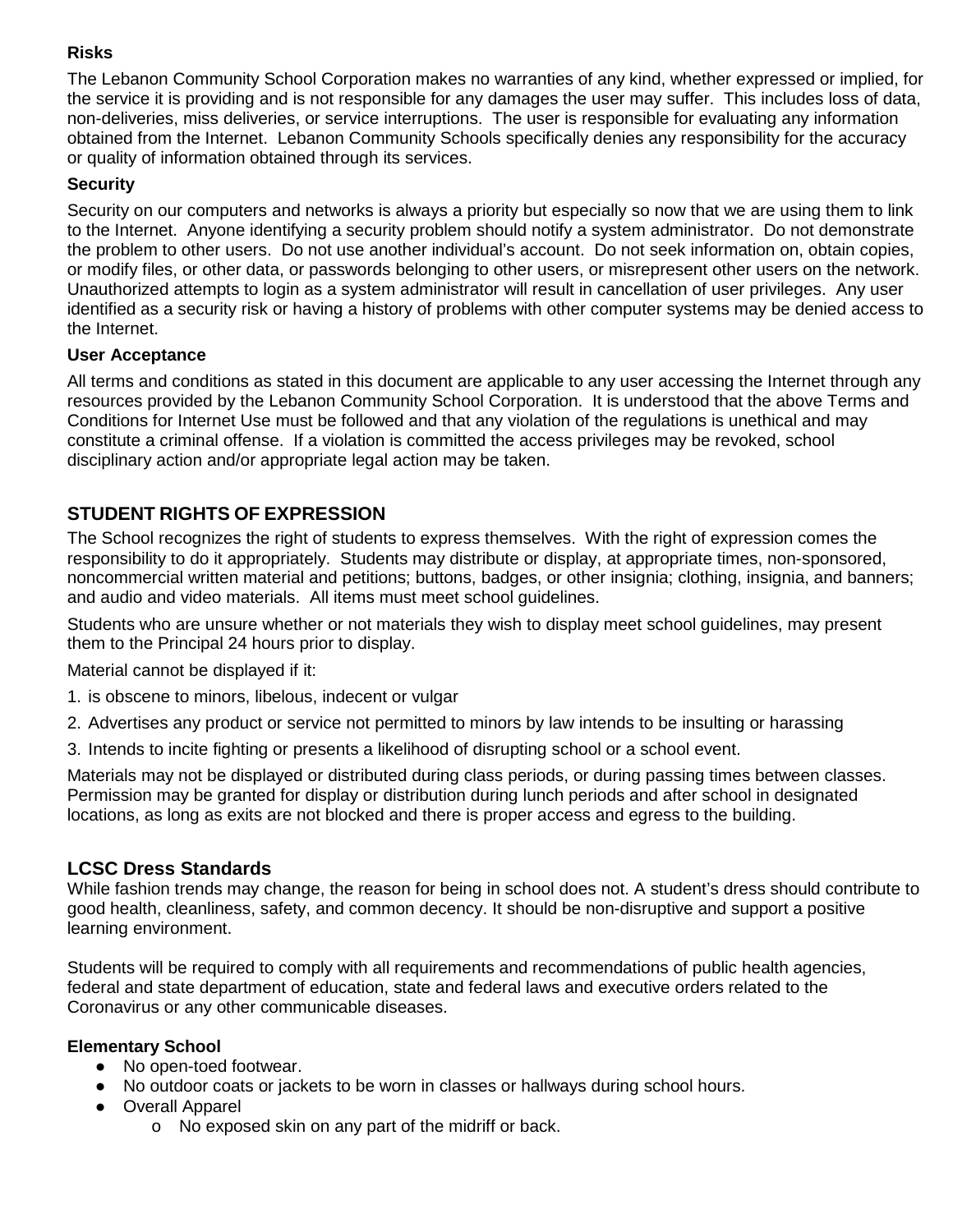**Risks**

The Lebanon Community School Corporation makes no warranties of any kind, whether expressed or implied, for the service it is providing and is not responsible for any damages the user may suffer. This includes loss of data, non-deliveries, miss deliveries, or service interruptions. The user is responsible for evaluating any information obtained from the Internet. Lebanon Community Schools specifically denies any responsibility for the accuracy or quality of information obtained through its services.

**Security**

Security on our computers and networks is always a priority but especially so now that we are using them to link to the Internet. Anyone identifying a security problem should notify a system administrator. Do not demonstrate the problem to other users. Do not use another individual's account. Do not seek information on, obtain copies, or modify files, or other data, or passwords belonging to other users, or misrepresent other users on the network. Unauthorized attempts to login as a system administrator will result in cancellation of user privileges. Any user identified as a security risk or having a history of problems with other computer systems may be denied access to the Internet.

**User Acceptance**

All terms and conditions as stated in this document are applicable to any user accessing the Internet through any resources provided by the Lebanon Community School Corporation. It is understood that the above Terms and Conditions for Internet Use must be followed and that any violation of the regulations is unethical and may constitute a criminal offense. If a violation is committed the access privileges may be revoked, school disciplinary action and/or appropriate legal action may be taken.

## STUDENT RIGHTS OF EXPRESSION

The School recognizes the right of students to express themselves. With the right of expression comes the responsibility to do it appropriately. Students may distribute or display, at appropriate times, non-sponsored, noncommercial written material and petitions; buttons, badges, or other insignia; clothing, insignia, and banners; and audio and video materials. All items must meet school guidelines.

Students who are unsure whether or not materials they wish to display meet school guidelines, may present them to the Principal 24 hours prior to display.

Material cannot be displayed if it:

1. is obscene to minors, libelous, indecent or vulgar
2. Advertises any product or service not permitted to minors by law intends to be insulting or harassing
3. Intends to incite fighting or presents a likelihood of disrupting school or a school event.

Materials may not be displayed or distributed during class periods, or during passing times between classes. Permission may be granted for display or distribution during lunch periods and after school in designated locations, as long as exits are not blocked and there is proper access and egress to the building.

## LCSC Dress Standards

While fashion trends may change, the reason for being in school does not. A student's dress should contribute to good health, cleanliness, safety, and common decency. It should be non-disruptive and support a positive learning environment.

Students will be required to comply with all requirements and recommendations of public health agencies, federal and state department of education, state and federal laws and executive orders related to the Coronavirus or any other communicable diseases.

**Elementary School**

- No open-toed footwear.
- No outdoor coats or jackets to be worn in classes or hallways during school hours.
- Overall Apparel
  - No exposed skin on any part of the midriff or back.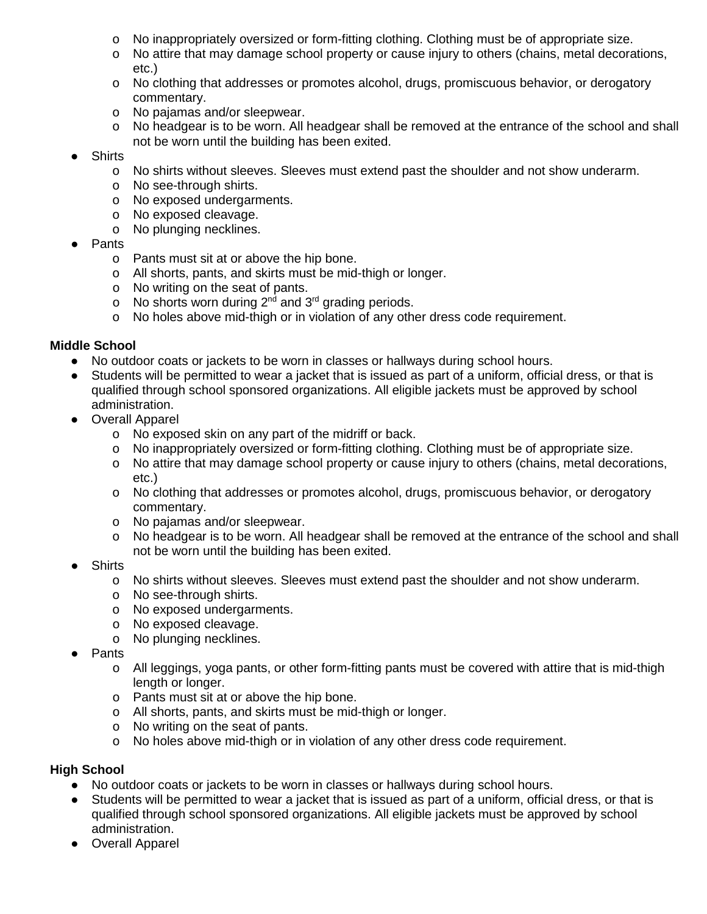- No inappropriately oversized or form-fitting clothing. Clothing must be of appropriate size.
  - No attire that may damage school property or cause injury to others (chains, metal decorations, etc.)
  - No clothing that addresses or promotes alcohol, drugs, promiscuous behavior, or derogatory commentary.
  - No pajamas and/or sleepwear.
  - No headgear is to be worn. All headgear shall be removed at the entrance of the school and shall not be worn until the building has been exited.
- Shirts
  - No shirts without sleeves. Sleeves must extend past the shoulder and not show underarm.
  - No see-through shirts.
  - No exposed undergarments.
  - No exposed cleavage.
  - No plunging necklines.
- Pants
  - Pants must sit at or above the hip bone.
  - All shorts, pants, and skirts must be mid-thigh or longer.
  - No writing on the seat of pants.
  - No shorts worn during 2nd and 3rd grading periods.
  - No holes above mid-thigh or in violation of any other dress code requirement.

**Middle School**

- No outdoor coats or jackets to be worn in classes or hallways during school hours.
- Students will be permitted to wear a jacket that is issued as part of a uniform, official dress, or that is qualified through school sponsored organizations. All eligible jackets must be approved by school administration.
- Overall Apparel
  - No exposed skin on any part of the midriff or back.
  - No inappropriately oversized or form-fitting clothing. Clothing must be of appropriate size.
  - No attire that may damage school property or cause injury to others (chains, metal decorations, etc.)
  - No clothing that addresses or promotes alcohol, drugs, promiscuous behavior, or derogatory commentary.
  - No pajamas and/or sleepwear.
  - No headgear is to be worn. All headgear shall be removed at the entrance of the school and shall not be worn until the building has been exited.
- Shirts
  - No shirts without sleeves. Sleeves must extend past the shoulder and not show underarm.
  - No see-through shirts.
  - No exposed undergarments.
  - No exposed cleavage.
  - No plunging necklines.
- Pants
  - All leggings, yoga pants, or other form-fitting pants must be covered with attire that is mid-thigh length or longer.
  - Pants must sit at or above the hip bone.
  - All shorts, pants, and skirts must be mid-thigh or longer.
  - No writing on the seat of pants.
  - No holes above mid-thigh or in violation of any other dress code requirement.

**High School**

- No outdoor coats or jackets to be worn in classes or hallways during school hours.
- Students will be permitted to wear a jacket that is issued as part of a uniform, official dress, or that is qualified through school sponsored organizations. All eligible jackets must be approved by school administration.
- Overall Apparel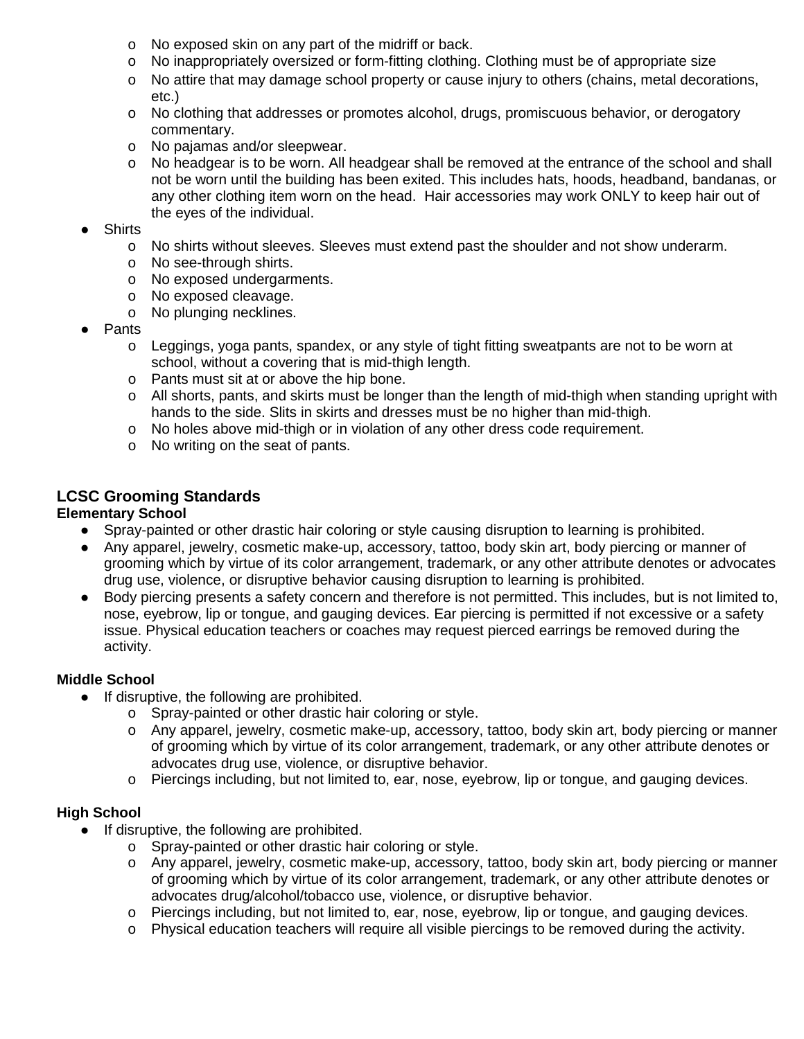- No exposed skin on any part of the midriff or back.
  - No inappropriately oversized or form-fitting clothing. Clothing must be of appropriate size
  - No attire that may damage school property or cause injury to others (chains, metal decorations, etc.)
  - No clothing that addresses or promotes alcohol, drugs, promiscuous behavior, or derogatory commentary.
  - No pajamas and/or sleepwear.
  - No headgear is to be worn. All headgear shall be removed at the entrance of the school and shall not be worn until the building has been exited. This includes hats, hoods, headband, bandanas, or any other clothing item worn on the head. Hair accessories may work ONLY to keep hair out of the eyes of the individual.
- Shirts
  - No shirts without sleeves. Sleeves must extend past the shoulder and not show underarm.
  - No see-through shirts.
  - No exposed undergarments.
  - No exposed cleavage.
  - No plunging necklines.
- Pants
  - Leggings, yoga pants, spandex, or any style of tight fitting sweatpants are not to be worn at school, without a covering that is mid-thigh length.
  - Pants must sit at or above the hip bone.
  - All shorts, pants, and skirts must be longer than the length of mid-thigh when standing upright with hands to the side. Slits in skirts and dresses must be no higher than mid-thigh.
  - No holes above mid-thigh or in violation of any other dress code requirement.
  - No writing on the seat of pants.

## LCSC Grooming Standards

**Elementary School**

- Spray-painted or other drastic hair coloring or style causing disruption to learning is prohibited.
- Any apparel, jewelry, cosmetic make-up, accessory, tattoo, body skin art, body piercing or manner of grooming which by virtue of its color arrangement, trademark, or any other attribute denotes or advocates drug use, violence, or disruptive behavior causing disruption to learning is prohibited.
- Body piercing presents a safety concern and therefore is not permitted. This includes, but is not limited to, nose, eyebrow, lip or tongue, and gauging devices. Ear piercing is permitted if not excessive or a safety issue. Physical education teachers or coaches may request pierced earrings be removed during the activity.

**Middle School**

- If disruptive, the following are prohibited.
  - Spray-painted or other drastic hair coloring or style.
  - Any apparel, jewelry, cosmetic make-up, accessory, tattoo, body skin art, body piercing or manner of grooming which by virtue of its color arrangement, trademark, or any other attribute denotes or advocates drug use, violence, or disruptive behavior.
  - Piercings including, but not limited to, ear, nose, eyebrow, lip or tongue, and gauging devices.

**High School**

- If disruptive, the following are prohibited.
  - Spray-painted or other drastic hair coloring or style.
  - Any apparel, jewelry, cosmetic make-up, accessory, tattoo, body skin art, body piercing or manner of grooming which by virtue of its color arrangement, trademark, or any other attribute denotes or advocates drug/alcohol/tobacco use, violence, or disruptive behavior.
  - Piercings including, but not limited to, ear, nose, eyebrow, lip or tongue, and gauging devices.
  - Physical education teachers will require all visible piercings to be removed during the activity.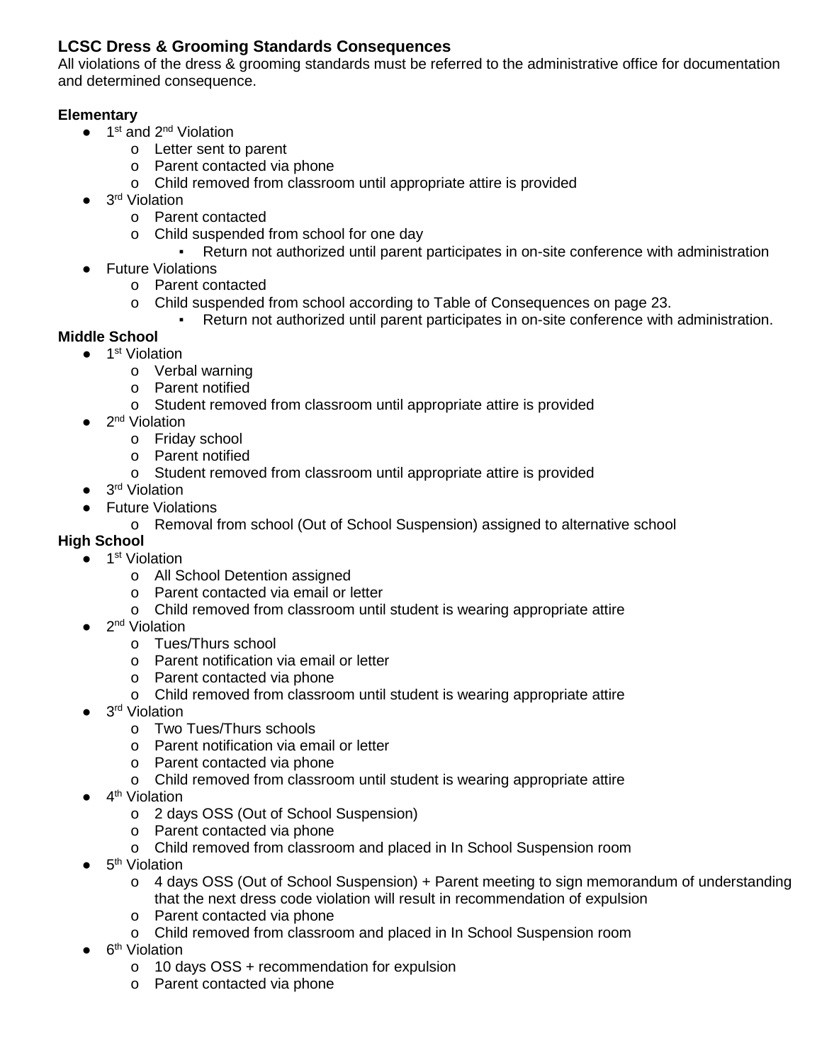**LCSC Dress & Grooming Standards Consequences**

All violations of the dress & grooming standards must be referred to the administrative office for documentation and determined consequence.

**Elementary**

- 1st and 2nd Violation
  - Letter sent to parent
  - Parent contacted via phone
  - Child removed from classroom until appropriate attire is provided
- 3rd Violation
  - Parent contacted
  - Child suspended from school for one day
    - Return not authorized until parent participates in on-site conference with administration
- Future Violations
  - Parent contacted
  - Child suspended from school according to Table of Consequences on page 23.
    - Return not authorized until parent participates in on-site conference with administration.

**Middle School**

- 1st Violation
  - Verbal warning
  - Parent notified
  - Student removed from classroom until appropriate attire is provided
- 2nd Violation
  - Friday school
  - Parent notified
  - Student removed from classroom until appropriate attire is provided
- 3rd Violation
- Future Violations
  - Removal from school (Out of School Suspension) assigned to alternative school

**High School**

- 1st Violation
  - All School Detention assigned
  - Parent contacted via email or letter
  - Child removed from classroom until student is wearing appropriate attire
- 2nd Violation
  - Tues/Thurs school
  - Parent notification via email or letter
  - Parent contacted via phone
  - Child removed from classroom until student is wearing appropriate attire
- 3rd Violation
  - Two Tues/Thurs schools
  - Parent notification via email or letter
  - Parent contacted via phone
  - Child removed from classroom until student is wearing appropriate attire
- 4th Violation
  - 2 days OSS (Out of School Suspension)
  - Parent contacted via phone
  - Child removed from classroom and placed in In School Suspension room
- 5th Violation
  - 4 days OSS (Out of School Suspension) + Parent meeting to sign memorandum of understanding that the next dress code violation will result in recommendation of expulsion
  - Parent contacted via phone
  - Child removed from classroom and placed in In School Suspension room
- 6th Violation
  - 10 days OSS + recommendation for expulsion
  - Parent contacted via phone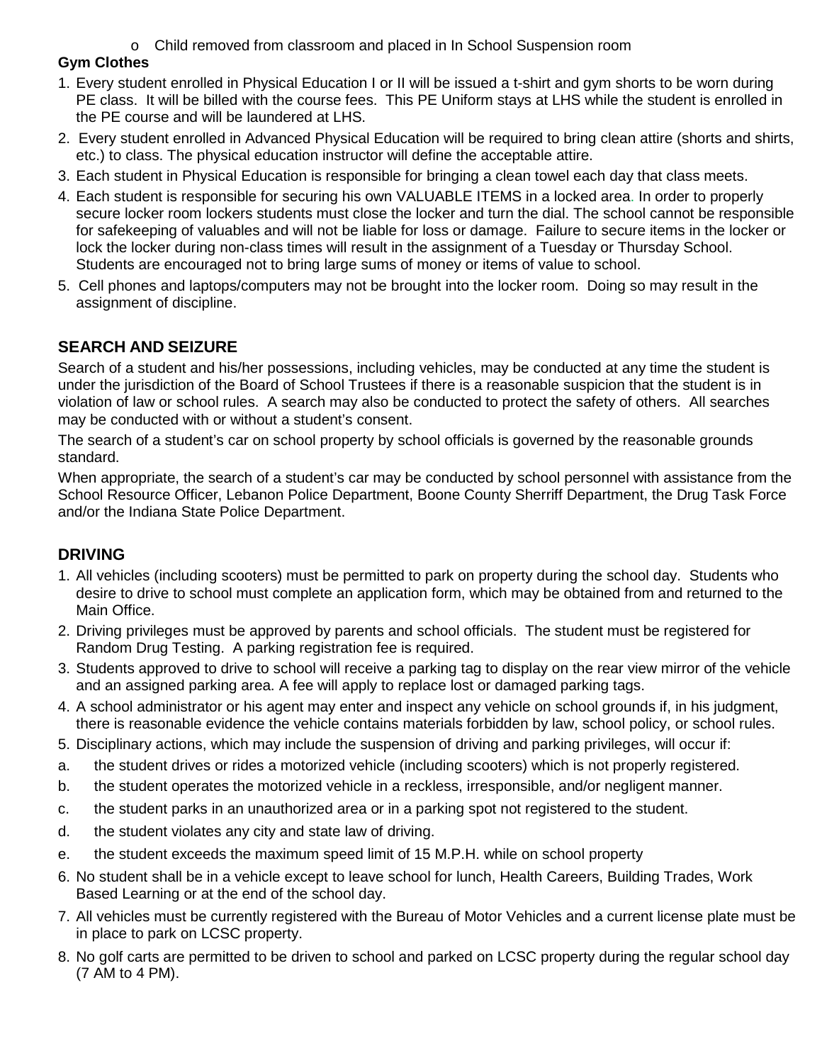- Child removed from classroom and placed in In School Suspension room

**Gym Clothes**

1. Every student enrolled in Physical Education I or II will be issued a t-shirt and gym shorts to be worn during PE class. It will be billed with the course fees. This PE Uniform stays at LHS while the student is enrolled in the PE course and will be laundered at LHS.
2. Every student enrolled in Advanced Physical Education will be required to bring clean attire (shorts and shirts, etc.) to class. The physical education instructor will define the acceptable attire.
3. Each student in Physical Education is responsible for bringing a clean towel each day that class meets.
4. Each student is responsible for securing his own VALUABLE ITEMS in a locked area. In order to properly secure locker room lockers students must close the locker and turn the dial. The school cannot be responsible for safekeeping of valuables and will not be liable for loss or damage. Failure to secure items in the locker or lock the locker during non-class times will result in the assignment of a Tuesday or Thursday School. Students are encouraged not to bring large sums of money or items of value to school.
5. Cell phones and laptops/computers may not be brought into the locker room. Doing so may result in the assignment of discipline.

## SEARCH AND SEIZURE

Search of a student and his/her possessions, including vehicles, may be conducted at any time the student is under the jurisdiction of the Board of School Trustees if there is a reasonable suspicion that the student is in violation of law or school rules. A search may also be conducted to protect the safety of others. All searches may be conducted with or without a student's consent.

The search of a student's car on school property by school officials is governed by the reasonable grounds standard.

When appropriate, the search of a student's car may be conducted by school personnel with assistance from the School Resource Officer, Lebanon Police Department, Boone County Sherriff Department, the Drug Task Force and/or the Indiana State Police Department.

## DRIVING

1. All vehicles (including scooters) must be permitted to park on property during the school day. Students who desire to drive to school must complete an application form, which may be obtained from and returned to the Main Office.
2. Driving privileges must be approved by parents and school officials. The student must be registered for Random Drug Testing. A parking registration fee is required.
3. Students approved to drive to school will receive a parking tag to display on the rear view mirror of the vehicle and an assigned parking area. A fee will apply to replace lost or damaged parking tags.
4. A school administrator or his agent may enter and inspect any vehicle on school grounds if, in his judgment, there is reasonable evidence the vehicle contains materials forbidden by law, school policy, or school rules.
5. Disciplinary actions, which may include the suspension of driving and parking privileges, will occur if:
   a. the student drives or rides a motorized vehicle (including scooters) which is not properly registered.
   b. the student operates the motorized vehicle in a reckless, irresponsible, and/or negligent manner.
   c. the student parks in an unauthorized area or in a parking spot not registered to the student.
   d. the student violates any city and state law of driving.
   e. the student exceeds the maximum speed limit of 15 M.P.H. while on school property
6. No student shall be in a vehicle except to leave school for lunch, Health Careers, Building Trades, Work Based Learning or at the end of the school day.
7. All vehicles must be currently registered with the Bureau of Motor Vehicles and a current license plate must be in place to park on LCSC property.
8. No golf carts are permitted to be driven to school and parked on LCSC property during the regular school day (7 AM to 4 PM).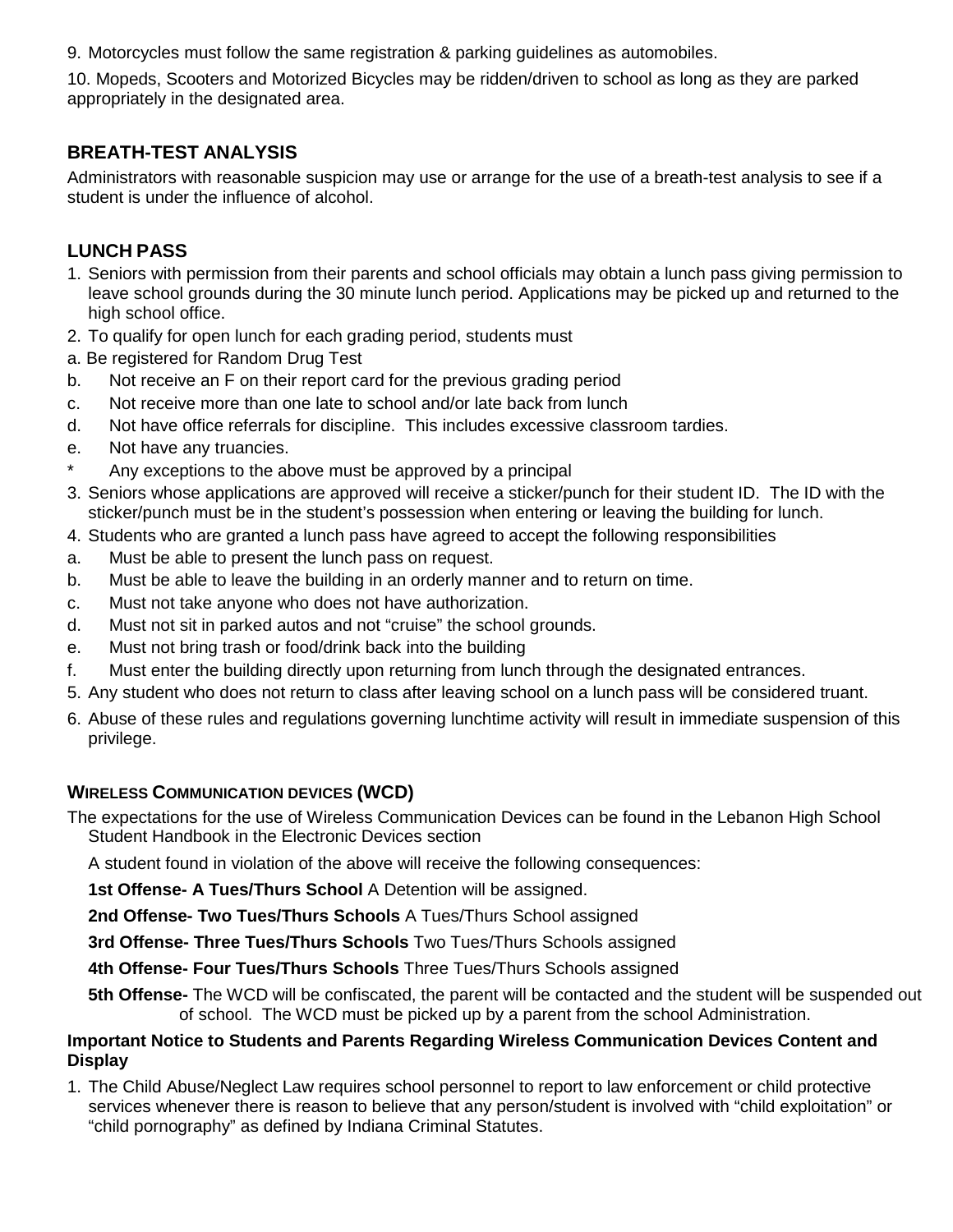9. Motorcycles must follow the same registration & parking guidelines as automobiles.

10. Mopeds, Scooters and Motorized Bicycles may be ridden/driven to school as long as they are parked appropriately in the designated area.

### BREATH-TEST ANALYSIS

Administrators with reasonable suspicion may use or arrange for the use of a breath-test analysis to see if a student is under the influence of alcohol.

### LUNCH PASS

1. Seniors with permission from their parents and school officials may obtain a lunch pass giving permission to leave school grounds during the 30 minute lunch period. Applications may be picked up and returned to the high school office.
2. To qualify for open lunch for each grading period, students must

a. Be registered for Random Drug Test

b. Not receive an F on their report card for the previous grading period

c. Not receive more than one late to school and/or late back from lunch

d. Not have office referrals for discipline. This includes excessive classroom tardies.

e. Not have any truancies.

* Any exceptions to the above must be approved by a principal

3. Seniors whose applications are approved will receive a sticker/punch for their student ID. The ID with the sticker/punch must be in the student's possession when entering or leaving the building for lunch.
4. Students who are granted a lunch pass have agreed to accept the following responsibilities

a. Must be able to present the lunch pass on request.

b. Must be able to leave the building in an orderly manner and to return on time.

c. Must not take anyone who does not have authorization.

d. Must not sit in parked autos and not "cruise" the school grounds.

e. Must not bring trash or food/drink back into the building

f. Must enter the building directly upon returning from lunch through the designated entrances.

5. Any student who does not return to class after leaving school on a lunch pass will be considered truant.
6. Abuse of these rules and regulations governing lunchtime activity will result in immediate suspension of this privilege.

### WIRELESS COMMUNICATION DEVICES (WCD)

The expectations for the use of Wireless Communication Devices can be found in the Lebanon High School Student Handbook in the Electronic Devices section

A student found in violation of the above will receive the following consequences:

**1st Offense- A Tues/Thurs School** A Detention will be assigned.

**2nd Offense- Two Tues/Thurs Schools** A Tues/Thurs School assigned

**3rd Offense- Three Tues/Thurs Schools** Two Tues/Thurs Schools assigned

**4th Offense- Four Tues/Thurs Schools** Three Tues/Thurs Schools assigned

**5th Offense-** The WCD will be confiscated, the parent will be contacted and the student will be suspended out of school. The WCD must be picked up by a parent from the school Administration.

**Important Notice to Students and Parents Regarding Wireless Communication Devices Content and Display**

1. The Child Abuse/Neglect Law requires school personnel to report to law enforcement or child protective services whenever there is reason to believe that any person/student is involved with "child exploitation" or "child pornography" as defined by Indiana Criminal Statutes.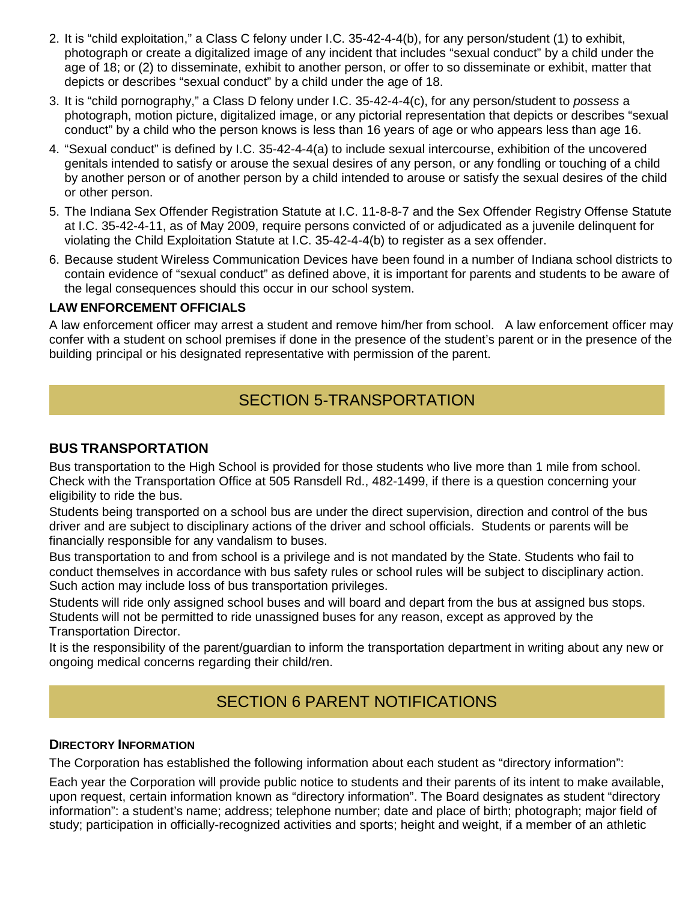2. It is "child exploitation," a Class C felony under I.C. 35-42-4-4(b), for any person/student (1) to exhibit, photograph or create a digitalized image of any incident that includes "sexual conduct" by a child under the age of 18; or (2) to disseminate, exhibit to another person, or offer to so disseminate or exhibit, matter that depicts or describes "sexual conduct" by a child under the age of 18.
3. It is "child pornography," a Class D felony under I.C. 35-42-4-4(c), for any person/student to *possess* a photograph, motion picture, digitalized image, or any pictorial representation that depicts or describes "sexual conduct" by a child who the person knows is less than 16 years of age or who appears less than age 16.
4. "Sexual conduct" is defined by I.C. 35-42-4-4(a) to include sexual intercourse, exhibition of the uncovered genitals intended to satisfy or arouse the sexual desires of any person, or any fondling or touching of a child by another person or of another person by a child intended to arouse or satisfy the sexual desires of the child or other person.
5. The Indiana Sex Offender Registration Statute at I.C. 11-8-8-7 and the Sex Offender Registry Offense Statute at I.C. 35-42-4-11, as of May 2009, require persons convicted of or adjudicated as a juvenile delinquent for violating the Child Exploitation Statute at I.C. 35-42-4-4(b) to register as a sex offender.
6. Because student Wireless Communication Devices have been found in a number of Indiana school districts to contain evidence of "sexual conduct" as defined above, it is important for parents and students to be aware of the legal consequences should this occur in our school system.

**LAW ENFORCEMENT OFFICIALS**

A law enforcement officer may arrest a student and remove him/her from school. A law enforcement officer may confer with a student on school premises if done in the presence of the student's parent or in the presence of the building principal or his designated representative with permission of the parent.

# SECTION 5-TRANSPORTATION

## BUS TRANSPORTATION

Bus transportation to the High School is provided for those students who live more than 1 mile from school. Check with the Transportation Office at 505 Ransdell Rd., 482-1499, if there is a question concerning your eligibility to ride the bus.

Students being transported on a school bus are under the direct supervision, direction and control of the bus driver and are subject to disciplinary actions of the driver and school officials. Students or parents will be financially responsible for any vandalism to buses.

Bus transportation to and from school is a privilege and is not mandated by the State. Students who fail to conduct themselves in accordance with bus safety rules or school rules will be subject to disciplinary action. Such action may include loss of bus transportation privileges.

Students will ride only assigned school buses and will board and depart from the bus at assigned bus stops. Students will not be permitted to ride unassigned buses for any reason, except as approved by the Transportation Director.

It is the responsibility of the parent/guardian to inform the transportation department in writing about any new or ongoing medical concerns regarding their child/ren.

# SECTION 6 PARENT NOTIFICATIONS

**DIRECTORY INFORMATION**

The Corporation has established the following information about each student as "directory information":

Each year the Corporation will provide public notice to students and their parents of its intent to make available, upon request, certain information known as "directory information". The Board designates as student "directory information": a student's name; address; telephone number; date and place of birth; photograph; major field of study; participation in officially-recognized activities and sports; height and weight, if a member of an athletic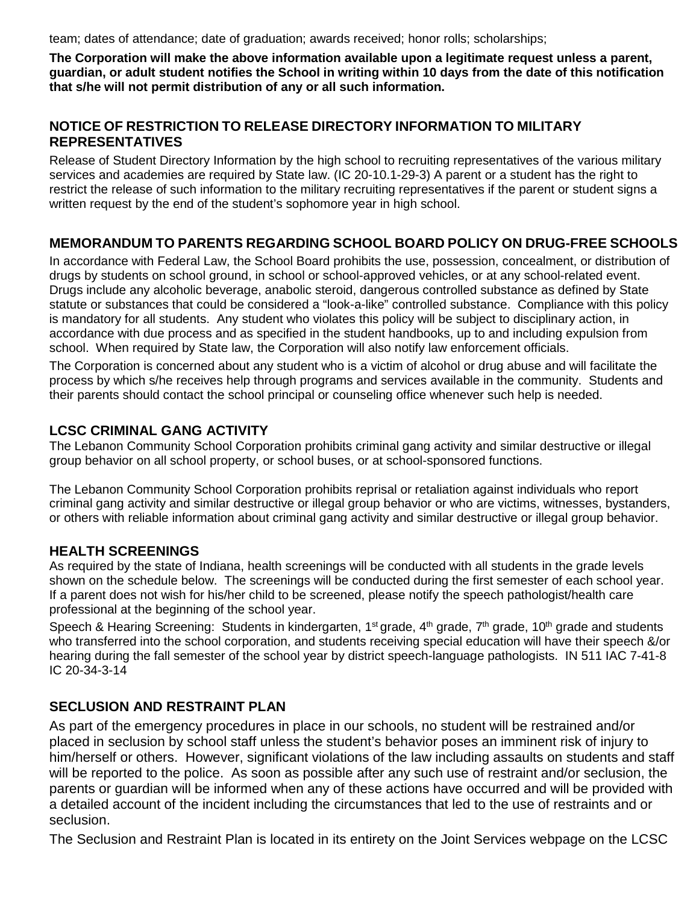team; dates of attendance; date of graduation; awards received; honor rolls; scholarships;

**The Corporation will make the above information available upon a legitimate request unless a parent, guardian, or adult student notifies the School in writing within 10 days from the date of this notification that s/he will not permit distribution of any or all such information.**

## NOTICE OF RESTRICTION TO RELEASE DIRECTORY INFORMATION TO MILITARY REPRESENTATIVES

Release of Student Directory Information by the high school to recruiting representatives of the various military services and academies are required by State law. (IC 20-10.1-29-3) A parent or a student has the right to restrict the release of such information to the military recruiting representatives if the parent or student signs a written request by the end of the student's sophomore year in high school.

## MEMORANDUM TO PARENTS REGARDING SCHOOL BOARD POLICY ON DRUG-FREE SCHOOLS

In accordance with Federal Law, the School Board prohibits the use, possession, concealment, or distribution of drugs by students on school ground, in school or school-approved vehicles, or at any school-related event. Drugs include any alcoholic beverage, anabolic steroid, dangerous controlled substance as defined by State statute or substances that could be considered a "look-a-like" controlled substance. Compliance with this policy is mandatory for all students. Any student who violates this policy will be subject to disciplinary action, in accordance with due process and as specified in the student handbooks, up to and including expulsion from school. When required by State law, the Corporation will also notify law enforcement officials.

The Corporation is concerned about any student who is a victim of alcohol or drug abuse and will facilitate the process by which s/he receives help through programs and services available in the community. Students and their parents should contact the school principal or counseling office whenever such help is needed.

## LCSC CRIMINAL GANG ACTIVITY

The Lebanon Community School Corporation prohibits criminal gang activity and similar destructive or illegal group behavior on all school property, or school buses, or at school-sponsored functions.

The Lebanon Community School Corporation prohibits reprisal or retaliation against individuals who report criminal gang activity and similar destructive or illegal group behavior or who are victims, witnesses, bystanders, or others with reliable information about criminal gang activity and similar destructive or illegal group behavior.

## HEALTH SCREENINGS

As required by the state of Indiana, health screenings will be conducted with all students in the grade levels shown on the schedule below. The screenings will be conducted during the first semester of each school year. If a parent does not wish for his/her child to be screened, please notify the speech pathologist/health care professional at the beginning of the school year.

Speech & Hearing Screening: Students in kindergarten, 1st grade, 4th grade, 7th grade, 10th grade and students who transferred into the school corporation, and students receiving special education will have their speech &/or hearing during the fall semester of the school year by district speech-language pathologists. IN 511 IAC 7-41-8 IC 20-34-3-14

## SECLUSION AND RESTRAINT PLAN

As part of the emergency procedures in place in our schools, no student will be restrained and/or placed in seclusion by school staff unless the student's behavior poses an imminent risk of injury to him/herself or others. However, significant violations of the law including assaults on students and staff will be reported to the police. As soon as possible after any such use of restraint and/or seclusion, the parents or guardian will be informed when any of these actions have occurred and will be provided with a detailed account of the incident including the circumstances that led to the use of restraints and or seclusion.

The Seclusion and Restraint Plan is located in its entirety on the Joint Services webpage on the LCSC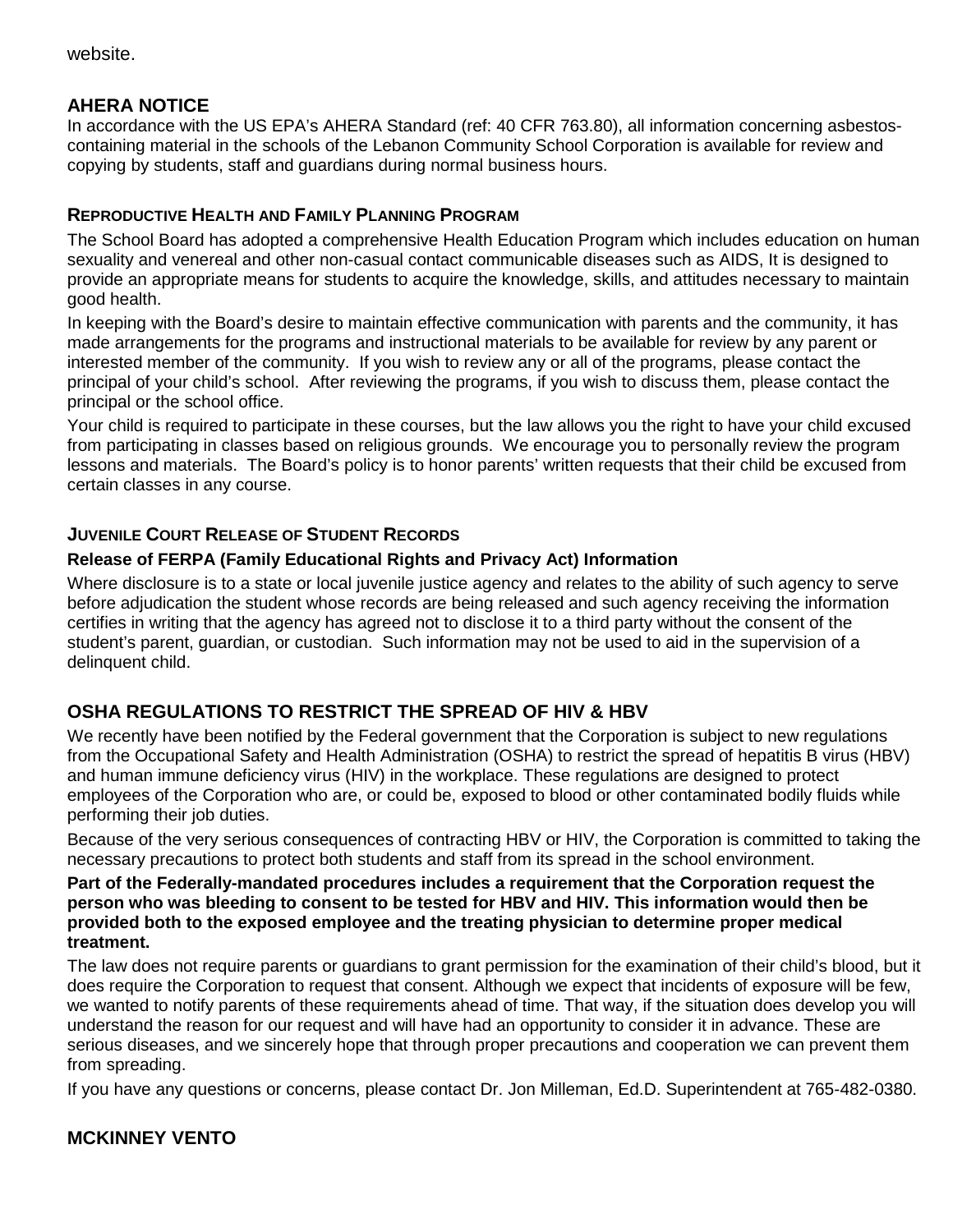website.

## AHERA NOTICE

In accordance with the US EPA's AHERA Standard (ref: 40 CFR 763.80), all information concerning asbestos-containing material in the schools of the Lebanon Community School Corporation is available for review and copying by students, staff and guardians during normal business hours.

### REPRODUCTIVE HEALTH AND FAMILY PLANNING PROGRAM

The School Board has adopted a comprehensive Health Education Program which includes education on human sexuality and venereal and other non-casual contact communicable diseases such as AIDS, It is designed to provide an appropriate means for students to acquire the knowledge, skills, and attitudes necessary to maintain good health.

In keeping with the Board's desire to maintain effective communication with parents and the community, it has made arrangements for the programs and instructional materials to be available for review by any parent or interested member of the community. If you wish to review any or all of the programs, please contact the principal of your child's school. After reviewing the programs, if you wish to discuss them, please contact the principal or the school office.

Your child is required to participate in these courses, but the law allows you the right to have your child excused from participating in classes based on religious grounds. We encourage you to personally review the program lessons and materials. The Board's policy is to honor parents' written requests that their child be excused from certain classes in any course.

### JUVENILE COURT RELEASE OF STUDENT RECORDS

**Release of FERPA (Family Educational Rights and Privacy Act) Information**

Where disclosure is to a state or local juvenile justice agency and relates to the ability of such agency to serve before adjudication the student whose records are being released and such agency receiving the information certifies in writing that the agency has agreed not to disclose it to a third party without the consent of the student's parent, guardian, or custodian. Such information may not be used to aid in the supervision of a delinquent child.

## OSHA REGULATIONS TO RESTRICT THE SPREAD OF HIV & HBV

We recently have been notified by the Federal government that the Corporation is subject to new regulations from the Occupational Safety and Health Administration (OSHA) to restrict the spread of hepatitis B virus (HBV) and human immune deficiency virus (HIV) in the workplace. These regulations are designed to protect employees of the Corporation who are, or could be, exposed to blood or other contaminated bodily fluids while performing their job duties.

Because of the very serious consequences of contracting HBV or HIV, the Corporation is committed to taking the necessary precautions to protect both students and staff from its spread in the school environment.

**Part of the Federally-mandated procedures includes a requirement that the Corporation request the person who was bleeding to consent to be tested for HBV and HIV. This information would then be provided both to the exposed employee and the treating physician to determine proper medical treatment.**

The law does not require parents or guardians to grant permission for the examination of their child's blood, but it does require the Corporation to request that consent. Although we expect that incidents of exposure will be few, we wanted to notify parents of these requirements ahead of time. That way, if the situation does develop you will understand the reason for our request and will have had an opportunity to consider it in advance. These are serious diseases, and we sincerely hope that through proper precautions and cooperation we can prevent them from spreading.

If you have any questions or concerns, please contact Dr. Jon Milleman, Ed.D. Superintendent at 765-482-0380.

## MCKINNEY VENTO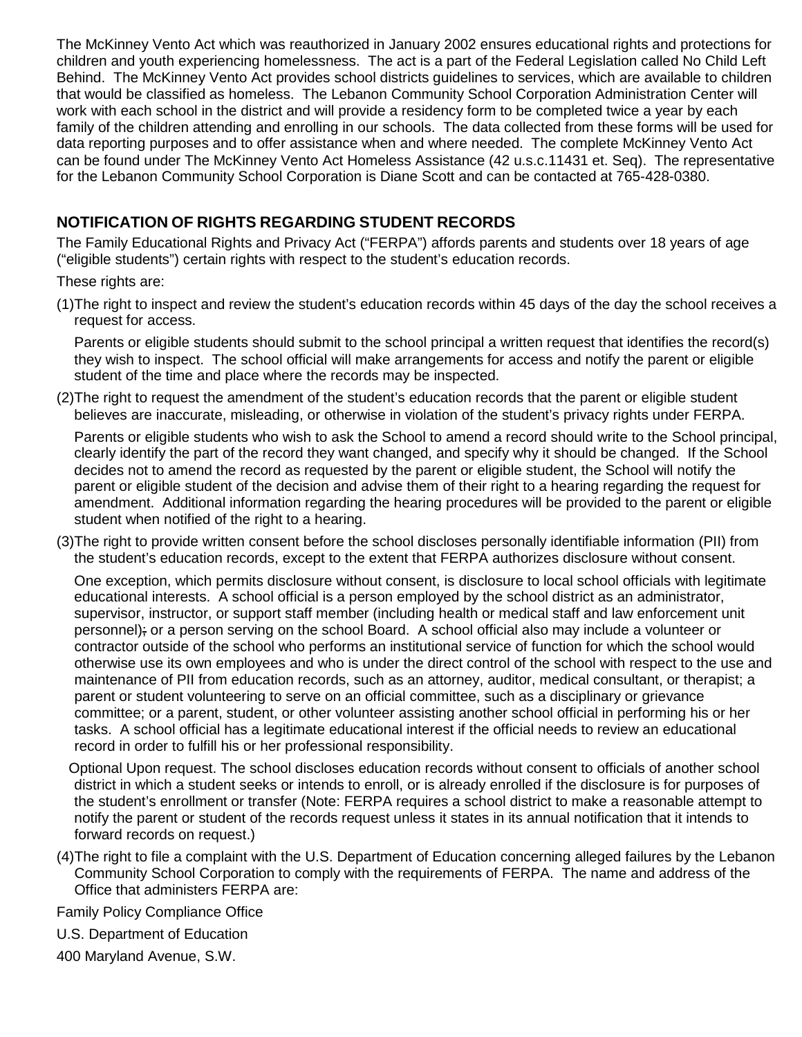The McKinney Vento Act which was reauthorized in January 2002 ensures educational rights and protections for children and youth experiencing homelessness. The act is a part of the Federal Legislation called No Child Left Behind. The McKinney Vento Act provides school districts guidelines to services, which are available to children that would be classified as homeless. The Lebanon Community School Corporation Administration Center will work with each school in the district and will provide a residency form to be completed twice a year by each family of the children attending and enrolling in our schools. The data collected from these forms will be used for data reporting purposes and to offer assistance when and where needed. The complete McKinney Vento Act can be found under The McKinney Vento Act Homeless Assistance (42 u.s.c.11431 et. Seq). The representative for the Lebanon Community School Corporation is Diane Scott and can be contacted at 765-428-0380.

## NOTIFICATION OF RIGHTS REGARDING STUDENT RECORDS

The Family Educational Rights and Privacy Act ("FERPA") affords parents and students over 18 years of age ("eligible students") certain rights with respect to the student's education records.

These rights are:

(1) The right to inspect and review the student's education records within 45 days of the day the school receives a request for access.

Parents or eligible students should submit to the school principal a written request that identifies the record(s) they wish to inspect. The school official will make arrangements for access and notify the parent or eligible student of the time and place where the records may be inspected.

(2) The right to request the amendment of the student's education records that the parent or eligible student believes are inaccurate, misleading, or otherwise in violation of the student's privacy rights under FERPA.

Parents or eligible students who wish to ask the School to amend a record should write to the School principal, clearly identify the part of the record they want changed, and specify why it should be changed. If the School decides not to amend the record as requested by the parent or eligible student, the School will notify the parent or eligible student of the decision and advise them of their right to a hearing regarding the request for amendment. Additional information regarding the hearing procedures will be provided to the parent or eligible student when notified of the right to a hearing.

(3) The right to provide written consent before the school discloses personally identifiable information (PII) from the student's education records, except to the extent that FERPA authorizes disclosure without consent.

One exception, which permits disclosure without consent, is disclosure to local school officials with legitimate educational interests. A school official is a person employed by the school district as an administrator, supervisor, instructor, or support staff member (including health or medical staff and law enforcement unit personnel); or a person serving on the school Board. A school official also may include a volunteer or contractor outside of the school who performs an institutional service of function for which the school would otherwise use its own employees and who is under the direct control of the school with respect to the use and maintenance of PII from education records, such as an attorney, auditor, medical consultant, or therapist; a parent or student volunteering to serve on an official committee, such as a disciplinary or grievance committee; or a parent, student, or other volunteer assisting another school official in performing his or her tasks. A school official has a legitimate educational interest if the official needs to review an educational record in order to fulfill his or her professional responsibility.

Optional Upon request. The school discloses education records without consent to officials of another school district in which a student seeks or intends to enroll, or is already enrolled if the disclosure is for purposes of the student's enrollment or transfer (Note: FERPA requires a school district to make a reasonable attempt to notify the parent or student of the records request unless it states in its annual notification that it intends to forward records on request.)

(4) The right to file a complaint with the U.S. Department of Education concerning alleged failures by the Lebanon Community School Corporation to comply with the requirements of FERPA. The name and address of the Office that administers FERPA are:

Family Policy Compliance Office

U.S. Department of Education

400 Maryland Avenue, S.W.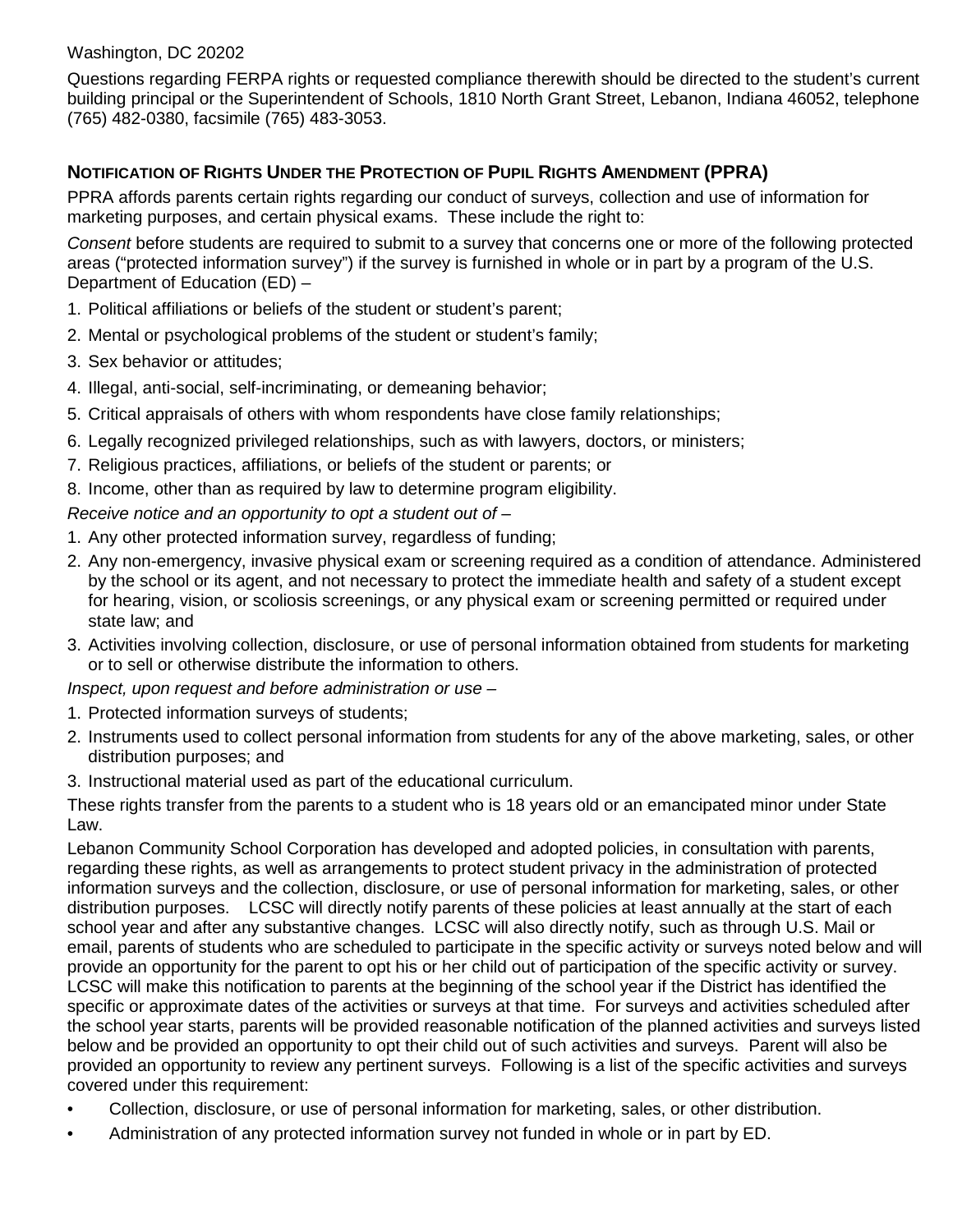Washington, DC 20202

Questions regarding FERPA rights or requested compliance therewith should be directed to the student's current building principal or the Superintendent of Schools, 1810 North Grant Street, Lebanon, Indiana 46052, telephone (765) 482-0380, facsimile (765) 483-3053.

### NOTIFICATION OF RIGHTS UNDER THE PROTECTION OF PUPIL RIGHTS AMENDMENT (PPRA)

PPRA affords parents certain rights regarding our conduct of surveys, collection and use of information for marketing purposes, and certain physical exams. These include the right to:

*Consent* before students are required to submit to a survey that concerns one or more of the following protected areas ("protected information survey") if the survey is furnished in whole or in part by a program of the U.S. Department of Education (ED) –

1. Political affiliations or beliefs of the student or student's parent;
2. Mental or psychological problems of the student or student's family;
3. Sex behavior or attitudes;
4. Illegal, anti-social, self-incriminating, or demeaning behavior;
5. Critical appraisals of others with whom respondents have close family relationships;
6. Legally recognized privileged relationships, such as with lawyers, doctors, or ministers;
7. Religious practices, affiliations, or beliefs of the student or parents; or
8. Income, other than as required by law to determine program eligibility.

*Receive notice and an opportunity to opt a student out of* –

1. Any other protected information survey, regardless of funding;
2. Any non-emergency, invasive physical exam or screening required as a condition of attendance. Administered by the school or its agent, and not necessary to protect the immediate health and safety of a student except for hearing, vision, or scoliosis screenings, or any physical exam or screening permitted or required under state law; and
3. Activities involving collection, disclosure, or use of personal information obtained from students for marketing or to sell or otherwise distribute the information to others.

*Inspect, upon request and before administration or use* –

1. Protected information surveys of students;
2. Instruments used to collect personal information from students for any of the above marketing, sales, or other distribution purposes; and
3. Instructional material used as part of the educational curriculum.

These rights transfer from the parents to a student who is 18 years old or an emancipated minor under State Law.

Lebanon Community School Corporation has developed and adopted policies, in consultation with parents, regarding these rights, as well as arrangements to protect student privacy in the administration of protected information surveys and the collection, disclosure, or use of personal information for marketing, sales, or other distribution purposes. LCSC will directly notify parents of these policies at least annually at the start of each school year and after any substantive changes. LCSC will also directly notify, such as through U.S. Mail or email, parents of students who are scheduled to participate in the specific activity or surveys noted below and will provide an opportunity for the parent to opt his or her child out of participation of the specific activity or survey. LCSC will make this notification to parents at the beginning of the school year if the District has identified the specific or approximate dates of the activities or surveys at that time. For surveys and activities scheduled after the school year starts, parents will be provided reasonable notification of the planned activities and surveys listed below and be provided an opportunity to opt their child out of such activities and surveys. Parent will also be provided an opportunity to review any pertinent surveys. Following is a list of the specific activities and surveys covered under this requirement:

- Collection, disclosure, or use of personal information for marketing, sales, or other distribution.
- Administration of any protected information survey not funded in whole or in part by ED.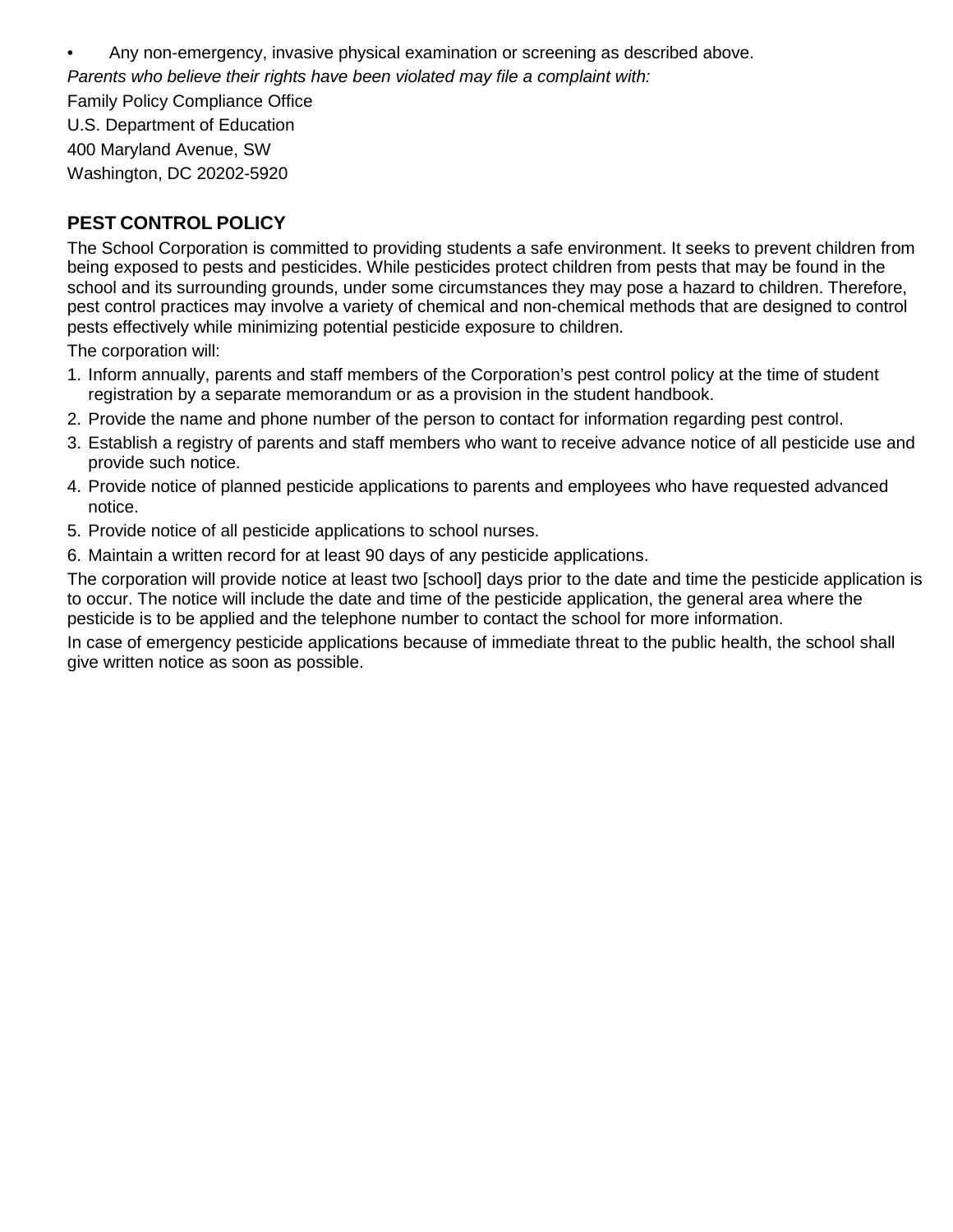- Any non-emergency, invasive physical examination or screening as described above.

*Parents who believe their rights have been violated may file a complaint with:*

Family Policy Compliance Office

U.S. Department of Education

400 Maryland Avenue, SW

Washington, DC 20202-5920

## PEST CONTROL POLICY

The School Corporation is committed to providing students a safe environment. It seeks to prevent children from being exposed to pests and pesticides. While pesticides protect children from pests that may be found in the school and its surrounding grounds, under some circumstances they may pose a hazard to children. Therefore, pest control practices may involve a variety of chemical and non-chemical methods that are designed to control pests effectively while minimizing potential pesticide exposure to children.

The corporation will:

1. Inform annually, parents and staff members of the Corporation's pest control policy at the time of student registration by a separate memorandum or as a provision in the student handbook.
2. Provide the name and phone number of the person to contact for information regarding pest control.
3. Establish a registry of parents and staff members who want to receive advance notice of all pesticide use and provide such notice.
4. Provide notice of planned pesticide applications to parents and employees who have requested advanced notice.
5. Provide notice of all pesticide applications to school nurses.
6. Maintain a written record for at least 90 days of any pesticide applications.

The corporation will provide notice at least two [school] days prior to the date and time the pesticide application is to occur. The notice will include the date and time of the pesticide application, the general area where the pesticide is to be applied and the telephone number to contact the school for more information.

In case of emergency pesticide applications because of immediate threat to the public health, the school shall give written notice as soon as possible.